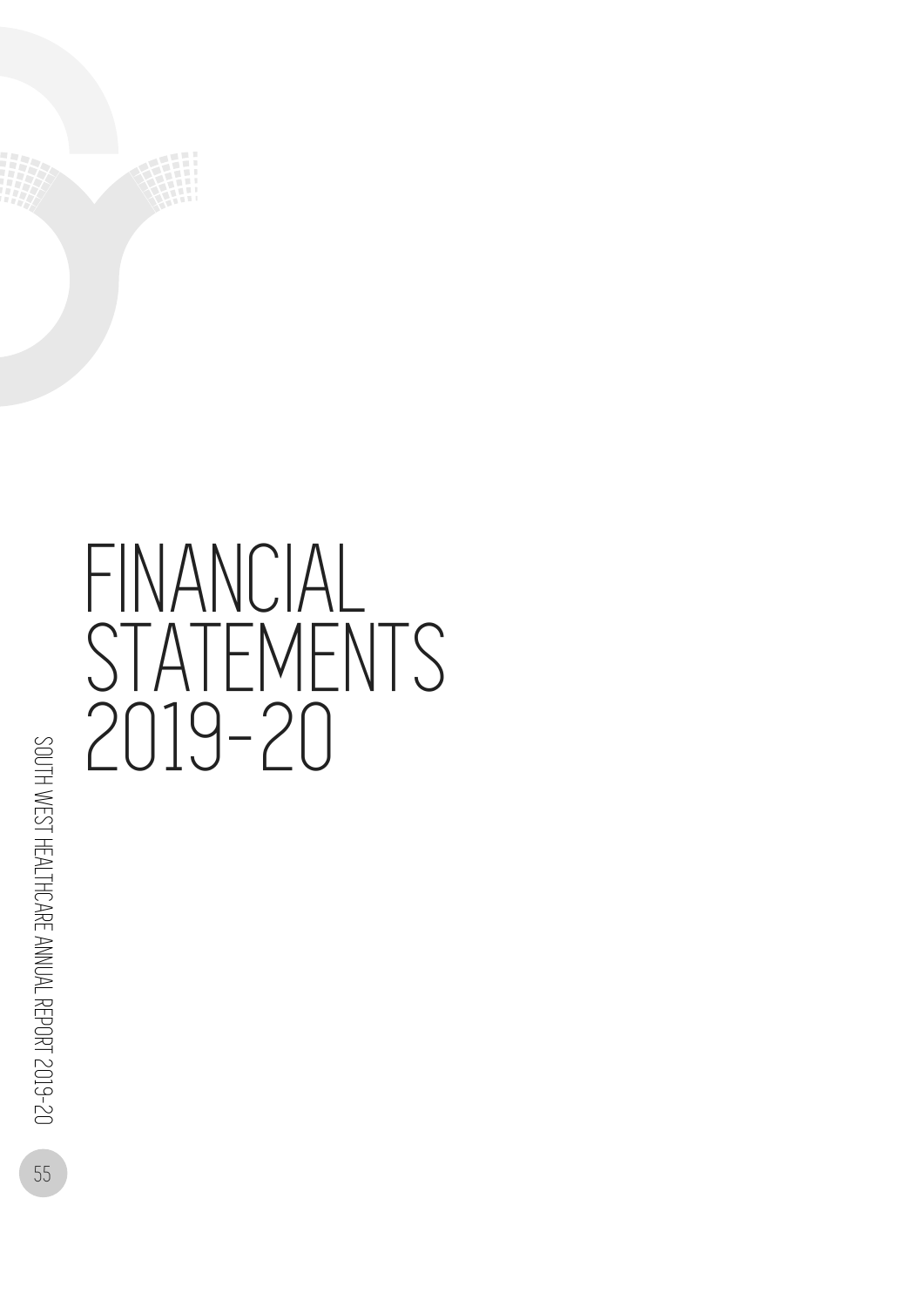# FINANCIAL STATEMENTS 2019-20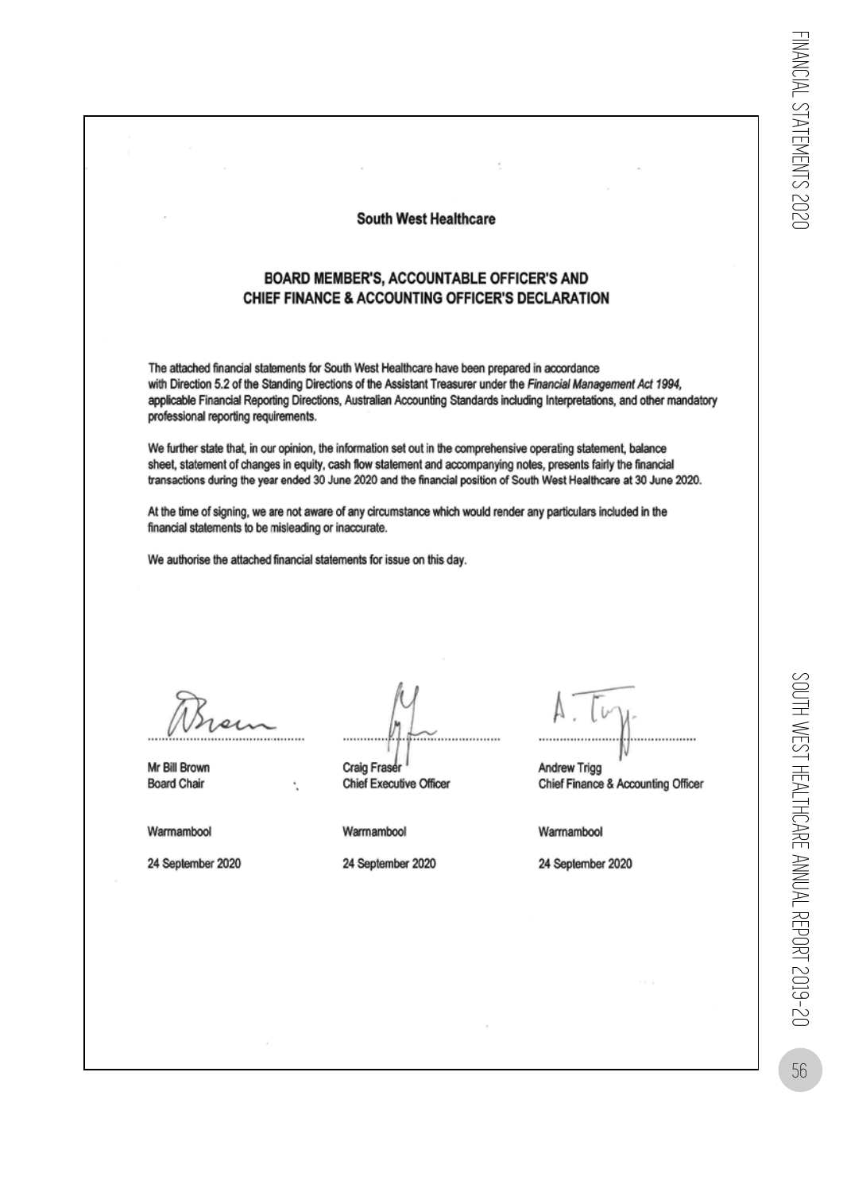**South West Healthcare**

## BOARD MEMBER'S, ACCOUNTABLE OFFICER'S AND CHIEF FINANCE & ACCOUNTING OFFICER'S DECLARATION

The attached financial statements for South West Healthcare have been prepared in accordance with Direction 5.2 of the Standing Directions of the Assistant Treasurer under the *Financial Management Act 1994*, applicable Financial Reporting Directions, Australian Accounting Standards including Interpretations, and other mandatory professional reporting requirements.

We further state that, in our opinion, the information set out in the comprehensive operating statement, balance sheet, statement of changes in equity, cash flow statement and accompanying notes, presents fairly the financial transactions during the year ended 30 June 2020 and the financial position of South West Healthcare at 30 June 2020.

At the time of signing, we are not aware of any circumstance which would render any particulars included in the financial statements to be misleading or inaccurate.

We authorise the attached financial statements for issue on this day.

| | | |
|---|---|---|
| Mr Bill Brown | Craig Fraser | Andrew Trigg |
| Board Chair | Chief Executive Officer | Chief Finance & Accounting Officer |
| Warrnambool | Warrnambool | Warrnambool |
| 24 September 2020 | 24 September 2020 | 24 September 2020 |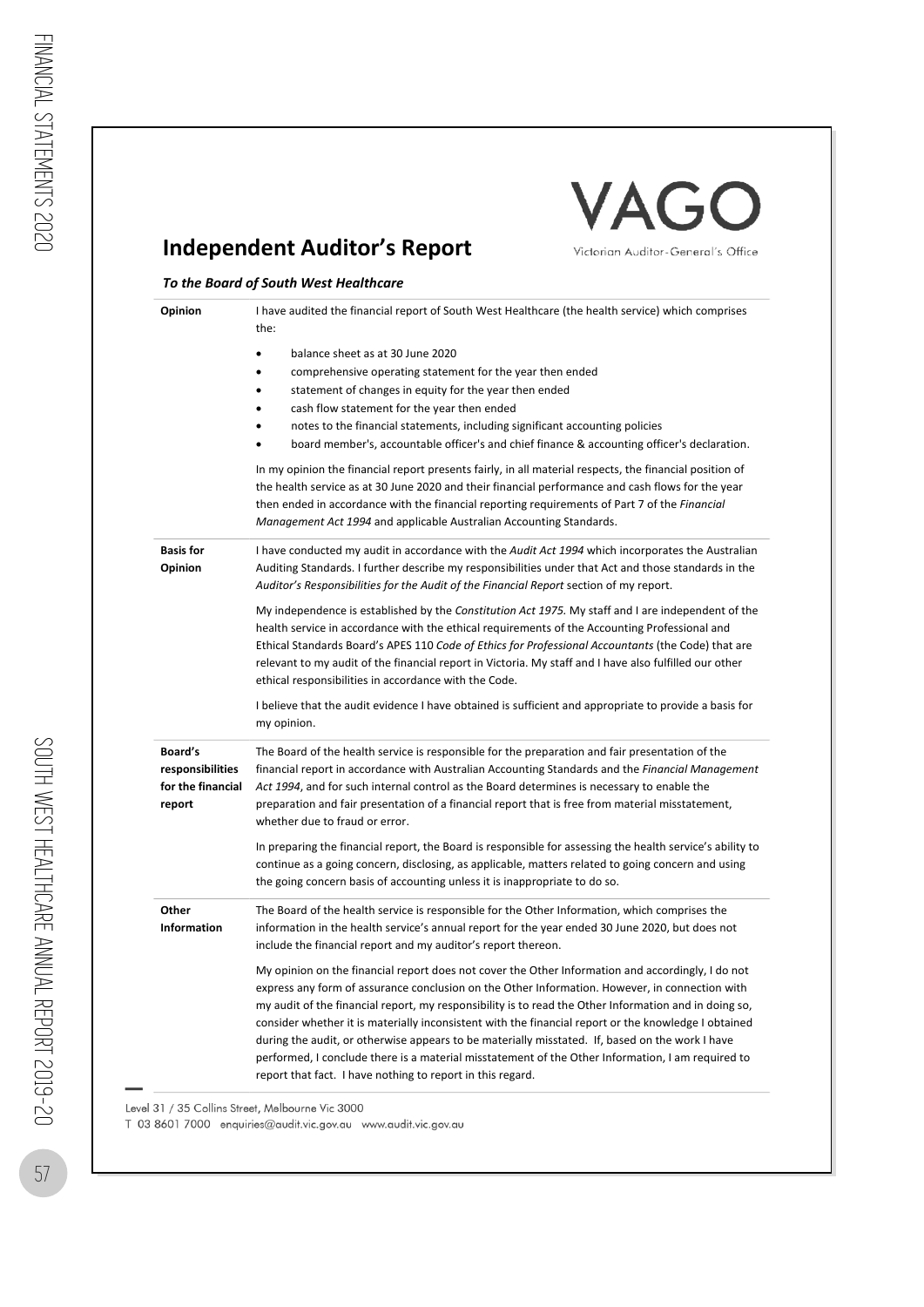# Independent Auditor's Report

VAGO
Victorian Auditor-General's Office

***To the Board of South West Healthcare***

**Opinion**

I have audited the financial report of South West Healthcare (the health service) which comprises the:

- balance sheet as at 30 June 2020
- comprehensive operating statement for the year then ended
- statement of changes in equity for the year then ended
- cash flow statement for the year then ended
- notes to the financial statements, including significant accounting policies
- board member's, accountable officer's and chief finance & accounting officer's declaration.

In my opinion the financial report presents fairly, in all material respects, the financial position of the health service as at 30 June 2020 and their financial performance and cash flows for the year then ended in accordance with the financial reporting requirements of Part 7 of the *Financial Management Act 1994* and applicable Australian Accounting Standards.

**Basis for Opinion**

I have conducted my audit in accordance with the *Audit Act 1994* which incorporates the Australian Auditing Standards. I further describe my responsibilities under that Act and those standards in the *Auditor's Responsibilities for the Audit of the Financial Report* section of my report.

My independence is established by the *Constitution Act 1975.* My staff and I are independent of the health service in accordance with the ethical requirements of the Accounting Professional and Ethical Standards Board's APES 110 *Code of Ethics for Professional Accountants* (the Code) that are relevant to my audit of the financial report in Victoria. My staff and I have also fulfilled our other ethical responsibilities in accordance with the Code.

I believe that the audit evidence I have obtained is sufficient and appropriate to provide a basis for my opinion.

**Board's responsibilities for the financial report**

The Board of the health service is responsible for the preparation and fair presentation of the financial report in accordance with Australian Accounting Standards and the *Financial Management Act 1994*, and for such internal control as the Board determines is necessary to enable the preparation and fair presentation of a financial report that is free from material misstatement, whether due to fraud or error.

In preparing the financial report, the Board is responsible for assessing the health service's ability to continue as a going concern, disclosing, as applicable, matters related to going concern and using the going concern basis of accounting unless it is inappropriate to do so.

**Other Information**

The Board of the health service is responsible for the Other Information, which comprises the information in the health service's annual report for the year ended 30 June 2020, but does not include the financial report and my auditor's report thereon.

My opinion on the financial report does not cover the Other Information and accordingly, I do not express any form of assurance conclusion on the Other Information. However, in connection with my audit of the financial report, my responsibility is to read the Other Information and in doing so, consider whether it is materially inconsistent with the financial report or the knowledge I obtained during the audit, or otherwise appears to be materially misstated. If, based on the work I have performed, I conclude there is a material misstatement of the Other Information, I am required to report that fact. I have nothing to report in this regard.

Level 31 / 35 Collins Street, Melbourne Vic 3000
T 03 8601 7000 enquiries@audit.vic.gov.au www.audit.vic.gov.au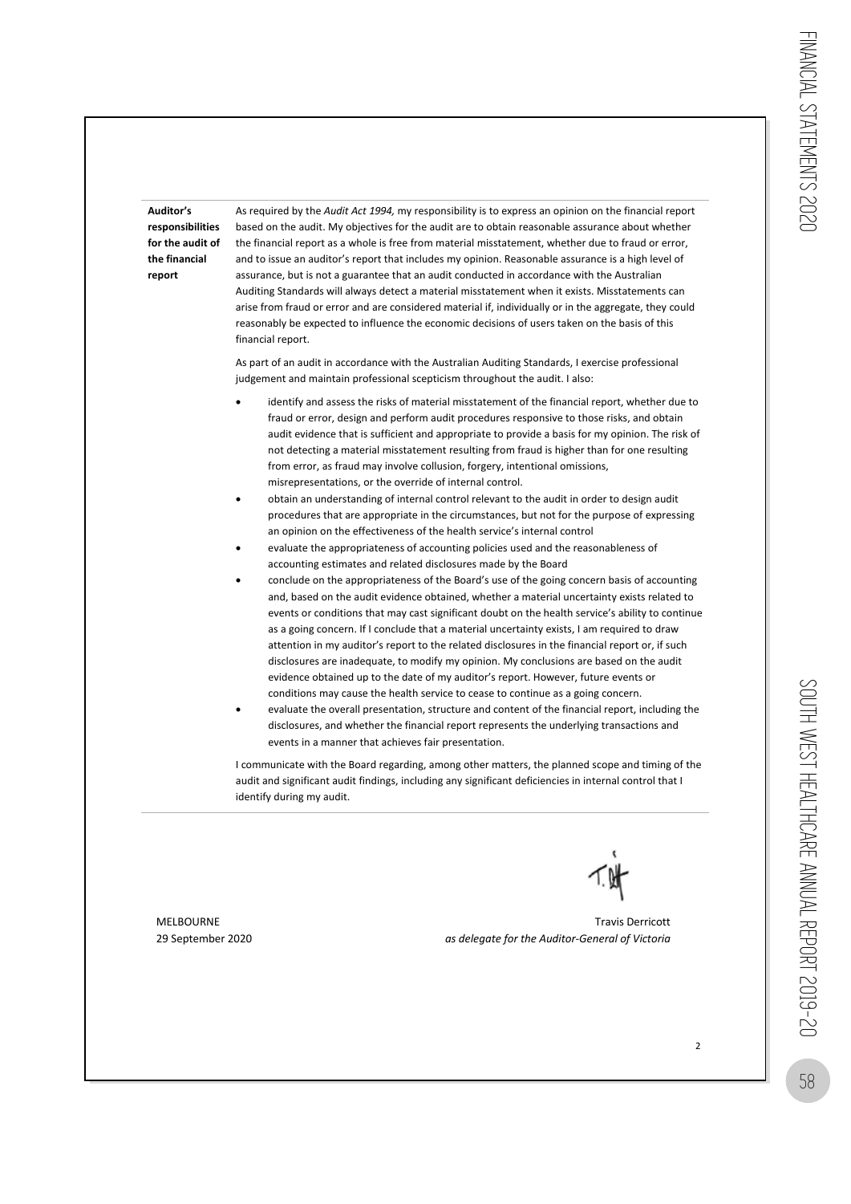**Auditor's responsibilities for the audit of the financial report**

As required by the *Audit Act 1994,* my responsibility is to express an opinion on the financial report based on the audit. My objectives for the audit are to obtain reasonable assurance about whether the financial report as a whole is free from material misstatement, whether due to fraud or error, and to issue an auditor's report that includes my opinion. Reasonable assurance is a high level of assurance, but is not a guarantee that an audit conducted in accordance with the Australian Auditing Standards will always detect a material misstatement when it exists. Misstatements can arise from fraud or error and are considered material if, individually or in the aggregate, they could reasonably be expected to influence the economic decisions of users taken on the basis of this financial report.

As part of an audit in accordance with the Australian Auditing Standards, I exercise professional judgement and maintain professional scepticism throughout the audit. I also:

- identify and assess the risks of material misstatement of the financial report, whether due to fraud or error, design and perform audit procedures responsive to those risks, and obtain audit evidence that is sufficient and appropriate to provide a basis for my opinion. The risk of not detecting a material misstatement resulting from fraud is higher than for one resulting from error, as fraud may involve collusion, forgery, intentional omissions, misrepresentations, or the override of internal control.
- obtain an understanding of internal control relevant to the audit in order to design audit procedures that are appropriate in the circumstances, but not for the purpose of expressing an opinion on the effectiveness of the health service's internal control
- evaluate the appropriateness of accounting policies used and the reasonableness of accounting estimates and related disclosures made by the Board
- conclude on the appropriateness of the Board's use of the going concern basis of accounting and, based on the audit evidence obtained, whether a material uncertainty exists related to events or conditions that may cast significant doubt on the health service's ability to continue as a going concern. If I conclude that a material uncertainty exists, I am required to draw attention in my auditor's report to the related disclosures in the financial report or, if such disclosures are inadequate, to modify my opinion. My conclusions are based on the audit evidence obtained up to the date of my auditor's report. However, future events or conditions may cause the health service to cease to continue as a going concern.
- evaluate the overall presentation, structure and content of the financial report, including the disclosures, and whether the financial report represents the underlying transactions and events in a manner that achieves fair presentation.

I communicate with the Board regarding, among other matters, the planned scope and timing of the audit and significant audit findings, including any significant deficiencies in internal control that I identify during my audit.

MELBOURNE
29 September 2020

Travis Derricott
*as delegate for the Auditor-General of Victoria*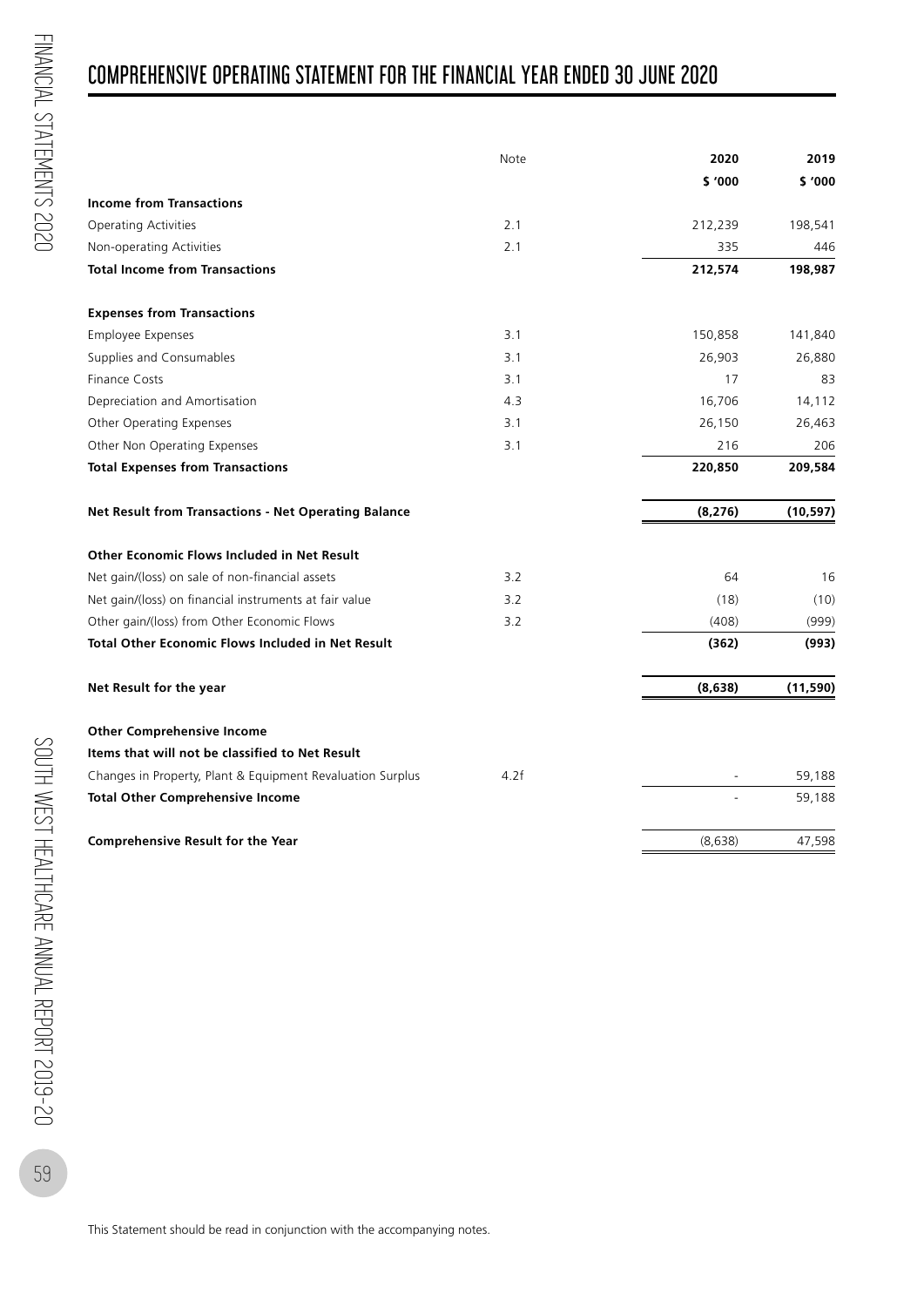# COMPREHENSIVE OPERATING STATEMENT FOR THE FINANCIAL YEAR ENDED 30 JUNE 2020

| | Note | 2020 | 2019 |
|---|---|---|---|
| | | **$ '000** | **$ '000** |
| **Income from Transactions** | | | |
| Operating Activities | 2.1 | 212,239 | 198,541 |
| Non-operating Activities | 2.1 | 335 | 446 |
| **Total Income from Transactions** | | **212,574** | **198,987** |
| | | | |
| **Expenses from Transactions** | | | |
| Employee Expenses | 3.1 | 150,858 | 141,840 |
| Supplies and Consumables | 3.1 | 26,903 | 26,880 |
| Finance Costs | 3.1 | 17 | 83 |
| Depreciation and Amortisation | 4.3 | 16,706 | 14,112 |
| Other Operating Expenses | 3.1 | 26,150 | 26,463 |
| Other Non Operating Expenses | 3.1 | 216 | 206 |
| **Total Expenses from Transactions** | | **220,850** | **209,584** |
| | | | |
| **Net Result from Transactions - Net Operating Balance** | | **(8,276)** | **(10,597)** |
| | | | |
| **Other Economic Flows Included in Net Result** | | | |
| Net gain/(loss) on sale of non-financial assets | 3.2 | 64 | 16 |
| Net gain/(loss) on financial instruments at fair value | 3.2 | (18) | (10) |
| Other gain/(loss) from Other Economic Flows | 3.2 | (408) | (999) |
| **Total Other Economic Flows Included in Net Result** | | **(362)** | **(993)** |
| | | | |
| **Net Result for the year** | | **(8,638)** | **(11,590)** |
| | | | |
| **Other Comprehensive Income** | | | |
| **Items that will not be classified to Net Result** | | | |
| Changes in Property, Plant & Equipment Revaluation Surplus | 4.2f | - | 59,188 |
| **Total Other Comprehensive Income** | | - | 59,188 |
| | | | |
| **Comprehensive Result for the Year** | | (8,638) | 47,598 |

This Statement should be read in conjunction with the accompanying notes.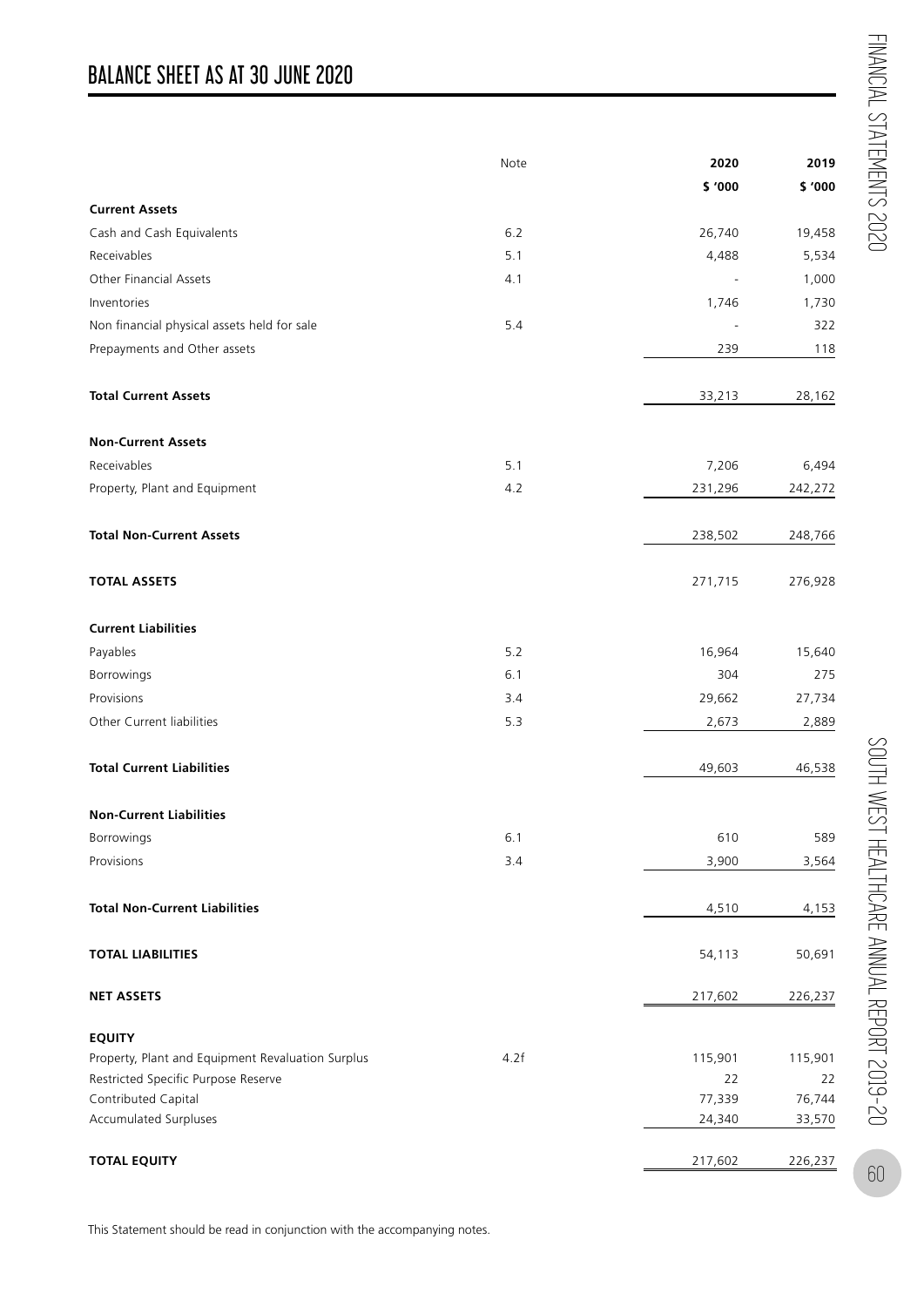# BALANCE SHEET AS AT 30 JUNE 2020

| | Note | 2020 | 2019 |
|---|---|---|---|
| | | $ '000 | $ '000 |
| **Current Assets** | | | |
| Cash and Cash Equivalents | 6.2 | 26,740 | 19,458 |
| Receivables | 5.1 | 4,488 | 5,534 |
| Other Financial Assets | 4.1 | - | 1,000 |
| Inventories | | 1,746 | 1,730 |
| Non financial physical assets held for sale | 5.4 | - | 322 |
| Prepayments and Other assets | | 239 | 118 |
| **Total Current Assets** | | 33,213 | 28,162 |
| **Non-Current Assets** | | | |
| Receivables | 5.1 | 7,206 | 6,494 |
| Property, Plant and Equipment | 4.2 | 231,296 | 242,272 |
| **Total Non-Current Assets** | | 238,502 | 248,766 |
| **TOTAL ASSETS** | | 271,715 | 276,928 |
| **Current Liabilities** | | | |
| Payables | 5.2 | 16,964 | 15,640 |
| Borrowings | 6.1 | 304 | 275 |
| Provisions | 3.4 | 29,662 | 27,734 |
| Other Current liabilities | 5.3 | 2,673 | 2,889 |
| **Total Current Liabilities** | | 49,603 | 46,538 |
| **Non-Current Liabilities** | | | |
| Borrowings | 6.1 | 610 | 589 |
| Provisions | 3.4 | 3,900 | 3,564 |
| **Total Non-Current Liabilities** | | 4,510 | 4,153 |
| **TOTAL LIABILITIES** | | 54,113 | 50,691 |
| **NET ASSETS** | | 217,602 | 226,237 |
| **EQUITY** | | | |
| Property, Plant and Equipment Revaluation Surplus | 4.2f | 115,901 | 115,901 |
| Restricted Specific Purpose Reserve | | 22 | 22 |
| Contributed Capital | | 77,339 | 76,744 |
| Accumulated Surpluses | | 24,340 | 33,570 |
| **TOTAL EQUITY** | | 217,602 | 226,237 |

This Statement should be read in conjunction with the accompanying notes.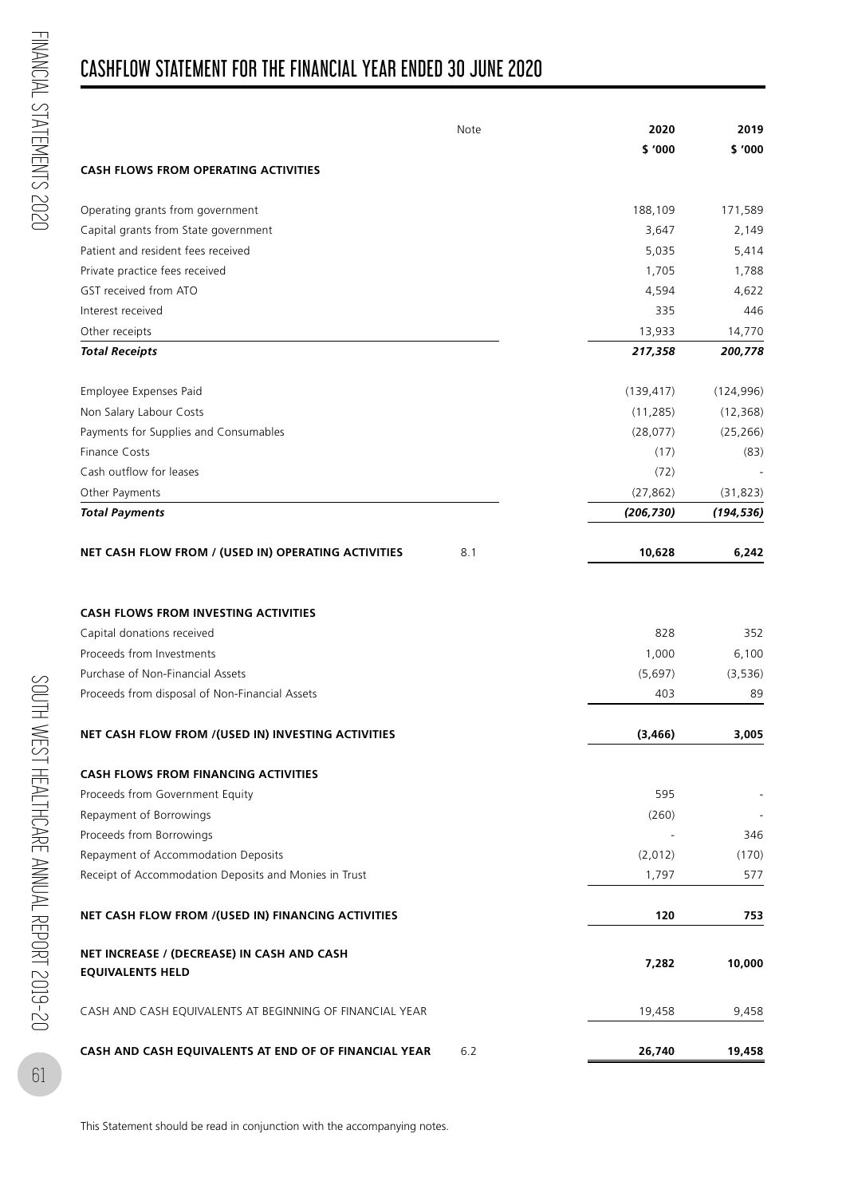# CASHFLOW STATEMENT FOR THE FINANCIAL YEAR ENDED 30 JUNE 2020

| | Note | 2020 | 2019 |
|---|---|---|---|
| | | $ '000 | $ '000 |
| **CASH FLOWS FROM OPERATING ACTIVITIES** | | | |
| Operating grants from government | | 188,109 | 171,589 |
| Capital grants from State government | | 3,647 | 2,149 |
| Patient and resident fees received | | 5,035 | 5,414 |
| Private practice fees received | | 1,705 | 1,788 |
| GST received from ATO | | 4,594 | 4,622 |
| Interest received | | 335 | 446 |
| Other receipts | | 13,933 | 14,770 |
| ***Total Receipts*** | | ***217,358*** | ***200,778*** |
| Employee Expenses Paid | | (139,417) | (124,996) |
| Non Salary Labour Costs | | (11,285) | (12,368) |
| Payments for Supplies and Consumables | | (28,077) | (25,266) |
| Finance Costs | | (17) | (83) |
| Cash outflow for leases | | (72) | - |
| Other Payments | | (27,862) | (31,823) |
| ***Total Payments*** | | ***(206,730)*** | ***(194,536)*** |
| **NET CASH FLOW FROM / (USED IN) OPERATING ACTIVITIES** | 8.1 | **10,628** | **6,242** |
| **CASH FLOWS FROM INVESTING ACTIVITIES** | | | |
| Capital donations received | | 828 | 352 |
| Proceeds from Investments | | 1,000 | 6,100 |
| Purchase of Non-Financial Assets | | (5,697) | (3,536) |
| Proceeds from disposal of Non-Financial Assets | | 403 | 89 |
| **NET CASH FLOW FROM /(USED IN) INVESTING ACTIVITIES** | | **(3,466)** | **3,005** |
| **CASH FLOWS FROM FINANCING ACTIVITIES** | | | |
| Proceeds from Government Equity | | 595 | - |
| Repayment of Borrowings | | (260) | - |
| Proceeds from Borrowings | | - | 346 |
| Repayment of Accommodation Deposits | | (2,012) | (170) |
| Receipt of Accommodation Deposits and Monies in Trust | | 1,797 | 577 |
| **NET CASH FLOW FROM /(USED IN) FINANCING ACTIVITIES** | | **120** | **753** |
| **NET INCREASE / (DECREASE) IN CASH AND CASH EQUIVALENTS HELD** | | **7,282** | **10,000** |
| CASH AND CASH EQUIVALENTS AT BEGINNING OF FINANCIAL YEAR | | 19,458 | 9,458 |
| **CASH AND CASH EQUIVALENTS AT END OF OF FINANCIAL YEAR** | 6.2 | **26,740** | **19,458** |

This Statement should be read in conjunction with the accompanying notes.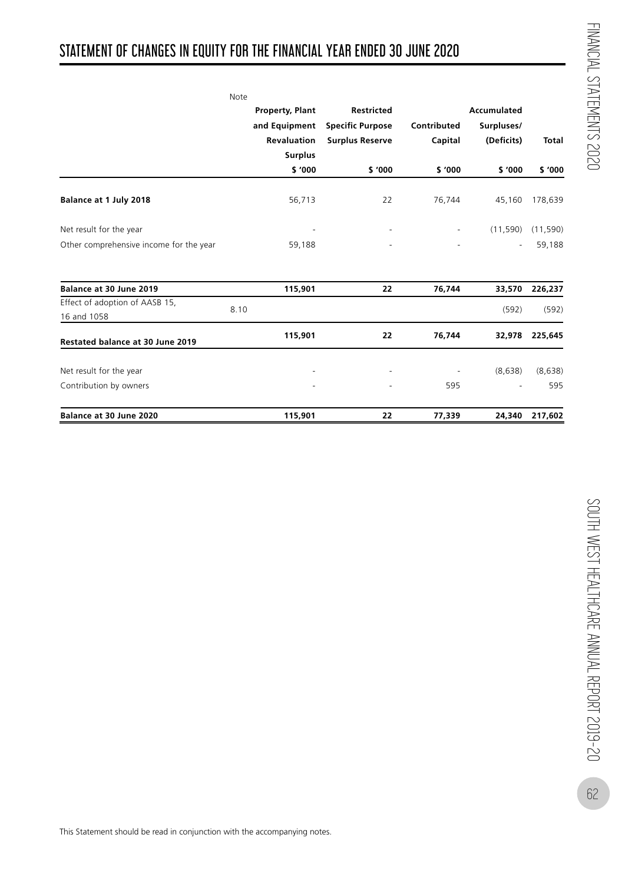# STATEMENT OF CHANGES IN EQUITY FOR THE FINANCIAL YEAR ENDED 30 JUNE 2020

| | Note | Property, Plant and Equipment Revaluation Surplus | Restricted Specific Purpose Surplus Reserve | Contributed Capital | Accumulated Surpluses/ (Deficits) | Total |
|---|---|---|---|---|---|---|
| | | $ '000 | $ '000 | $ '000 | $ '000 | $ '000 |
| **Balance at 1 July 2018** | | 56,713 | 22 | 76,744 | 45,160 | 178,639 |
| Net result for the year | | - | - | - | (11,590) | (11,590) |
| Other comprehensive income for the year | | 59,188 | - | - | - | 59,188 |
| **Balance at 30 June 2019** | | **115,901** | **22** | **76,744** | **33,570** | **226,237** |
| Effect of adoption of AASB 15, 16 and 1058 | 8.10 | | | | (592) | (592) |
| **Restated balance at 30 June 2019** | | **115,901** | **22** | **76,744** | **32,978** | **225,645** |
| Net result for the year | | - | - | - | (8,638) | (8,638) |
| Contribution by owners | | - | - | 595 | - | 595 |
| **Balance at 30 June 2020** | | **115,901** | **22** | **77,339** | **24,340** | **217,602** |

This Statement should be read in conjunction with the accompanying notes.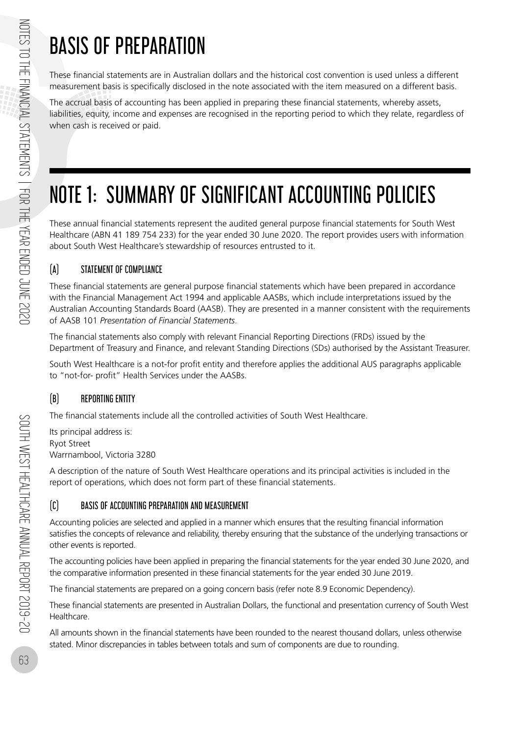# BASIS OF PREPARATION

These financial statements are in Australian dollars and the historical cost convention is used unless a different measurement basis is specifically disclosed in the note associated with the item measured on a different basis.

The accrual basis of accounting has been applied in preparing these financial statements, whereby assets, liabilities, equity, income and expenses are recognised in the reporting period to which they relate, regardless of when cash is received or paid.

# NOTE 1: SUMMARY OF SIGNIFICANT ACCOUNTING POLICIES

These annual financial statements represent the audited general purpose financial statements for South West Healthcare (ABN 41 189 754 233) for the year ended 30 June 2020. The report provides users with information about South West Healthcare's stewardship of resources entrusted to it.

## (A) STATEMENT OF COMPLIANCE

These financial statements are general purpose financial statements which have been prepared in accordance with the Financial Management Act 1994 and applicable AASBs, which include interpretations issued by the Australian Accounting Standards Board (AASB). They are presented in a manner consistent with the requirements of AASB 101 *Presentation of Financial Statements*.

The financial statements also comply with relevant Financial Reporting Directions (FRDs) issued by the Department of Treasury and Finance, and relevant Standing Directions (SDs) authorised by the Assistant Treasurer.

South West Healthcare is a not-for profit entity and therefore applies the additional AUS paragraphs applicable to "not-for- profit" Health Services under the AASBs.

## (B) REPORTING ENTITY

The financial statements include all the controlled activities of South West Healthcare.

Its principal address is:
Ryot Street
Warrnambool, Victoria 3280

A description of the nature of South West Healthcare operations and its principal activities is included in the report of operations, which does not form part of these financial statements.

## (C) BASIS OF ACCOUNTING PREPARATION AND MEASUREMENT

Accounting policies are selected and applied in a manner which ensures that the resulting financial information satisfies the concepts of relevance and reliability, thereby ensuring that the substance of the underlying transactions or other events is reported.

The accounting policies have been applied in preparing the financial statements for the year ended 30 June 2020, and the comparative information presented in these financial statements for the year ended 30 June 2019.

The financial statements are prepared on a going concern basis (refer note 8.9 Economic Dependency).

These financial statements are presented in Australian Dollars, the functional and presentation currency of South West Healthcare.

All amounts shown in the financial statements have been rounded to the nearest thousand dollars, unless otherwise stated. Minor discrepancies in tables between totals and sum of components are due to rounding.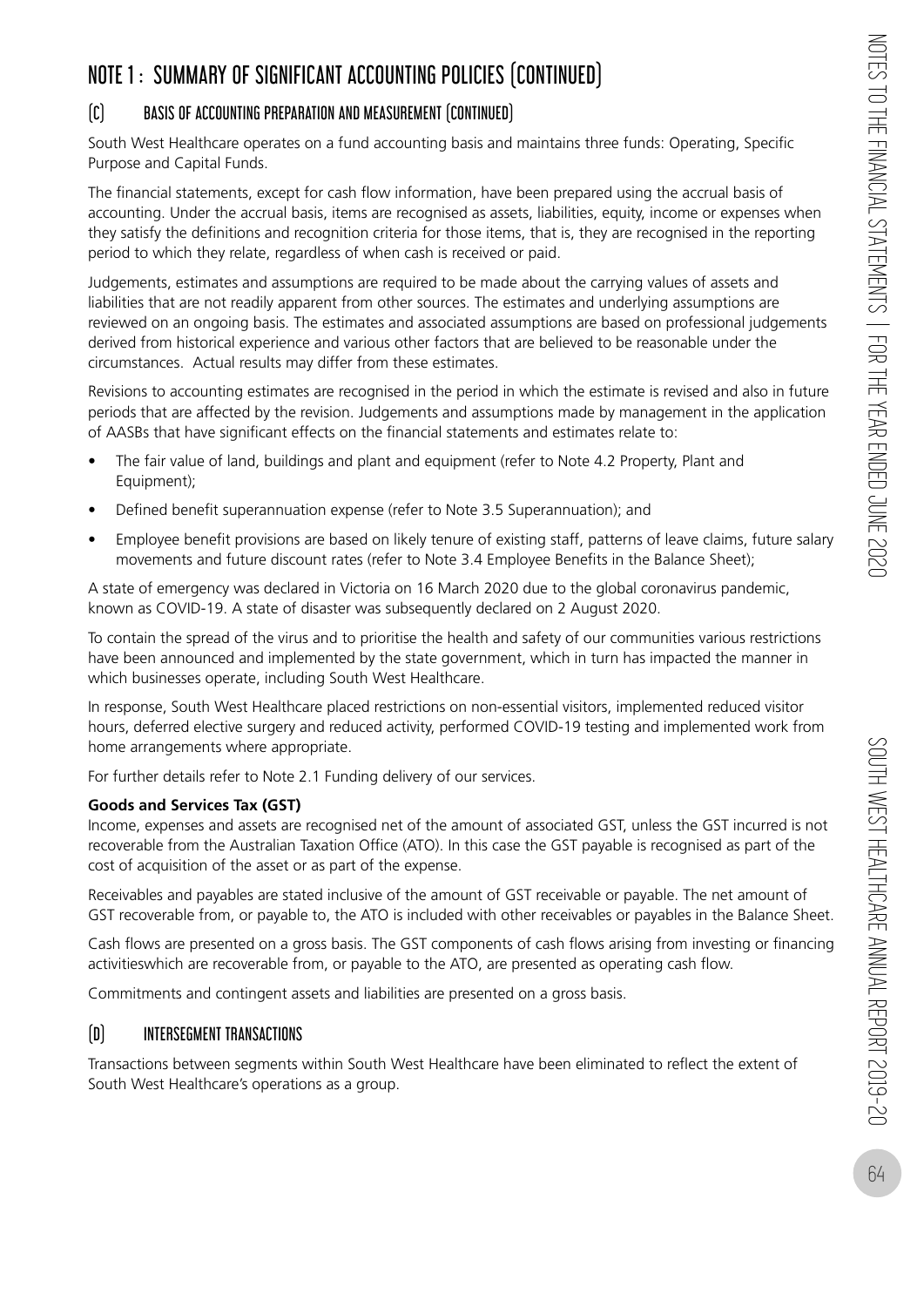# NOTE 1: SUMMARY OF SIGNIFICANT ACCOUNTING POLICIES (CONTINUED)

## (C) BASIS OF ACCOUNTING PREPARATION AND MEASUREMENT (CONTINUED)

South West Healthcare operates on a fund accounting basis and maintains three funds: Operating, Specific Purpose and Capital Funds.

The financial statements, except for cash flow information, have been prepared using the accrual basis of accounting. Under the accrual basis, items are recognised as assets, liabilities, equity, income or expenses when they satisfy the definitions and recognition criteria for those items, that is, they are recognised in the reporting period to which they relate, regardless of when cash is received or paid.

Judgements, estimates and assumptions are required to be made about the carrying values of assets and liabilities that are not readily apparent from other sources. The estimates and underlying assumptions are reviewed on an ongoing basis. The estimates and associated assumptions are based on professional judgements derived from historical experience and various other factors that are believed to be reasonable under the circumstances. Actual results may differ from these estimates.

Revisions to accounting estimates are recognised in the period in which the estimate is revised and also in future periods that are affected by the revision. Judgements and assumptions made by management in the application of AASBs that have significant effects on the financial statements and estimates relate to:

- The fair value of land, buildings and plant and equipment (refer to Note 4.2 Property, Plant and Equipment);
- Defined benefit superannuation expense (refer to Note 3.5 Superannuation); and
- Employee benefit provisions are based on likely tenure of existing staff, patterns of leave claims, future salary movements and future discount rates (refer to Note 3.4 Employee Benefits in the Balance Sheet);

A state of emergency was declared in Victoria on 16 March 2020 due to the global coronavirus pandemic, known as COVID-19. A state of disaster was subsequently declared on 2 August 2020.

To contain the spread of the virus and to prioritise the health and safety of our communities various restrictions have been announced and implemented by the state government, which in turn has impacted the manner in which businesses operate, including South West Healthcare.

In response, South West Healthcare placed restrictions on non-essential visitors, implemented reduced visitor hours, deferred elective surgery and reduced activity, performed COVID-19 testing and implemented work from home arrangements where appropriate.

For further details refer to Note 2.1 Funding delivery of our services.

**Goods and Services Tax (GST)**

Income, expenses and assets are recognised net of the amount of associated GST, unless the GST incurred is not recoverable from the Australian Taxation Office (ATO). In this case the GST payable is recognised as part of the cost of acquisition of the asset or as part of the expense.

Receivables and payables are stated inclusive of the amount of GST receivable or payable. The net amount of GST recoverable from, or payable to, the ATO is included with other receivables or payables in the Balance Sheet.

Cash flows are presented on a gross basis. The GST components of cash flows arising from investing or financing activitieswhich are recoverable from, or payable to the ATO, are presented as operating cash flow.

Commitments and contingent assets and liabilities are presented on a gross basis.

## (D) INTERSEGMENT TRANSACTIONS

Transactions between segments within South West Healthcare have been eliminated to reflect the extent of South West Healthcare's operations as a group.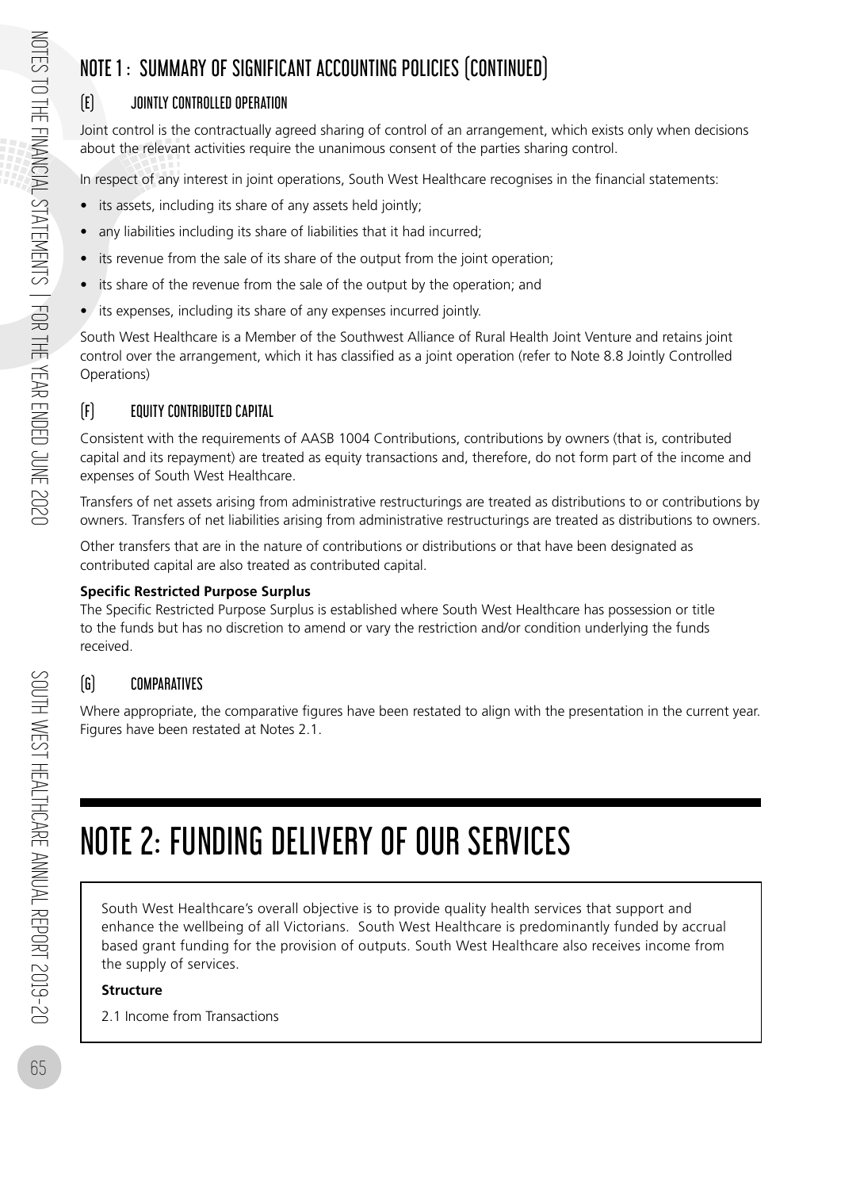## NOTE 1: SUMMARY OF SIGNIFICANT ACCOUNTING POLICIES (CONTINUED)

### (E) JOINTLY CONTROLLED OPERATION

Joint control is the contractually agreed sharing of control of an arrangement, which exists only when decisions about the relevant activities require the unanimous consent of the parties sharing control.

In respect of any interest in joint operations, South West Healthcare recognises in the financial statements:

- its assets, including its share of any assets held jointly;
- any liabilities including its share of liabilities that it had incurred;
- its revenue from the sale of its share of the output from the joint operation;
- its share of the revenue from the sale of the output by the operation; and
- its expenses, including its share of any expenses incurred jointly.

South West Healthcare is a Member of the Southwest Alliance of Rural Health Joint Venture and retains joint control over the arrangement, which it has classified as a joint operation (refer to Note 8.8 Jointly Controlled Operations)

### (F) EQUITY CONTRIBUTED CAPITAL

Consistent with the requirements of AASB 1004 Contributions, contributions by owners (that is, contributed capital and its repayment) are treated as equity transactions and, therefore, do not form part of the income and expenses of South West Healthcare.

Transfers of net assets arising from administrative restructurings are treated as distributions to or contributions by owners. Transfers of net liabilities arising from administrative restructurings are treated as distributions to owners.

Other transfers that are in the nature of contributions or distributions or that have been designated as contributed capital are also treated as contributed capital.

**Specific Restricted Purpose Surplus**

The Specific Restricted Purpose Surplus is established where South West Healthcare has possession or title to the funds but has no discretion to amend or vary the restriction and/or condition underlying the funds received.

### (G) COMPARATIVES

Where appropriate, the comparative figures have been restated to align with the presentation in the current year. Figures have been restated at Notes 2.1.

# NOTE 2: FUNDING DELIVERY OF OUR SERVICES

South West Healthcare's overall objective is to provide quality health services that support and enhance the wellbeing of all Victorians. South West Healthcare is predominantly funded by accrual based grant funding for the provision of outputs. South West Healthcare also receives income from the supply of services.

**Structure**

2.1 Income from Transactions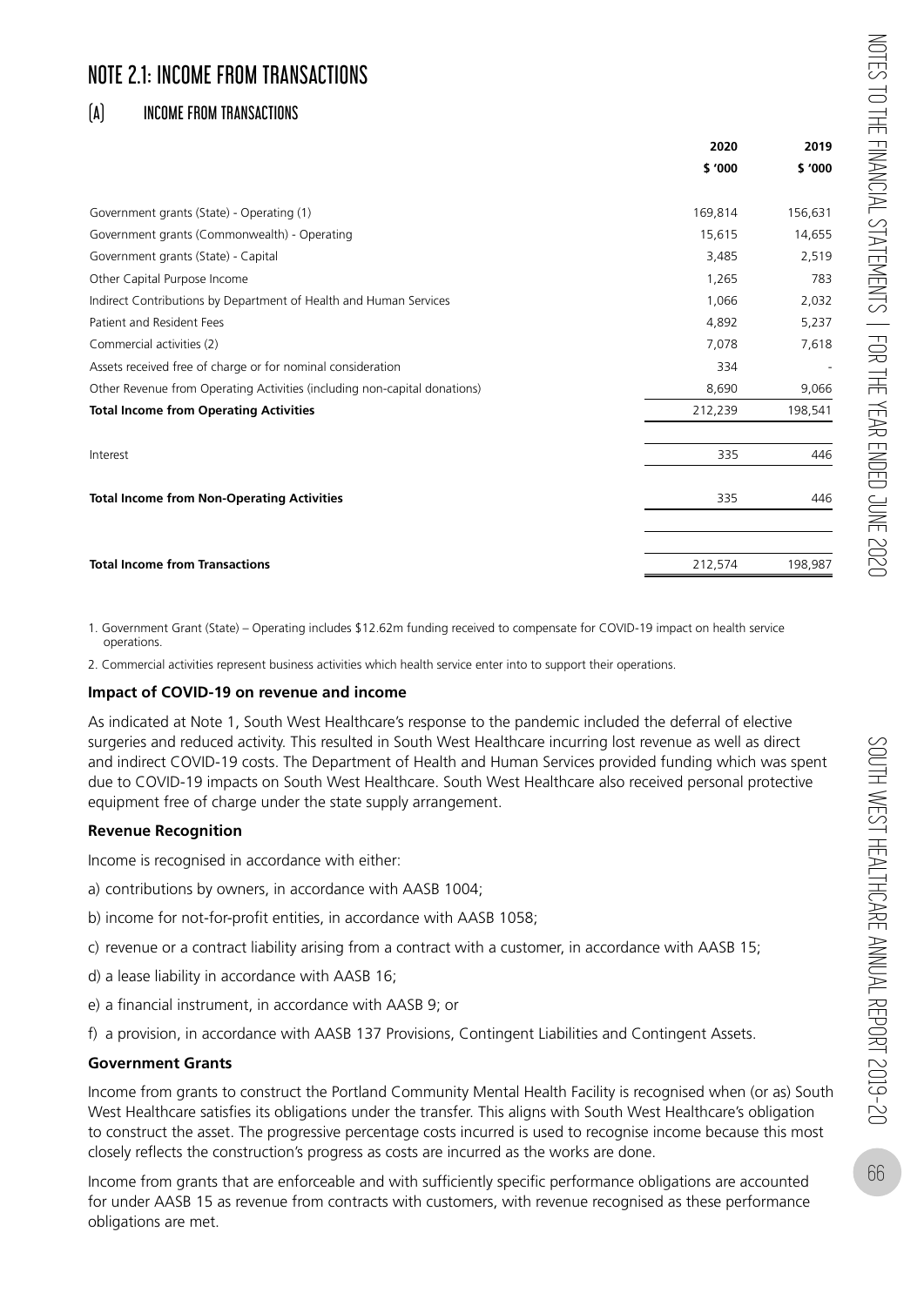# NOTE 2.1: INCOME FROM TRANSACTIONS

## (A) INCOME FROM TRANSACTIONS

| | 2020 | 2019 |
|---|---|---|
| | $ '000 | $ '000 |
| Government grants (State) - Operating (1) | 169,814 | 156,631 |
| Government grants (Commonwealth) - Operating | 15,615 | 14,655 |
| Government grants (State) - Capital | 3,485 | 2,519 |
| Other Capital Purpose Income | 1,265 | 783 |
| Indirect Contributions by Department of Health and Human Services | 1,066 | 2,032 |
| Patient and Resident Fees | 4,892 | 5,237 |
| Commercial activities (2) | 7,078 | 7,618 |
| Assets received free of charge or for nominal consideration | 334 | - |
| Other Revenue from Operating Activities (including non-capital donations) | 8,690 | 9,066 |
| **Total Income from Operating Activities** | 212,239 | 198,541 |
| Interest | 335 | 446 |
| **Total Income from Non-Operating Activities** | 335 | 446 |
| **Total Income from Transactions** | 212,574 | 198,987 |

1. Government Grant (State) – Operating includes $12.62m funding received to compensate for COVID-19 impact on health service operations.

2. Commercial activities represent business activities which health service enter into to support their operations.

**Impact of COVID-19 on revenue and income**

As indicated at Note 1, South West Healthcare's response to the pandemic included the deferral of elective surgeries and reduced activity. This resulted in South West Healthcare incurring lost revenue as well as direct and indirect COVID-19 costs. The Department of Health and Human Services provided funding which was spent due to COVID-19 impacts on South West Healthcare. South West Healthcare also received personal protective equipment free of charge under the state supply arrangement.

**Revenue Recognition**

Income is recognised in accordance with either:

a) contributions by owners, in accordance with AASB 1004;

b) income for not-for-profit entities, in accordance with AASB 1058;

c) revenue or a contract liability arising from a contract with a customer, in accordance with AASB 15;

d) a lease liability in accordance with AASB 16;

e) a financial instrument, in accordance with AASB 9; or

f) a provision, in accordance with AASB 137 Provisions, Contingent Liabilities and Contingent Assets.

**Government Grants**

Income from grants to construct the Portland Community Mental Health Facility is recognised when (or as) South West Healthcare satisfies its obligations under the transfer. This aligns with South West Healthcare's obligation to construct the asset. The progressive percentage costs incurred is used to recognise income because this most closely reflects the construction's progress as costs are incurred as the works are done.

Income from grants that are enforceable and with sufficiently specific performance obligations are accounted for under AASB 15 as revenue from contracts with customers, with revenue recognised as these performance obligations are met.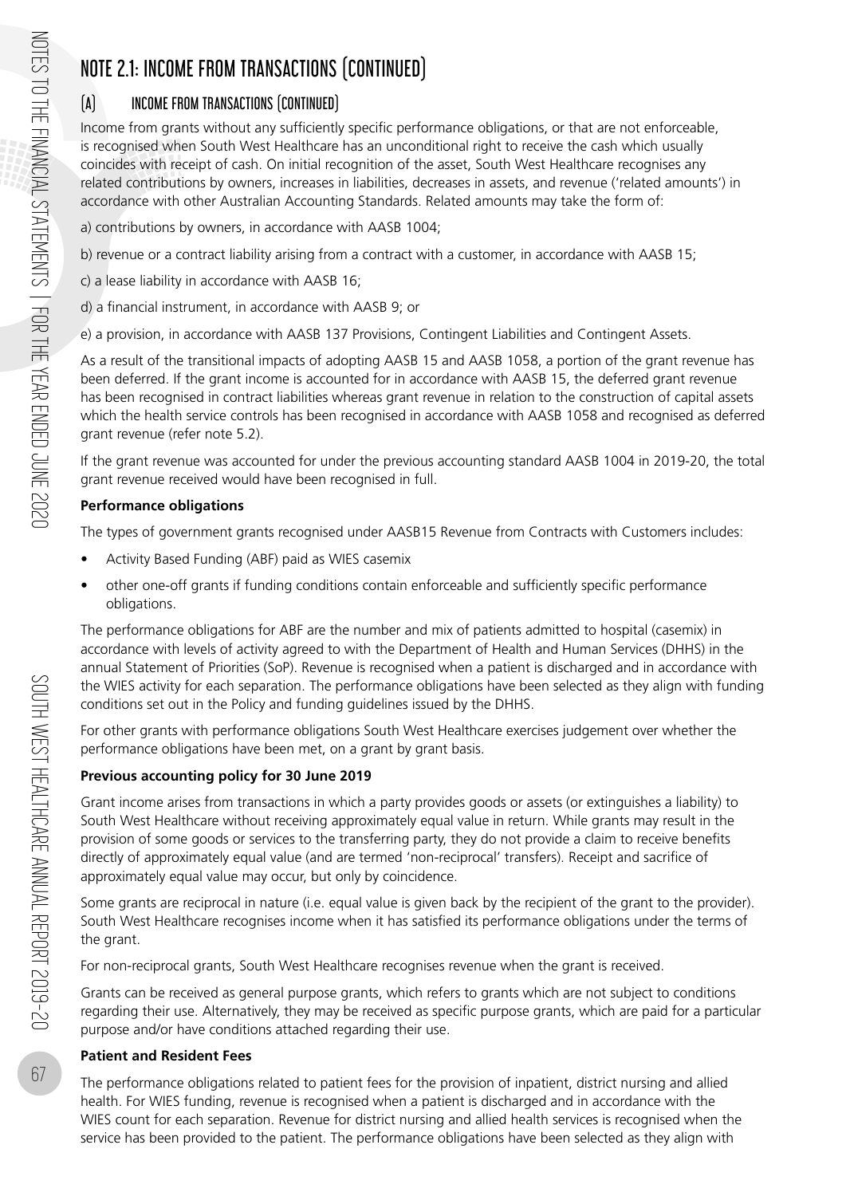# NOTE 2.1: INCOME FROM TRANSACTIONS (CONTINUED)

## (A) INCOME FROM TRANSACTIONS (CONTINUED)

Income from grants without any sufficiently specific performance obligations, or that are not enforceable, is recognised when South West Healthcare has an unconditional right to receive the cash which usually coincides with receipt of cash. On initial recognition of the asset, South West Healthcare recognises any related contributions by owners, increases in liabilities, decreases in assets, and revenue ('related amounts') in accordance with other Australian Accounting Standards. Related amounts may take the form of:

a) contributions by owners, in accordance with AASB 1004;

b) revenue or a contract liability arising from a contract with a customer, in accordance with AASB 15;

c) a lease liability in accordance with AASB 16;

d) a financial instrument, in accordance with AASB 9; or

e) a provision, in accordance with AASB 137 Provisions, Contingent Liabilities and Contingent Assets.

As a result of the transitional impacts of adopting AASB 15 and AASB 1058, a portion of the grant revenue has been deferred. If the grant income is accounted for in accordance with AASB 15, the deferred grant revenue has been recognised in contract liabilities whereas grant revenue in relation to the construction of capital assets which the health service controls has been recognised in accordance with AASB 1058 and recognised as deferred grant revenue (refer note 5.2).

If the grant revenue was accounted for under the previous accounting standard AASB 1004 in 2019-20, the total grant revenue received would have been recognised in full.

**Performance obligations**

The types of government grants recognised under AASB15 Revenue from Contracts with Customers includes:

- Activity Based Funding (ABF) paid as WIES casemix
- other one-off grants if funding conditions contain enforceable and sufficiently specific performance obligations.

The performance obligations for ABF are the number and mix of patients admitted to hospital (casemix) in accordance with levels of activity agreed to with the Department of Health and Human Services (DHHS) in the annual Statement of Priorities (SoP). Revenue is recognised when a patient is discharged and in accordance with the WIES activity for each separation. The performance obligations have been selected as they align with funding conditions set out in the Policy and funding guidelines issued by the DHHS.

For other grants with performance obligations South West Healthcare exercises judgement over whether the performance obligations have been met, on a grant by grant basis.

**Previous accounting policy for 30 June 2019**

Grant income arises from transactions in which a party provides goods or assets (or extinguishes a liability) to South West Healthcare without receiving approximately equal value in return. While grants may result in the provision of some goods or services to the transferring party, they do not provide a claim to receive benefits directly of approximately equal value (and are termed 'non-reciprocal' transfers). Receipt and sacrifice of approximately equal value may occur, but only by coincidence.

Some grants are reciprocal in nature (i.e. equal value is given back by the recipient of the grant to the provider). South West Healthcare recognises income when it has satisfied its performance obligations under the terms of the grant.

For non-reciprocal grants, South West Healthcare recognises revenue when the grant is received.

Grants can be received as general purpose grants, which refers to grants which are not subject to conditions regarding their use. Alternatively, they may be received as specific purpose grants, which are paid for a particular purpose and/or have conditions attached regarding their use.

**Patient and Resident Fees**

The performance obligations related to patient fees for the provision of inpatient, district nursing and allied health. For WIES funding, revenue is recognised when a patient is discharged and in accordance with the WIES count for each separation. Revenue for district nursing and allied health services is recognised when the service has been provided to the patient. The performance obligations have been selected as they align with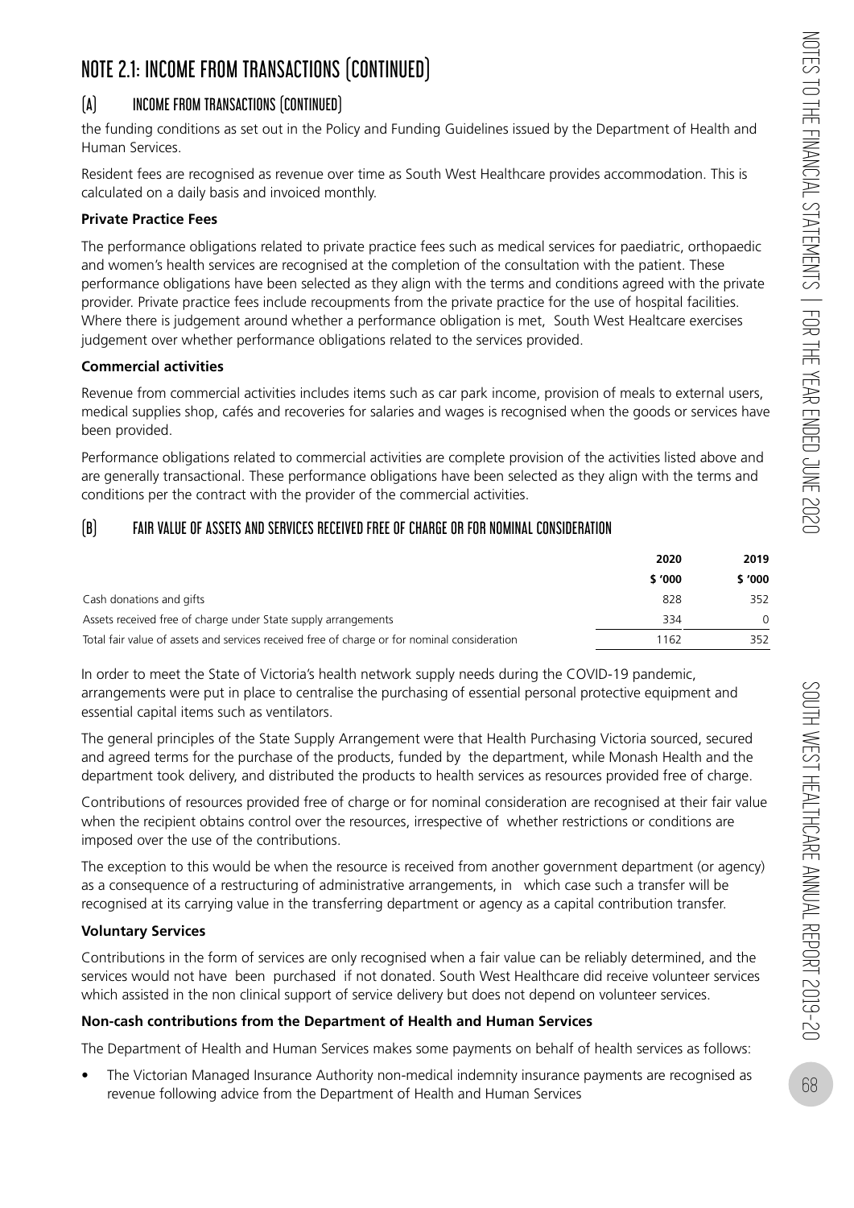# NOTE 2.1: INCOME FROM TRANSACTIONS (CONTINUED)

## (A) INCOME FROM TRANSACTIONS (CONTINUED)

the funding conditions as set out in the Policy and Funding Guidelines issued by the Department of Health and Human Services.

Resident fees are recognised as revenue over time as South West Healthcare provides accommodation. This is calculated on a daily basis and invoiced monthly.

**Private Practice Fees**

The performance obligations related to private practice fees such as medical services for paediatric, orthopaedic and women's health services are recognised at the completion of the consultation with the patient. These performance obligations have been selected as they align with the terms and conditions agreed with the private provider. Private practice fees include recoupments from the private practice for the use of hospital facilities. Where there is judgement around whether a performance obligation is met, South West Healtcare exercises judgement over whether performance obligations related to the services provided.

**Commercial activities**

Revenue from commercial activities includes items such as car park income, provision of meals to external users, medical supplies shop, cafés and recoveries for salaries and wages is recognised when the goods or services have been provided.

Performance obligations related to commercial activities are complete provision of the activities listed above and are generally transactional. These performance obligations have been selected as they align with the terms and conditions per the contract with the provider of the commercial activities.

## (B) FAIR VALUE OF ASSETS AND SERVICES RECEIVED FREE OF CHARGE OR FOR NOMINAL CONSIDERATION

| | 2020 | 2019 |
|---|---|---|
| | $ '000 | $ '000 |
| Cash donations and gifts | 828 | 352 |
| Assets received free of charge under State supply arrangements | 334 | 0 |
| Total fair value of assets and services received free of charge or for nominal consideration | 1162 | 352 |

In order to meet the State of Victoria's health network supply needs during the COVID-19 pandemic, arrangements were put in place to centralise the purchasing of essential personal protective equipment and essential capital items such as ventilators.

The general principles of the State Supply Arrangement were that Health Purchasing Victoria sourced, secured and agreed terms for the purchase of the products, funded by the department, while Monash Health and the department took delivery, and distributed the products to health services as resources provided free of charge.

Contributions of resources provided free of charge or for nominal consideration are recognised at their fair value when the recipient obtains control over the resources, irrespective of whether restrictions or conditions are imposed over the use of the contributions.

The exception to this would be when the resource is received from another government department (or agency) as a consequence of a restructuring of administrative arrangements, in which case such a transfer will be recognised at its carrying value in the transferring department or agency as a capital contribution transfer.

**Voluntary Services**

Contributions in the form of services are only recognised when a fair value can be reliably determined, and the services would not have been purchased if not donated. South West Healthcare did receive volunteer services which assisted in the non clinical support of service delivery but does not depend on volunteer services.

**Non-cash contributions from the Department of Health and Human Services**

The Department of Health and Human Services makes some payments on behalf of health services as follows:

- The Victorian Managed Insurance Authority non-medical indemnity insurance payments are recognised as revenue following advice from the Department of Health and Human Services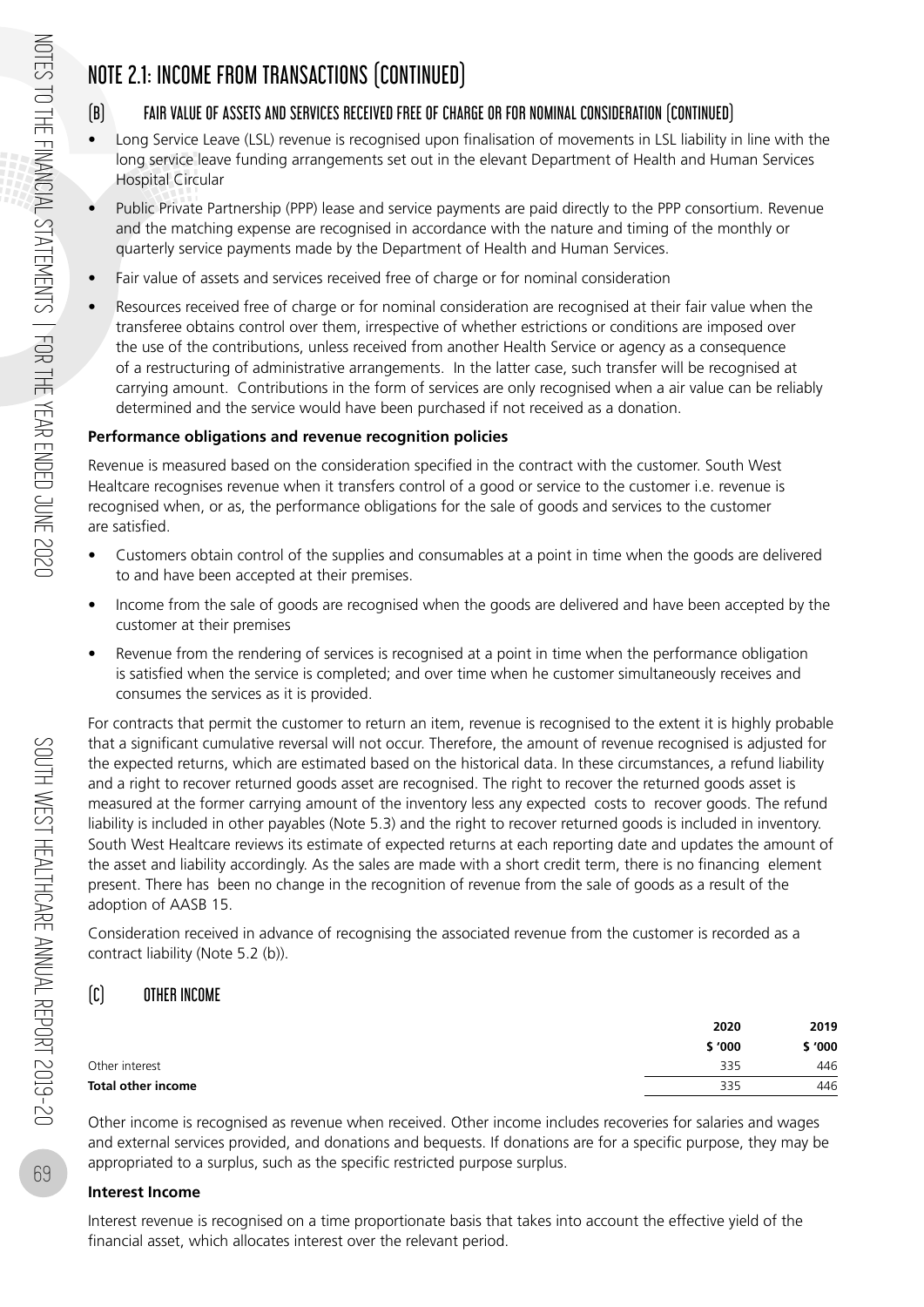# NOTE 2.1: INCOME FROM TRANSACTIONS (CONTINUED)

## (B) FAIR VALUE OF ASSETS AND SERVICES RECEIVED FREE OF CHARGE OR FOR NOMINAL CONSIDERATION (CONTINUED)

- Long Service Leave (LSL) revenue is recognised upon finalisation of movements in LSL liability in line with the long service leave funding arrangements set out in the elevant Department of Health and Human Services Hospital Circular
- Public Private Partnership (PPP) lease and service payments are paid directly to the PPP consortium. Revenue and the matching expense are recognised in accordance with the nature and timing of the monthly or quarterly service payments made by the Department of Health and Human Services.
- Fair value of assets and services received free of charge or for nominal consideration
- Resources received free of charge or for nominal consideration are recognised at their fair value when the transferee obtains control over them, irrespective of whether estrictions or conditions are imposed over the use of the contributions, unless received from another Health Service or agency as a consequence of a restructuring of administrative arrangements. In the latter case, such transfer will be recognised at carrying amount. Contributions in the form of services are only recognised when a air value can be reliably determined and the service would have been purchased if not received as a donation.

**Performance obligations and revenue recognition policies**

Revenue is measured based on the consideration specified in the contract with the customer. South West Healtcare recognises revenue when it transfers control of a good or service to the customer i.e. revenue is recognised when, or as, the performance obligations for the sale of goods and services to the customer are satisfied.

- Customers obtain control of the supplies and consumables at a point in time when the goods are delivered to and have been accepted at their premises.
- Income from the sale of goods are recognised when the goods are delivered and have been accepted by the customer at their premises
- Revenue from the rendering of services is recognised at a point in time when the performance obligation is satisfied when the service is completed; and over time when he customer simultaneously receives and consumes the services as it is provided.

For contracts that permit the customer to return an item, revenue is recognised to the extent it is highly probable that a significant cumulative reversal will not occur. Therefore, the amount of revenue recognised is adjusted for the expected returns, which are estimated based on the historical data. In these circumstances, a refund liability and a right to recover returned goods asset are recognised. The right to recover the returned goods asset is measured at the former carrying amount of the inventory less any expected costs to recover goods. The refund liability is included in other payables (Note 5.3) and the right to recover returned goods is included in inventory. South West Healtcare reviews its estimate of expected returns at each reporting date and updates the amount of the asset and liability accordingly. As the sales are made with a short credit term, there is no financing element present. There has been no change in the recognition of revenue from the sale of goods as a result of the adoption of AASB 15.

Consideration received in advance of recognising the associated revenue from the customer is recorded as a contract liability (Note 5.2 (b)).

## (C) OTHER INCOME

| | 2020 | 2019 |
|---|---|---|
| | $ '000 | $ '000 |
| Other interest | 335 | 446 |
| **Total other income** | 335 | 446 |

Other income is recognised as revenue when received. Other income includes recoveries for salaries and wages and external services provided, and donations and bequests. If donations are for a specific purpose, they may be appropriated to a surplus, such as the specific restricted purpose surplus.

**Interest Income**

Interest revenue is recognised on a time proportionate basis that takes into account the effective yield of the financial asset, which allocates interest over the relevant period.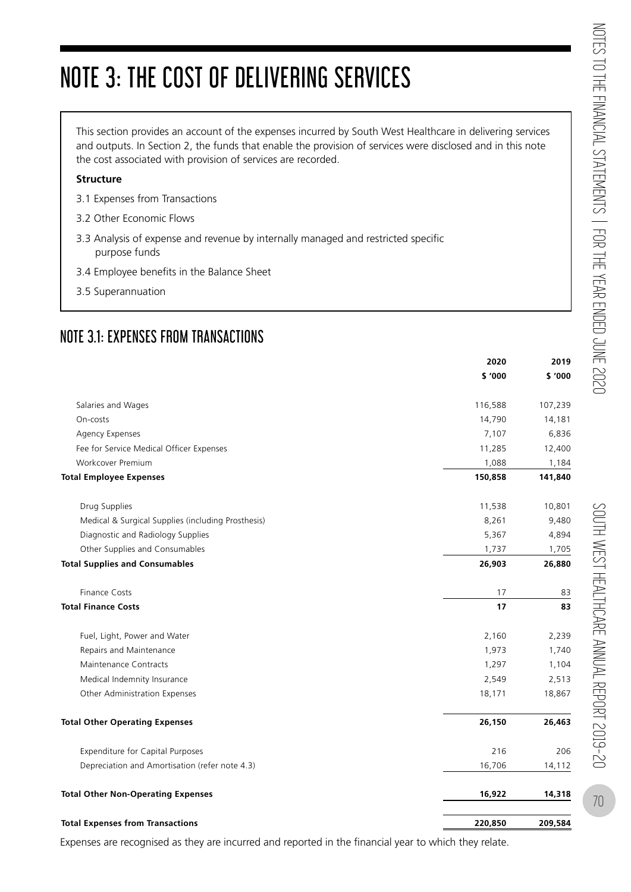# NOTE 3: THE COST OF DELIVERING SERVICES

This section provides an account of the expenses incurred by South West Healthcare in delivering services and outputs. In Section 2, the funds that enable the provision of services were disclosed and in this note the cost associated with provision of services are recorded.

**Structure**

3.1 Expenses from Transactions

3.2 Other Economic Flows

3.3 Analysis of expense and revenue by internally managed and restricted specific purpose funds

3.4 Employee benefits in the Balance Sheet

3.5 Superannuation

## NOTE 3.1: EXPENSES FROM TRANSACTIONS

| | 2020 | 2019 |
|---|---|---|
| | $ '000 | $ '000 |
| Salaries and Wages | 116,588 | 107,239 |
| On-costs | 14,790 | 14,181 |
| Agency Expenses | 7,107 | 6,836 |
| Fee for Service Medical Officer Expenses | 11,285 | 12,400 |
| Workcover Premium | 1,088 | 1,184 |
| **Total Employee Expenses** | **150,858** | **141,840** |
| Drug Supplies | 11,538 | 10,801 |
| Medical & Surgical Supplies (including Prosthesis) | 8,261 | 9,480 |
| Diagnostic and Radiology Supplies | 5,367 | 4,894 |
| Other Supplies and Consumables | 1,737 | 1,705 |
| **Total Supplies and Consumables** | **26,903** | **26,880** |
| Finance Costs | 17 | 83 |
| **Total Finance Costs** | **17** | **83** |
| Fuel, Light, Power and Water | 2,160 | 2,239 |
| Repairs and Maintenance | 1,973 | 1,740 |
| Maintenance Contracts | 1,297 | 1,104 |
| Medical Indemnity Insurance | 2,549 | 2,513 |
| Other Administration Expenses | 18,171 | 18,867 |
| **Total Other Operating Expenses** | **26,150** | **26,463** |
| Expenditure for Capital Purposes | 216 | 206 |
| Depreciation and Amortisation (refer note 4.3) | 16,706 | 14,112 |
| **Total Other Non-Operating Expenses** | **16,922** | **14,318** |
| **Total Expenses from Transactions** | **220,850** | **209,584** |

Expenses are recognised as they are incurred and reported in the financial year to which they relate.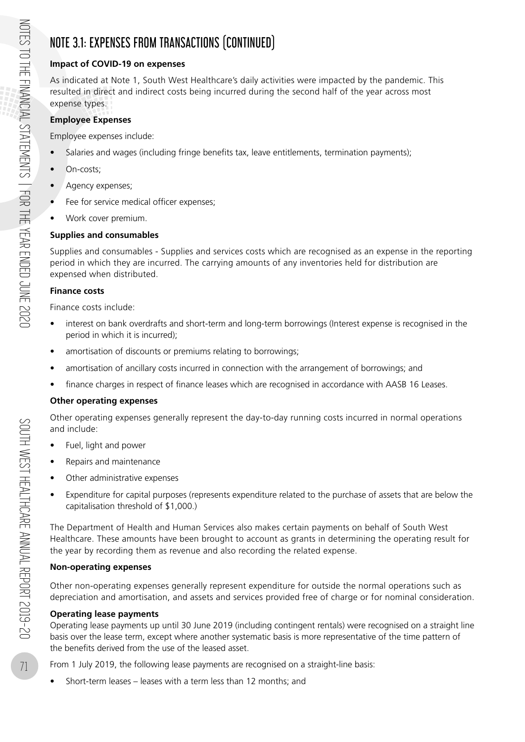# NOTE 3.1: EXPENSES FROM TRANSACTIONS (CONTINUED)

**Impact of COVID-19 on expenses**

As indicated at Note 1, South West Healthcare's daily activities were impacted by the pandemic. This resulted in direct and indirect costs being incurred during the second half of the year across most expense types.

**Employee Expenses**

Employee expenses include:

- Salaries and wages (including fringe benefits tax, leave entitlements, termination payments);
- On-costs;
- Agency expenses;
- Fee for service medical officer expenses;
- Work cover premium.

**Supplies and consumables**

Supplies and consumables - Supplies and services costs which are recognised as an expense in the reporting period in which they are incurred. The carrying amounts of any inventories held for distribution are expensed when distributed.

**Finance costs**

Finance costs include:

- interest on bank overdrafts and short-term and long-term borrowings (Interest expense is recognised in the period in which it is incurred);
- amortisation of discounts or premiums relating to borrowings;
- amortisation of ancillary costs incurred in connection with the arrangement of borrowings; and
- finance charges in respect of finance leases which are recognised in accordance with AASB 16 Leases.

**Other operating expenses**

Other operating expenses generally represent the day-to-day running costs incurred in normal operations and include:

- Fuel, light and power
- Repairs and maintenance
- Other administrative expenses
- Expenditure for capital purposes (represents expenditure related to the purchase of assets that are below the capitalisation threshold of $1,000.)

The Department of Health and Human Services also makes certain payments on behalf of South West Healthcare. These amounts have been brought to account as grants in determining the operating result for the year by recording them as revenue and also recording the related expense.

**Non-operating expenses**

Other non-operating expenses generally represent expenditure for outside the normal operations such as depreciation and amortisation, and assets and services provided free of charge or for nominal consideration.

**Operating lease payments**

Operating lease payments up until 30 June 2019 (including contingent rentals) were recognised on a straight line basis over the lease term, except where another systematic basis is more representative of the time pattern of the benefits derived from the use of the leased asset.

From 1 July 2019, the following lease payments are recognised on a straight-line basis:

- Short-term leases – leases with a term less than 12 months; and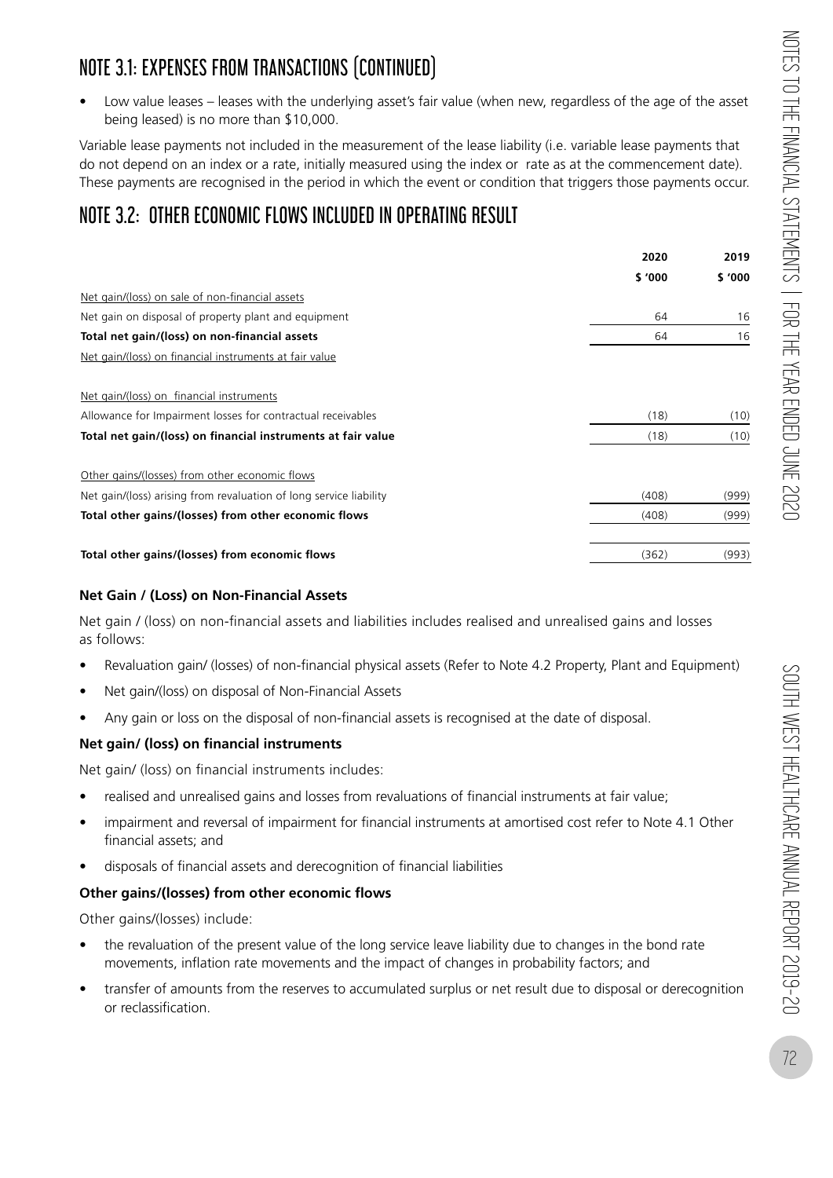## NOTE 3.1: EXPENSES FROM TRANSACTIONS (CONTINUED)

- Low value leases – leases with the underlying asset's fair value (when new, regardless of the age of the asset being leased) is no more than $10,000.

Variable lease payments not included in the measurement of the lease liability (i.e. variable lease payments that do not depend on an index or a rate, initially measured using the index or rate as at the commencement date). These payments are recognised in the period in which the event or condition that triggers those payments occur.

## NOTE 3.2: OTHER ECONOMIC FLOWS INCLUDED IN OPERATING RESULT

| | 2020 | 2019 |
|---|---|---|
| | $ '000 | $ '000 |
| Net gain/(loss) on sale of non-financial assets | | |
| Net gain on disposal of property plant and equipment | 64 | 16 |
| **Total net gain/(loss) on non-financial assets** | 64 | 16 |
| Net gain/(loss) on financial instruments at fair value | | |
| | | |
| Net gain/(loss) on financial instruments | | |
| Allowance for Impairment losses for contractual receivables | (18) | (10) |
| **Total net gain/(loss) on financial instruments at fair value** | (18) | (10) |
| | | |
| Other gains/(losses) from other economic flows | | |
| Net gain/(loss) arising from revaluation of long service liability | (408) | (999) |
| **Total other gains/(losses) from other economic flows** | (408) | (999) |
| | | |
| **Total other gains/(losses) from economic flows** | (362) | (993) |

**Net Gain / (Loss) on Non-Financial Assets**

Net gain / (loss) on non-financial assets and liabilities includes realised and unrealised gains and losses as follows:

- Revaluation gain/ (losses) of non-financial physical assets (Refer to Note 4.2 Property, Plant and Equipment)
- Net gain/(loss) on disposal of Non-Financial Assets
- Any gain or loss on the disposal of non-financial assets is recognised at the date of disposal.

**Net gain/ (loss) on financial instruments**

Net gain/ (loss) on financial instruments includes:

- realised and unrealised gains and losses from revaluations of financial instruments at fair value;
- impairment and reversal of impairment for financial instruments at amortised cost refer to Note 4.1 Other financial assets; and
- disposals of financial assets and derecognition of financial liabilities

**Other gains/(losses) from other economic flows**

Other gains/(losses) include:

- the revaluation of the present value of the long service leave liability due to changes in the bond rate movements, inflation rate movements and the impact of changes in probability factors; and
- transfer of amounts from the reserves to accumulated surplus or net result due to disposal or derecognition or reclassification.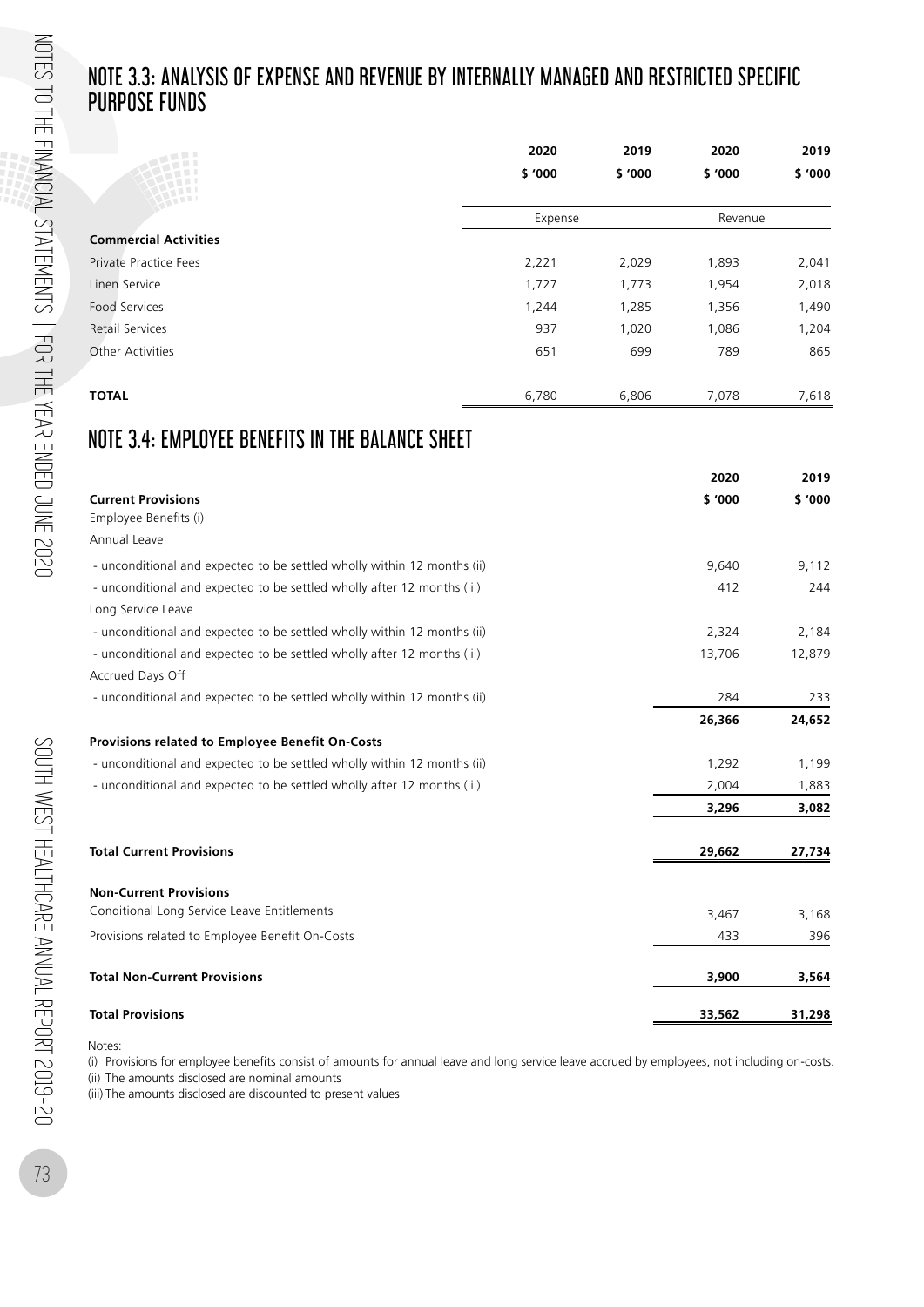## NOTE 3.3: ANALYSIS OF EXPENSE AND REVENUE BY INTERNALLY MANAGED AND RESTRICTED SPECIFIC PURPOSE FUNDS

| | 2020 | 2019 | 2020 | 2019 |
|---|---|---|---|---|
| | $ '000 | $ '000 | $ '000 | $ '000 |
| | Expense | | Revenue | |
| **Commercial Activities** | | | | |
| Private Practice Fees | 2,221 | 2,029 | 1,893 | 2,041 |
| Linen Service | 1,727 | 1,773 | 1,954 | 2,018 |
| Food Services | 1,244 | 1,285 | 1,356 | 1,490 |
| Retail Services | 937 | 1,020 | 1,086 | 1,204 |
| Other Activities | 651 | 699 | 789 | 865 |
| **TOTAL** | 6,780 | 6,806 | 7,078 | 7,618 |

## NOTE 3.4: EMPLOYEE BENEFITS IN THE BALANCE SHEET

| | 2020 | 2019 |
|---|---|---|
| **Current Provisions** | $ '000 | $ '000 |
| Employee Benefits (i) | | |
| Annual Leave | | |
| - unconditional and expected to be settled wholly within 12 months (ii) | 9,640 | 9,112 |
| - unconditional and expected to be settled wholly after 12 months (iii) | 412 | 244 |
| Long Service Leave | | |
| - unconditional and expected to be settled wholly within 12 months (ii) | 2,324 | 2,184 |
| - unconditional and expected to be settled wholly after 12 months (iii) | 13,706 | 12,879 |
| Accrued Days Off | | |
| - unconditional and expected to be settled wholly within 12 months (ii) | 284 | 233 |
| | **26,366** | **24,652** |
| **Provisions related to Employee Benefit On-Costs** | | |
| - unconditional and expected to be settled wholly within 12 months (ii) | 1,292 | 1,199 |
| - unconditional and expected to be settled wholly after 12 months (iii) | 2,004 | 1,883 |
| | **3,296** | **3,082** |
| **Total Current Provisions** | **29,662** | **27,734** |
| **Non-Current Provisions** | | |
| Conditional Long Service Leave Entitlements | 3,467 | 3,168 |
| Provisions related to Employee Benefit On-Costs | 433 | 396 |
| **Total Non-Current Provisions** | **3,900** | **3,564** |
| **Total Provisions** | **33,562** | **31,298** |

Notes:

(i) Provisions for employee benefits consist of amounts for annual leave and long service leave accrued by employees, not including on-costs.

(ii) The amounts disclosed are nominal amounts

(iii) The amounts disclosed are discounted to present values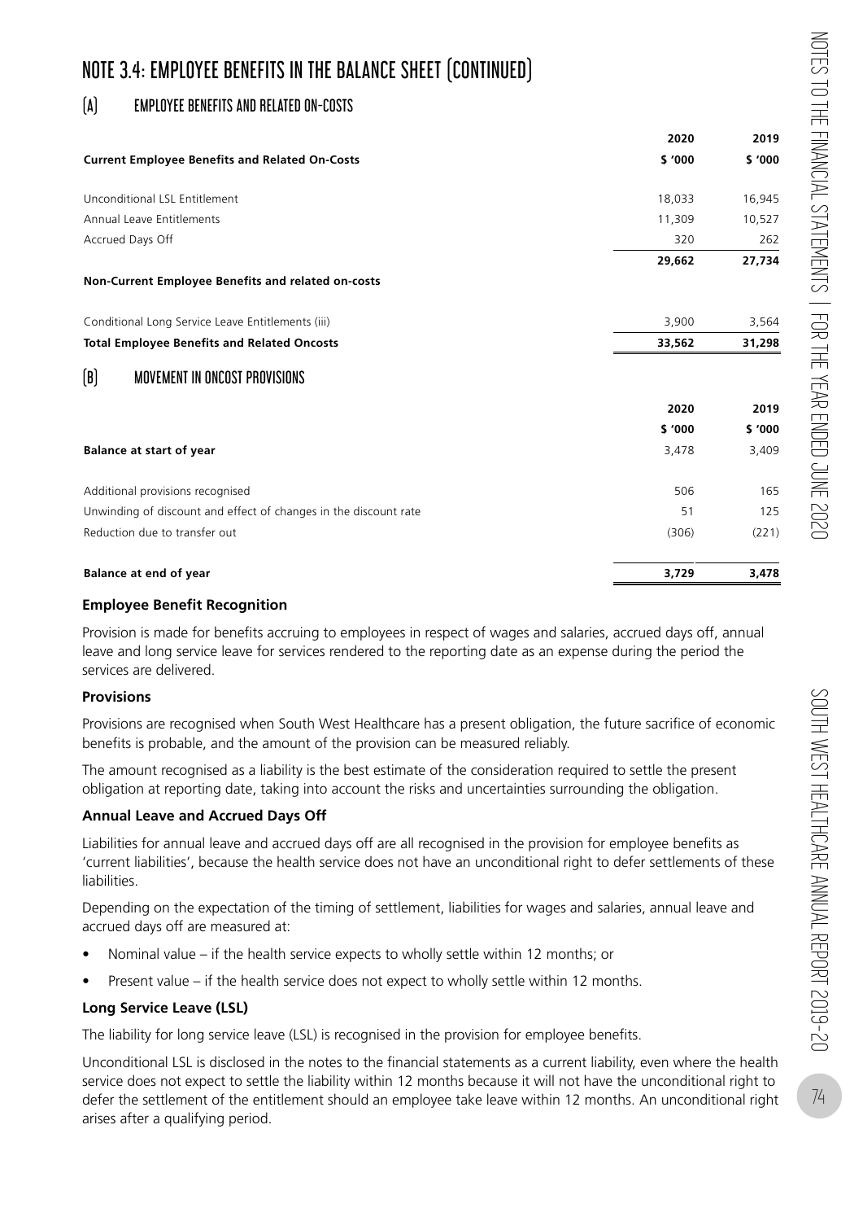# NOTE 3.4: EMPLOYEE BENEFITS IN THE BALANCE SHEET (CONTINUED)

## (A) EMPLOYEE BENEFITS AND RELATED ON-COSTS

| | 2020 | 2019 |
|---|---|---|
| **Current Employee Benefits and Related On-Costs** | **$ '000** | **$ '000** |
| Unconditional LSL Entitlement | 18,033 | 16,945 |
| Annual Leave Entitlements | 11,309 | 10,527 |
| Accrued Days Off | 320 | 262 |
| | **29,662** | **27,734** |
| **Non-Current Employee Benefits and related on-costs** | | |
| Conditional Long Service Leave Entitlements (iii) | 3,900 | 3,564 |
| **Total Employee Benefits and Related Oncosts** | **33,562** | **31,298** |

## (B) MOVEMENT IN ONCOST PROVISIONS

| | 2020 | 2019 |
|---|---|---|
| | $ '000 | $ '000 |
| **Balance at start of year** | 3,478 | 3,409 |
| Additional provisions recognised | 506 | 165 |
| Unwinding of discount and effect of changes in the discount rate | 51 | 125 |
| Reduction due to transfer out | (306) | (221) |
| **Balance at end of year** | **3,729** | **3,478** |

**Employee Benefit Recognition**

Provision is made for benefits accruing to employees in respect of wages and salaries, accrued days off, annual leave and long service leave for services rendered to the reporting date as an expense during the period the services are delivered.

**Provisions**

Provisions are recognised when South West Healthcare has a present obligation, the future sacrifice of economic benefits is probable, and the amount of the provision can be measured reliably.

The amount recognised as a liability is the best estimate of the consideration required to settle the present obligation at reporting date, taking into account the risks and uncertainties surrounding the obligation.

**Annual Leave and Accrued Days Off**

Liabilities for annual leave and accrued days off are all recognised in the provision for employee benefits as 'current liabilities', because the health service does not have an unconditional right to defer settlements of these liabilities.

Depending on the expectation of the timing of settlement, liabilities for wages and salaries, annual leave and accrued days off are measured at:

- Nominal value – if the health service expects to wholly settle within 12 months; or
- Present value – if the health service does not expect to wholly settle within 12 months.

**Long Service Leave (LSL)**

The liability for long service leave (LSL) is recognised in the provision for employee benefits.

Unconditional LSL is disclosed in the notes to the financial statements as a current liability, even where the health service does not expect to settle the liability within 12 months because it will not have the unconditional right to defer the settlement of the entitlement should an employee take leave within 12 months. An unconditional right arises after a qualifying period.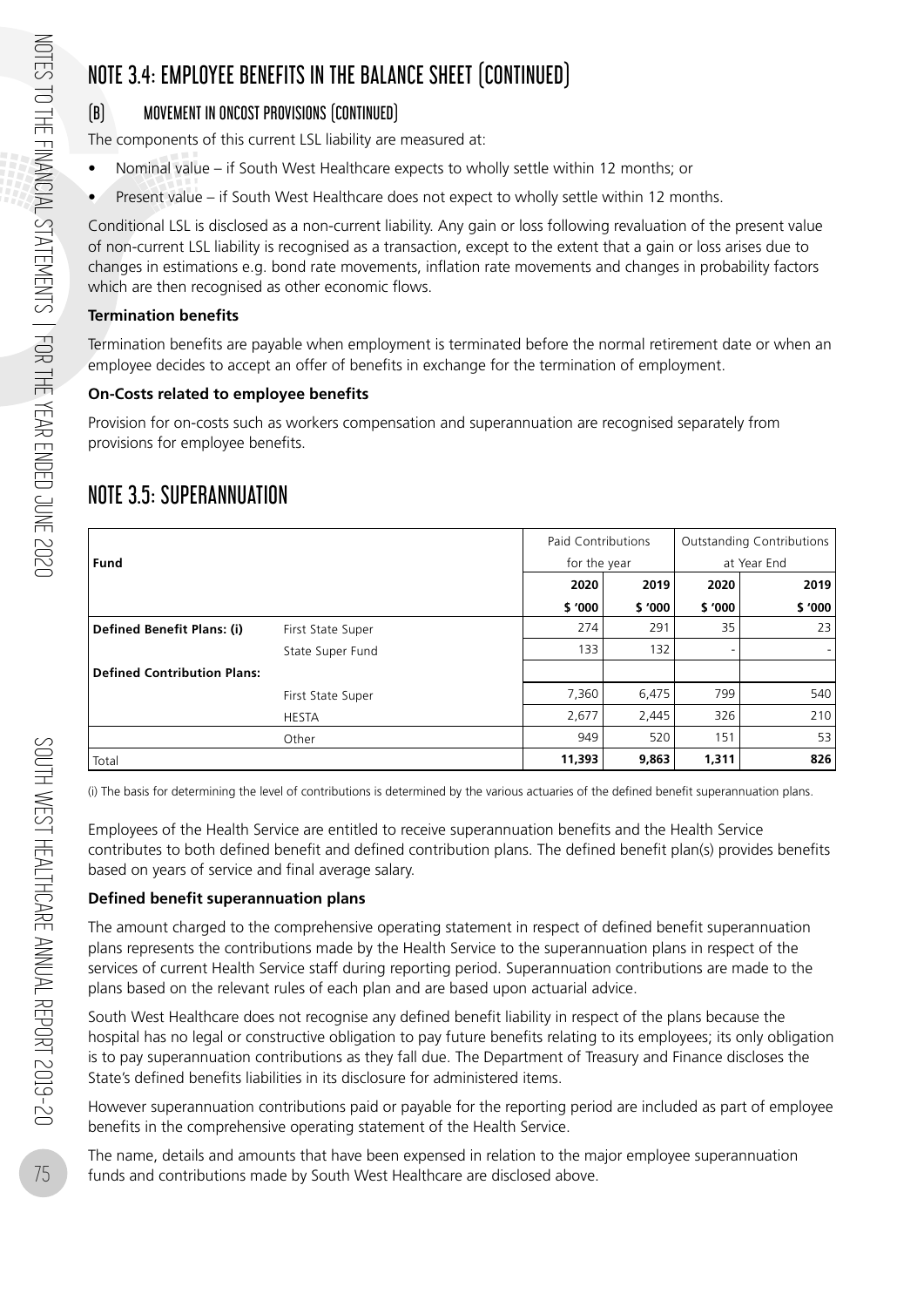# NOTE 3.4: EMPLOYEE BENEFITS IN THE BALANCE SHEET (CONTINUED)

## (B) MOVEMENT IN ONCOST PROVISIONS (CONTINUED)

The components of this current LSL liability are measured at:

- Nominal value – if South West Healthcare expects to wholly settle within 12 months; or
- Present value – if South West Healthcare does not expect to wholly settle within 12 months.

Conditional LSL is disclosed as a non-current liability. Any gain or loss following revaluation of the present value of non-current LSL liability is recognised as a transaction, except to the extent that a gain or loss arises due to changes in estimations e.g. bond rate movements, inflation rate movements and changes in probability factors which are then recognised as other economic flows.

**Termination benefits**

Termination benefits are payable when employment is terminated before the normal retirement date or when an employee decides to accept an offer of benefits in exchange for the termination of employment.

**On-Costs related to employee benefits**

Provision for on-costs such as workers compensation and superannuation are recognised separately from provisions for employee benefits.

# NOTE 3.5: SUPERANNUATION

| Fund | | Paid Contributions for the year | | Outstanding Contributions at Year End | |
|---|---|---|---|---|---|
| | | 2020 | 2019 | 2020 | 2019 |
| | | $ '000 | $ '000 | $ '000 | $ '000 |
| **Defined Benefit Plans: (i)** | First State Super | 274 | 291 | 35 | 23 |
| | State Super Fund | 133 | 132 | - | - |
| **Defined Contribution Plans:** | | | | | |
| | First State Super | 7,360 | 6,475 | 799 | 540 |
| | HESTA | 2,677 | 2,445 | 326 | 210 |
| | Other | 949 | 520 | 151 | 53 |
| Total | | **11,393** | **9,863** | **1,311** | **826** |

(i) The basis for determining the level of contributions is determined by the various actuaries of the defined benefit superannuation plans.

Employees of the Health Service are entitled to receive superannuation benefits and the Health Service contributes to both defined benefit and defined contribution plans. The defined benefit plan(s) provides benefits based on years of service and final average salary.

**Defined benefit superannuation plans**

The amount charged to the comprehensive operating statement in respect of defined benefit superannuation plans represents the contributions made by the Health Service to the superannuation plans in respect of the services of current Health Service staff during reporting period. Superannuation contributions are made to the plans based on the relevant rules of each plan and are based upon actuarial advice.

South West Healthcare does not recognise any defined benefit liability in respect of the plans because the hospital has no legal or constructive obligation to pay future benefits relating to its employees; its only obligation is to pay superannuation contributions as they fall due. The Department of Treasury and Finance discloses the State's defined benefits liabilities in its disclosure for administered items.

However superannuation contributions paid or payable for the reporting period are included as part of employee benefits in the comprehensive operating statement of the Health Service.

The name, details and amounts that have been expensed in relation to the major employee superannuation funds and contributions made by South West Healthcare are disclosed above.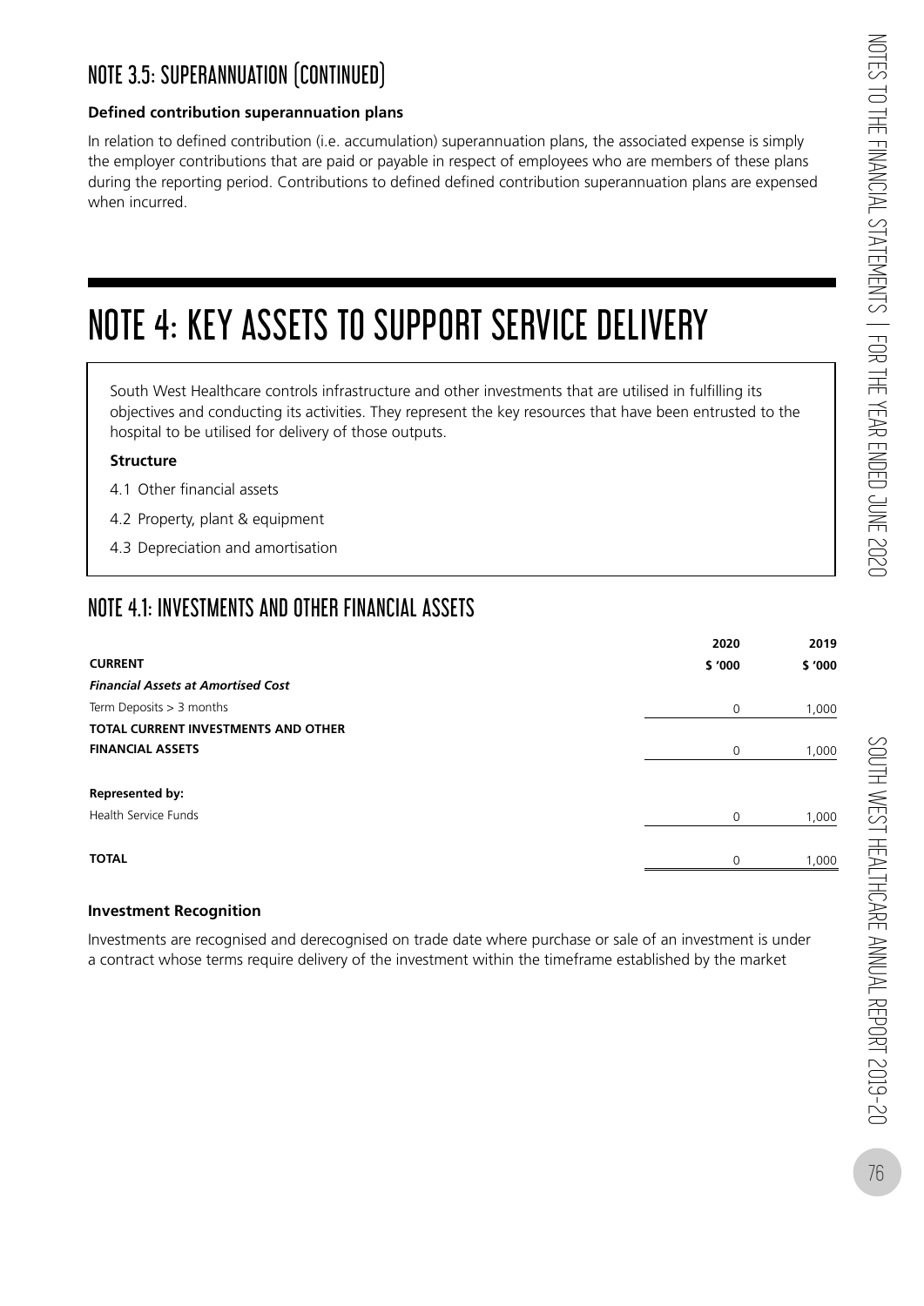## NOTE 3.5: SUPERANNUATION (CONTINUED)

**Defined contribution superannuation plans**

In relation to defined contribution (i.e. accumulation) superannuation plans, the associated expense is simply the employer contributions that are paid or payable in respect of employees who are members of these plans during the reporting period. Contributions to defined defined contribution superannuation plans are expensed when incurred.

# NOTE 4: KEY ASSETS TO SUPPORT SERVICE DELIVERY

South West Healthcare controls infrastructure and other investments that are utilised in fulfilling its objectives and conducting its activities. They represent the key resources that have been entrusted to the hospital to be utilised for delivery of those outputs.

**Structure**

4.1 Other financial assets

4.2 Property, plant & equipment

4.3 Depreciation and amortisation

## NOTE 4.1: INVESTMENTS AND OTHER FINANCIAL ASSETS

| | 2020 | 2019 |
|---|---|---|
| **CURRENT** | **$ '000** | **$ '000** |
| ***Financial Assets at Amortised Cost*** | | |
| Term Deposits > 3 months | 0 | 1,000 |
| **TOTAL CURRENT INVESTMENTS AND OTHER FINANCIAL ASSETS** | 0 | 1,000 |
| | | |
| **Represented by:** | | |
| Health Service Funds | 0 | 1,000 |
| | | |
| **TOTAL** | 0 | 1,000 |

**Investment Recognition**

Investments are recognised and derecognised on trade date where purchase or sale of an investment is under a contract whose terms require delivery of the investment within the timeframe established by the market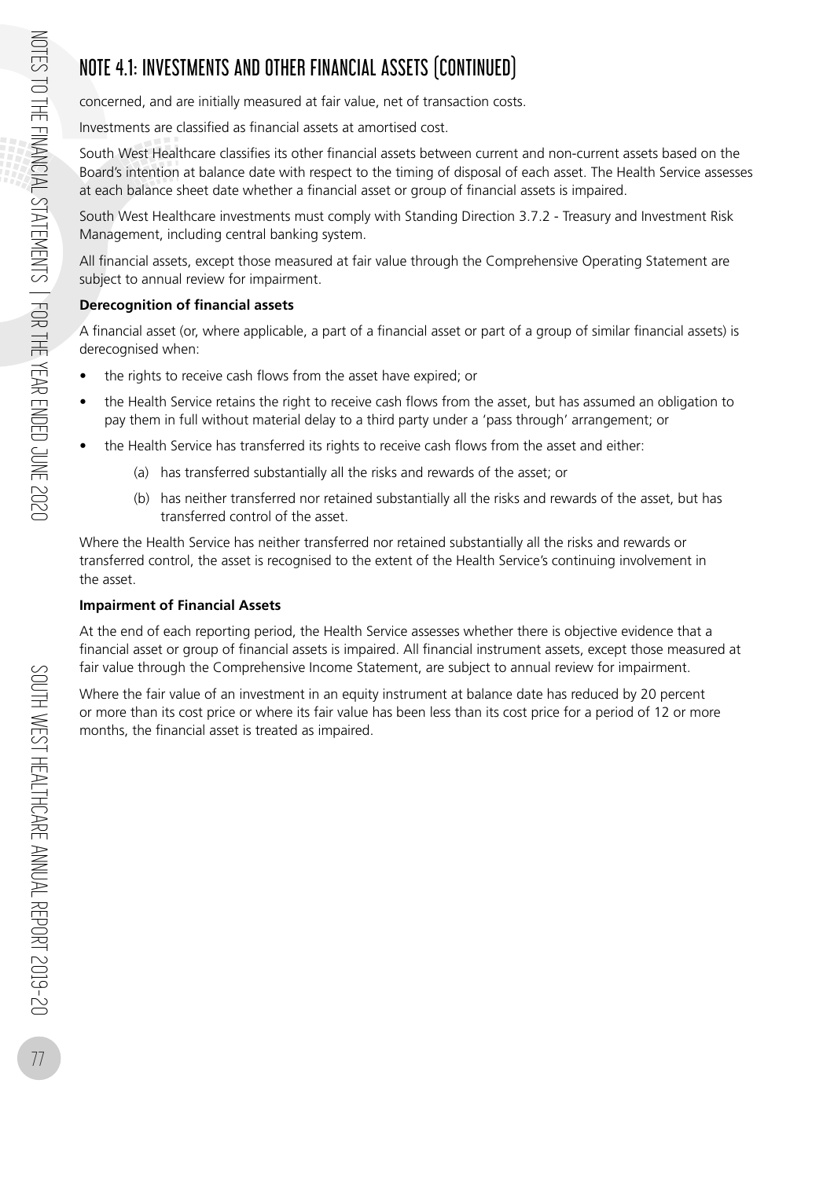# NOTE 4.1: INVESTMENTS AND OTHER FINANCIAL ASSETS (CONTINUED)

concerned, and are initially measured at fair value, net of transaction costs.

Investments are classified as financial assets at amortised cost.

South West Healthcare classifies its other financial assets between current and non-current assets based on the Board's intention at balance date with respect to the timing of disposal of each asset. The Health Service assesses at each balance sheet date whether a financial asset or group of financial assets is impaired.

South West Healthcare investments must comply with Standing Direction 3.7.2 - Treasury and Investment Risk Management, including central banking system.

All financial assets, except those measured at fair value through the Comprehensive Operating Statement are subject to annual review for impairment.

**Derecognition of financial assets**

A financial asset (or, where applicable, a part of a financial asset or part of a group of similar financial assets) is derecognised when:

- the rights to receive cash flows from the asset have expired; or
- the Health Service retains the right to receive cash flows from the asset, but has assumed an obligation to pay them in full without material delay to a third party under a 'pass through' arrangement; or
- the Health Service has transferred its rights to receive cash flows from the asset and either:
  - (a) has transferred substantially all the risks and rewards of the asset; or
  - (b) has neither transferred nor retained substantially all the risks and rewards of the asset, but has transferred control of the asset.

Where the Health Service has neither transferred nor retained substantially all the risks and rewards or transferred control, the asset is recognised to the extent of the Health Service's continuing involvement in the asset.

**Impairment of Financial Assets**

At the end of each reporting period, the Health Service assesses whether there is objective evidence that a financial asset or group of financial assets is impaired. All financial instrument assets, except those measured at fair value through the Comprehensive Income Statement, are subject to annual review for impairment.

Where the fair value of an investment in an equity instrument at balance date has reduced by 20 percent or more than its cost price or where its fair value has been less than its cost price for a period of 12 or more months, the financial asset is treated as impaired.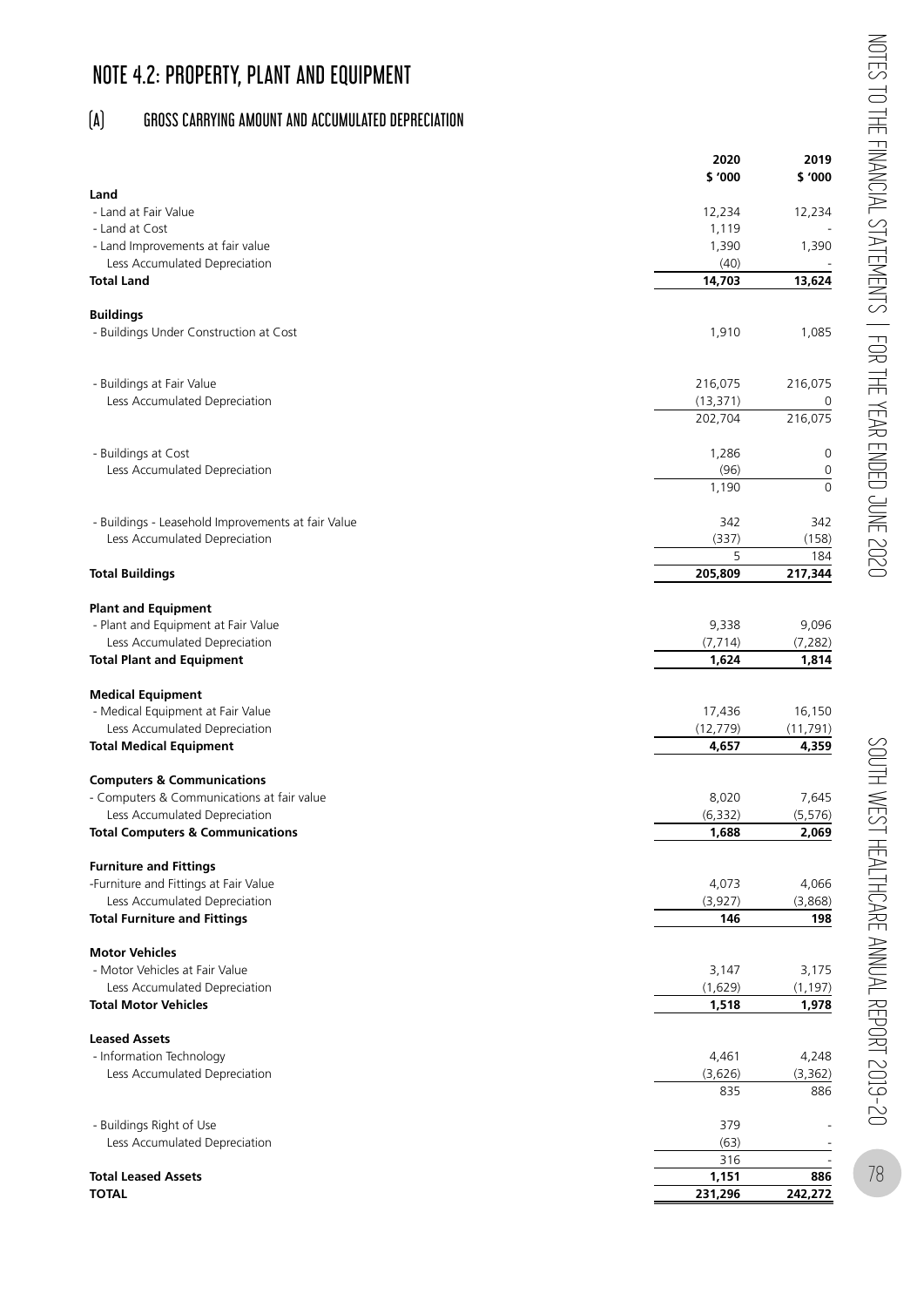# NOTE 4.2: PROPERTY, PLANT AND EQUIPMENT

## (A) GROSS CARRYING AMOUNT AND ACCUMULATED DEPRECIATION

| | 2020 | 2019 |
|---|---|---|
| | $ '000 | $ '000 |
| **Land** | | |
| - Land at Fair Value | 12,234 | 12,234 |
| - Land at Cost | 1,119 | - |
| - Land Improvements at fair value | 1,390 | 1,390 |
| Less Accumulated Depreciation | (40) | - |
| **Total Land** | **14,703** | **13,624** |
| | | |
| **Buildings** | | |
| - Buildings Under Construction at Cost | 1,910 | 1,085 |
| | | |
| - Buildings at Fair Value | 216,075 | 216,075 |
| Less Accumulated Depreciation | (13,371) | 0 |
| | 202,704 | 216,075 |
| | | |
| - Buildings at Cost | 1,286 | 0 |
| Less Accumulated Depreciation | (96) | 0 |
| | 1,190 | 0 |
| | | |
| - Buildings - Leasehold Improvements at fair Value | 342 | 342 |
| Less Accumulated Depreciation | (337) | (158) |
| | 5 | 184 |
| **Total Buildings** | **205,809** | **217,344** |
| | | |
| **Plant and Equipment** | | |
| - Plant and Equipment at Fair Value | 9,338 | 9,096 |
| Less Accumulated Depreciation | (7,714) | (7,282) |
| **Total Plant and Equipment** | **1,624** | **1,814** |
| | | |
| **Medical Equipment** | | |
| - Medical Equipment at Fair Value | 17,436 | 16,150 |
| Less Accumulated Depreciation | (12,779) | (11,791) |
| **Total Medical Equipment** | **4,657** | **4,359** |
| | | |
| **Computers & Communications** | | |
| - Computers & Communications at fair value | 8,020 | 7,645 |
| Less Accumulated Depreciation | (6,332) | (5,576) |
| **Total Computers & Communications** | **1,688** | **2,069** |
| | | |
| **Furniture and Fittings** | | |
| -Furniture and Fittings at Fair Value | 4,073 | 4,066 |
| Less Accumulated Depreciation | (3,927) | (3,868) |
| **Total Furniture and Fittings** | **146** | **198** |
| | | |
| **Motor Vehicles** | | |
| - Motor Vehicles at Fair Value | 3,147 | 3,175 |
| Less Accumulated Depreciation | (1,629) | (1,197) |
| **Total Motor Vehicles** | **1,518** | **1,978** |
| | | |
| **Leased Assets** | | |
| - Information Technology | 4,461 | 4,248 |
| Less Accumulated Depreciation | (3,626) | (3,362) |
| | 835 | 886 |
| | | |
| - Buildings Right of Use | 379 | - |
| Less Accumulated Depreciation | (63) | - |
| | 316 | - |
| **Total Leased Assets** | **1,151** | **886** |
| **TOTAL** | **231,296** | **242,272** |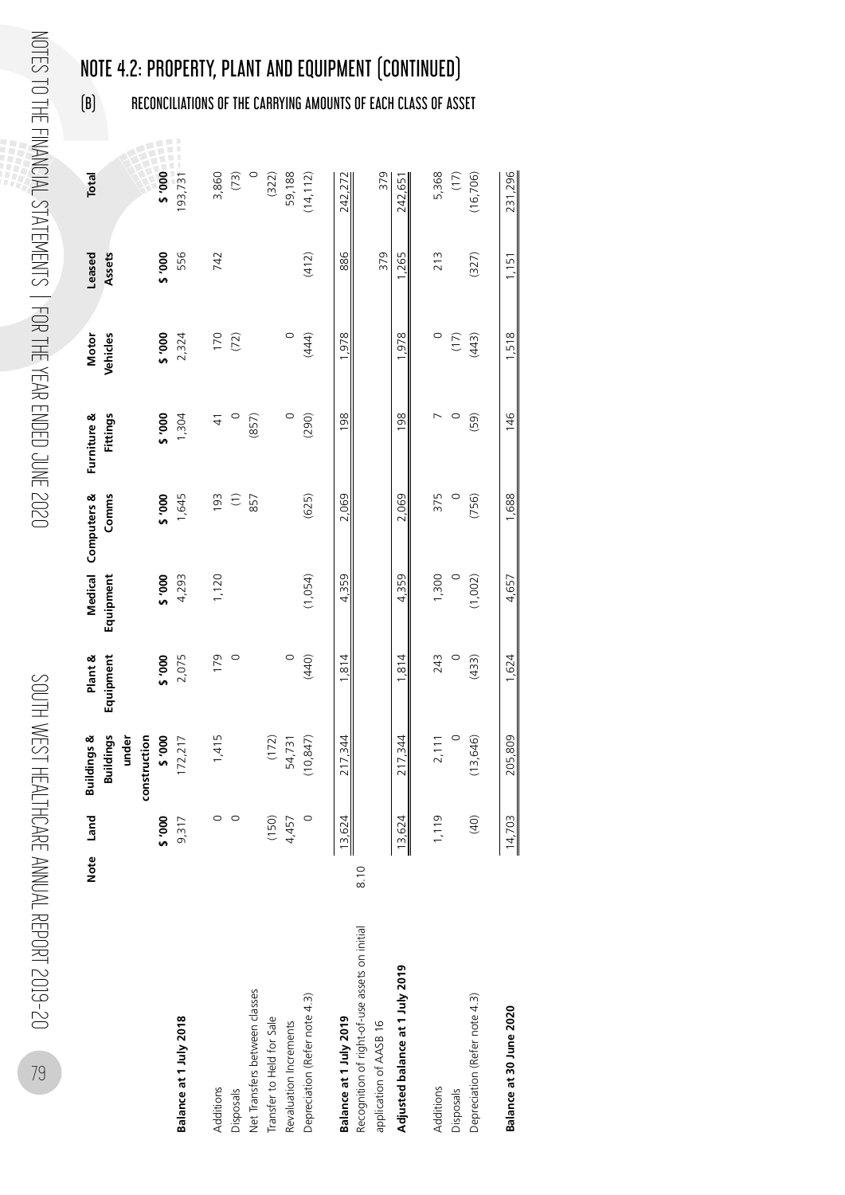## NOTE 4.2: PROPERTY, PLANT AND EQUIPMENT (CONTINUED)

### (B) RECONCILIATIONS OF THE CARRYING AMOUNTS OF EACH CLASS OF ASSET

| | Note | Land | Buildings & Buildings under construction | Plant & Equipment | Medical Equipment | Computers & Comms | Furniture & Fittings | Motor Vehicles | Leased Assets | Total |
|---|---|---|---|---|---|---|---|---|---|---|
| | | $ '000 | $ '000 | $ '000 | $ '000 | $ '000 | $ '000 | $ '000 | $ '000 | $ '000 |
| **Balance at 1 July 2018** | | 9,317 | 172,217 | 2,075 | 4,293 | 1,645 | 1,304 | 2,324 | 556 | 193,731 |
| Additions | | 0 | 1,415 | 179 | 1,120 | 193 | 41 | 170 | 742 | 3,860 |
| Disposals | | 0 | | 0 | | (1) | 0 | (72) | | (73) |
| Net Transfers between classes | | | | | | 857 | (857) | | | 0 |
| Transfer to Held for Sale | | (150) | (172) | | | | | | | (322) |
| Revaluation Increments | | 4,457 | 54,731 | 0 | | | 0 | 0 | | 59,188 |
| Depreciation (Refer note 4.3) | | 0 | (10,847) | (440) | (1,054) | (625) | (290) | (444) | (412) | (14,112) |
| **Balance at 1 July 2019** | | 13,624 | 217,344 | 1,814 | 4,359 | 2,069 | 198 | 1,978 | 886 | 242,272 |
| Recognition of right-of-use assets on initial application of AASB 16 | 8.10 | | | | | | | | 379 | 379 |
| **Adjusted balance at 1 July 2019** | | 13,624 | 217,344 | 1,814 | 4,359 | 2,069 | 198 | 1,978 | 1,265 | 242,651 |
| Additions | | 1,119 | 2,111 | 243 | 1,300 | 375 | 7 | 0 | 213 | 5,368 |
| Disposals | | | 0 | 0 | 0 | 0 | 0 | (17) | | (17) |
| Depreciation (Refer note 4.3) | | (40) | (13,646) | (433) | (1,002) | (756) | (59) | (443) | (327) | (16,706) |
| **Balance at 30 June 2020** | | 14,703 | 205,809 | 1,624 | 4,657 | 1,688 | 146 | 1,518 | 1,151 | 231,296 |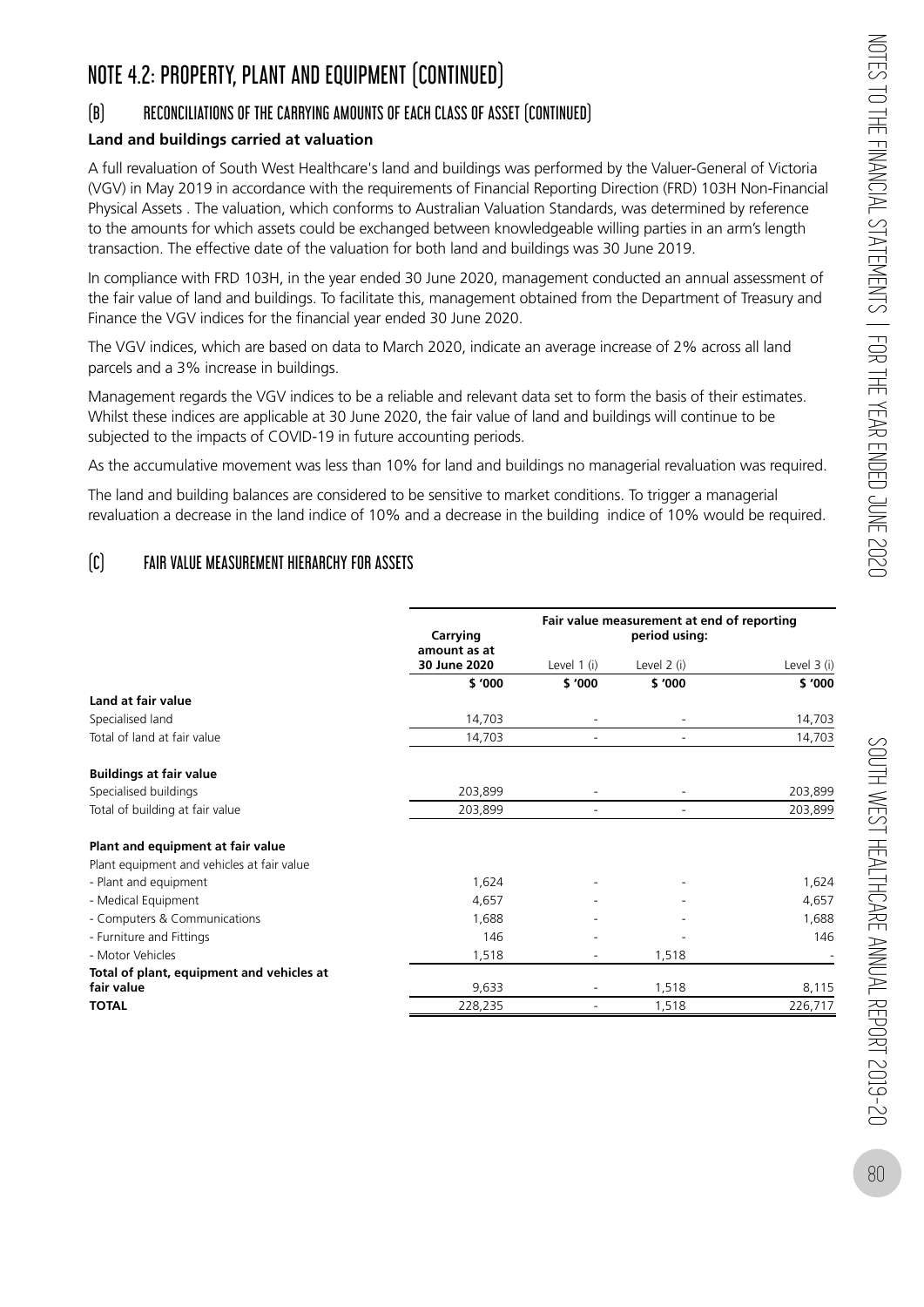# NOTE 4.2: PROPERTY, PLANT AND EQUIPMENT (CONTINUED)

## (B) RECONCILIATIONS OF THE CARRYING AMOUNTS OF EACH CLASS OF ASSET (CONTINUED)

**Land and buildings carried at valuation**

A full revaluation of South West Healthcare's land and buildings was performed by the Valuer-General of Victoria (VGV) in May 2019 in accordance with the requirements of Financial Reporting Direction (FRD) 103H Non-Financial Physical Assets . The valuation, which conforms to Australian Valuation Standards, was determined by reference to the amounts for which assets could be exchanged between knowledgeable willing parties in an arm's length transaction. The effective date of the valuation for both land and buildings was 30 June 2019.

In compliance with FRD 103H, in the year ended 30 June 2020, management conducted an annual assessment of the fair value of land and buildings. To facilitate this, management obtained from the Department of Treasury and Finance the VGV indices for the financial year ended 30 June 2020.

The VGV indices, which are based on data to March 2020, indicate an average increase of 2% across all land parcels and a 3% increase in buildings.

Management regards the VGV indices to be a reliable and relevant data set to form the basis of their estimates. Whilst these indices are applicable at 30 June 2020, the fair value of land and buildings will continue to be subjected to the impacts of COVID-19 in future accounting periods.

As the accumulative movement was less than 10% for land and buildings no managerial revaluation was required.

The land and building balances are considered to be sensitive to market conditions. To trigger a managerial revaluation a decrease in the land indice of 10% and a decrease in the building indice of 10% would be required.

## (C) FAIR VALUE MEASUREMENT HIERARCHY FOR ASSETS

| | Carrying amount as at 30 June 2020 | Fair value measurement at end of reporting period using: | | |
|---|---|---|---|---|
| | | Level 1 (i) | Level 2 (i) | Level 3 (i) |
| | $ '000 | $ '000 | $ '000 | $ '000 |
| **Land at fair value** | | | | |
| Specialised land | 14,703 | - | - | 14,703 |
| Total of land at fair value | 14,703 | - | - | 14,703 |
| **Buildings at fair value** | | | | |
| Specialised buildings | 203,899 | - | - | 203,899 |
| Total of building at fair value | 203,899 | - | - | 203,899 |
| **Plant and equipment at fair value** | | | | |
| Plant equipment and vehicles at fair value | | | | |
| - Plant and equipment | 1,624 | - | - | 1,624 |
| - Medical Equipment | 4,657 | - | - | 4,657 |
| - Computers & Communications | 1,688 | - | - | 1,688 |
| - Furniture and Fittings | 146 | - | - | 146 |
| - Motor Vehicles | 1,518 | - | 1,518 | - |
| **Total of plant, equipment and vehicles at fair value** | 9,633 | - | 1,518 | 8,115 |
| **TOTAL** | 228,235 | - | 1,518 | 226,717 |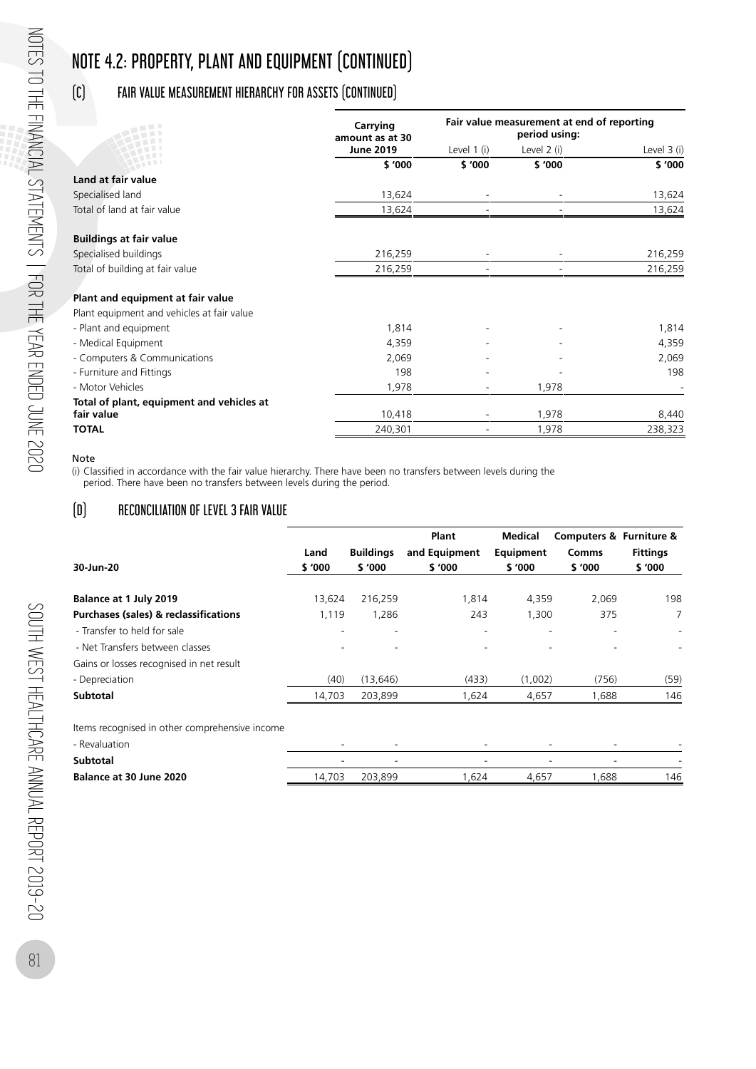# NOTE 4.2: PROPERTY, PLANT AND EQUIPMENT (CONTINUED)

## (C) FAIR VALUE MEASUREMENT HIERARCHY FOR ASSETS (CONTINUED)

| | Carrying amount as at 30 June 2019 | Fair value measurement at end of reporting period using: | | |
|---|---|---|---|---|
| | | Level 1 (i) | Level 2 (i) | Level 3 (i) |
| | $ '000 | $ '000 | $ '000 | $ '000 |
| **Land at fair value** | | | | |
| Specialised land | 13,624 | - | - | 13,624 |
| Total of land at fair value | 13,624 | - | - | 13,624 |
| **Buildings at fair value** | | | | |
| Specialised buildings | 216,259 | - | - | 216,259 |
| Total of building at fair value | 216,259 | - | - | 216,259 |
| **Plant and equipment at fair value** | | | | |
| Plant equipment and vehicles at fair value | | | | |
| - Plant and equipment | 1,814 | - | - | 1,814 |
| - Medical Equipment | 4,359 | - | - | 4,359 |
| - Computers & Communications | 2,069 | - | - | 2,069 |
| - Furniture and Fittings | 198 | - | - | 198 |
| - Motor Vehicles | 1,978 | - | 1,978 | - |
| **Total of plant, equipment and vehicles at fair value** | 10,418 | - | 1,978 | 8,440 |
| **TOTAL** | 240,301 | - | 1,978 | 238,323 |

Note

(i) Classified in accordance with the fair value hierarchy. There have been no transfers between levels during the period. There have been no transfers between levels during the period.

## (D) RECONCILIATION OF LEVEL 3 FAIR VALUE

| 30-Jun-20 | Land $ '000 | Buildings $ '000 | Plant and Equipment $ '000 | Medical Equipment $ '000 | Computers & Comms $ '000 | Furniture & Fittings $ '000 |
|---|---|---|---|---|---|---|
| **Balance at 1 July 2019** | 13,624 | 216,259 | 1,814 | 4,359 | 2,069 | 198 |
| **Purchases (sales) & reclassifications** | 1,119 | 1,286 | 243 | 1,300 | 375 | 7 |
| - Transfer to held for sale | - | - | - | - | - | - |
| - Net Transfers between classes | - | - | - | - | - | - |
| Gains or losses recognised in net result | | | | | | |
| - Depreciation | (40) | (13,646) | (433) | (1,002) | (756) | (59) |
| **Subtotal** | 14,703 | 203,899 | 1,624 | 4,657 | 1,688 | 146 |
| Items recognised in other comprehensive income | | | | | | |
| - Revaluation | - | - | - | - | - | - |
| **Subtotal** | - | - | - | - | - | - |
| **Balance at 30 June 2020** | 14,703 | 203,899 | 1,624 | 4,657 | 1,688 | 146 |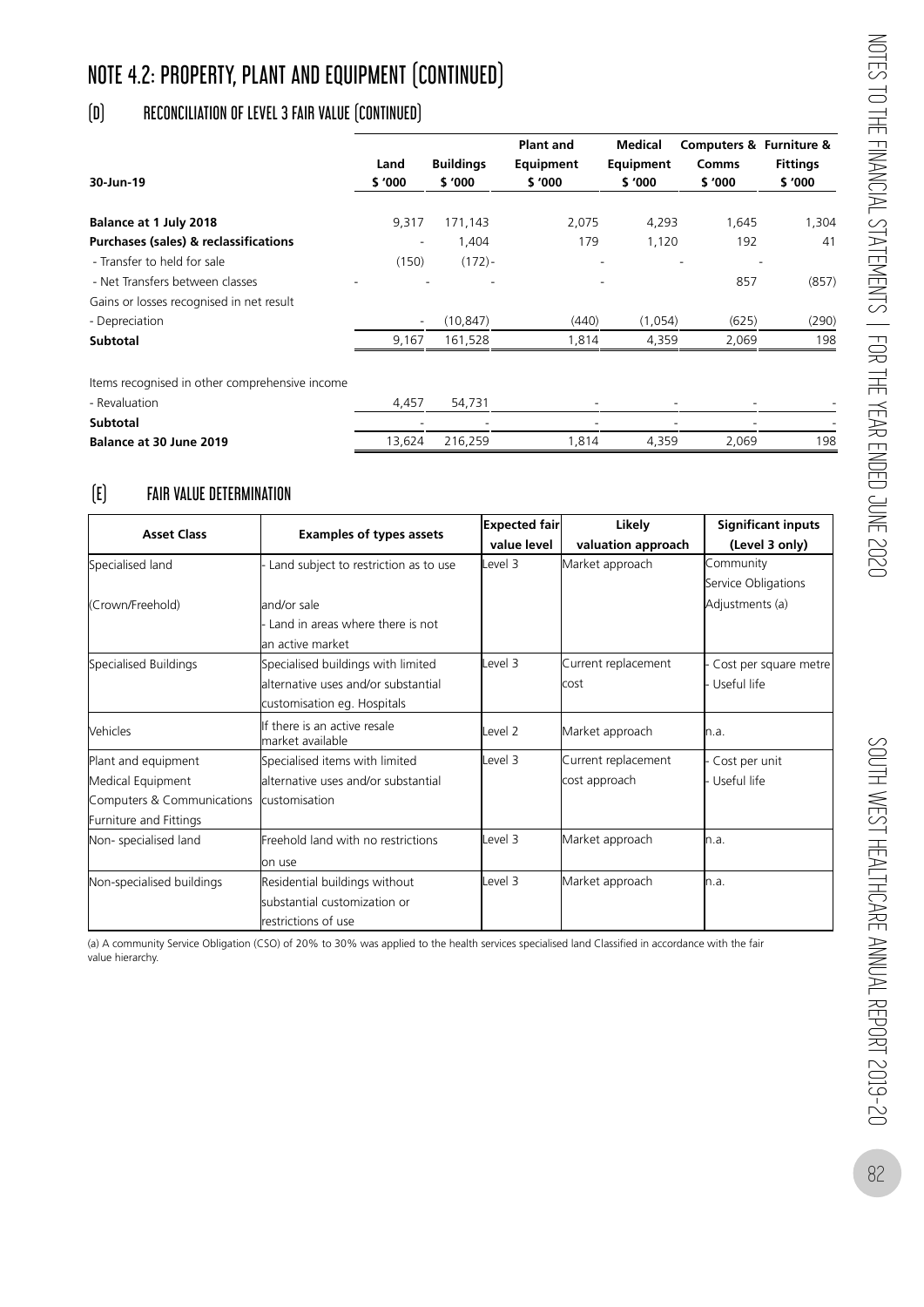# NOTE 4.2: PROPERTY, PLANT AND EQUIPMENT (CONTINUED)

## (D) RECONCILIATION OF LEVEL 3 FAIR VALUE (CONTINUED)

| 30-Jun-19 | Land $ '000 | Buildings $ '000 | Plant and Equipment $ '000 | Medical Equipment $ '000 | Computers & Comms $ '000 | Furniture & Fittings $ '000 |
|---|---|---|---|---|---|---|
| **Balance at 1 July 2018** | 9,317 | 171,143 | 2,075 | 4,293 | 1,645 | 1,304 |
| **Purchases (sales) & reclassifications** | - | 1,404 | 179 | 1,120 | 192 | 41 |
| - Transfer to held for sale | (150) | (172) | - | - | - | - |
| - Net Transfers between classes | - | - | - | - | 857 | (857) |
| Gains or losses recognised in net result | | | | | | |
| - Depreciation | - | (10,847) | (440) | (1,054) | (625) | (290) |
| **Subtotal** | 9,167 | 161,528 | 1,814 | 4,359 | 2,069 | 198 |
| Items recognised in other comprehensive income | | | | | | |
| - Revaluation | 4,457 | 54,731 | - | - | - | - |
| **Subtotal** | - | - | - | - | - | - |
| **Balance at 30 June 2019** | 13,624 | 216,259 | 1,814 | 4,359 | 2,069 | 198 |

## (E) FAIR VALUE DETERMINATION

| Asset Class | Examples of types assets | Expected fair value level | Likely valuation approach | Significant inputs (Level 3 only) |
|---|---|---|---|---|
| Specialised land (Crown/Freehold) | - Land subject to restriction as to use and/or sale<br>- Land in areas where there is not an active market | Level 3 | Market approach | Community Service Obligations Adjustments (a) |
| Specialised Buildings | Specialised buildings with limited alternative uses and/or substantial customisation eg. Hospitals | Level 3 | Current replacement cost | - Cost per square metre<br>- Useful life |
| Vehicles | If there is an active resale market available | Level 2 | Market approach | n.a. |
| Plant and equipment<br>Medical Equipment<br>Computers & Communications<br>Furniture and Fittings | Specialised items with limited alternative uses and/or substantial customisation | Level 3 | Current replacement cost approach | - Cost per unit<br>- Useful life |
| Non- specialised land | Freehold land with no restrictions on use | Level 3 | Market approach | n.a. |
| Non-specialised buildings | Residential buildings without substantial customization or restrictions of use | Level 3 | Market approach | n.a. |

(a) A community Service Obligation (CSO) of 20% to 30% was applied to the health services specialised land Classified in accordance with the fair value hierarchy.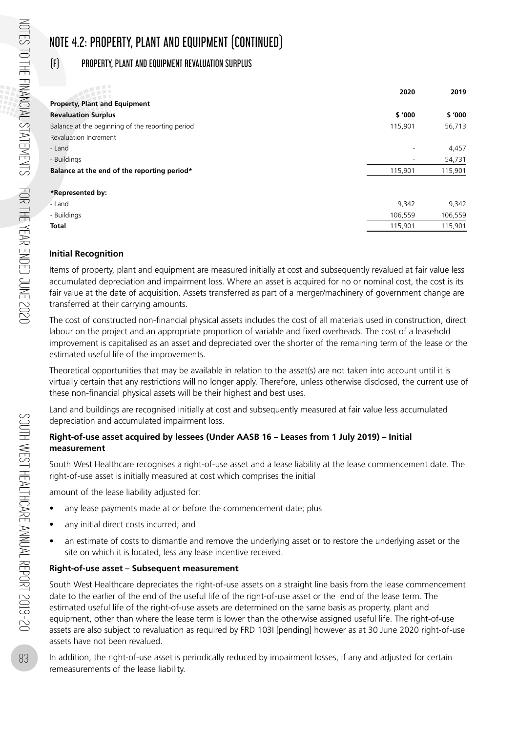# NOTE 4.2: PROPERTY, PLANT AND EQUIPMENT (CONTINUED)

## (F) PROPERTY, PLANT AND EQUIPMENT REVALUATION SURPLUS

| | 2020 | 2019 |
|---|---|---|
| **Property, Plant and Equipment** | | |
| **Revaluation Surplus** | **$ '000** | **$ '000** |
| Balance at the beginning of the reporting period | 115,901 | 56,713 |
| Revaluation Increment | | |
| - Land | - | 4,457 |
| - Buildings | - | 54,731 |
| **Balance at the end of the reporting period*** | 115,901 | 115,901 |
| | | |
| ***Represented by:** | | |
| - Land | 9,342 | 9,342 |
| - Buildings | 106,559 | 106,559 |
| **Total** | 115,901 | 115,901 |

### Initial Recognition

Items of property, plant and equipment are measured initially at cost and subsequently revalued at fair value less accumulated depreciation and impairment loss. Where an asset is acquired for no or nominal cost, the cost is its fair value at the date of acquisition. Assets transferred as part of a merger/machinery of government change are transferred at their carrying amounts.

The cost of constructed non-financial physical assets includes the cost of all materials used in construction, direct labour on the project and an appropriate proportion of variable and fixed overheads. The cost of a leasehold improvement is capitalised as an asset and depreciated over the shorter of the remaining term of the lease or the estimated useful life of the improvements.

Theoretical opportunities that may be available in relation to the asset(s) are not taken into account until it is virtually certain that any restrictions will no longer apply. Therefore, unless otherwise disclosed, the current use of these non-financial physical assets will be their highest and best uses.

Land and buildings are recognised initially at cost and subsequently measured at fair value less accumulated depreciation and accumulated impairment loss.

### Right-of-use asset acquired by lessees (Under AASB 16 – Leases from 1 July 2019) – Initial measurement

South West Healthcare recognises a right-of-use asset and a lease liability at the lease commencement date. The right-of-use asset is initially measured at cost which comprises the initial

amount of the lease liability adjusted for:

- any lease payments made at or before the commencement date; plus
- any initial direct costs incurred; and
- an estimate of costs to dismantle and remove the underlying asset or to restore the underlying asset or the site on which it is located, less any lease incentive received.

### Right-of-use asset – Subsequent measurement

South West Healthcare depreciates the right-of-use assets on a straight line basis from the lease commencement date to the earlier of the end of the useful life of the right-of-use asset or the end of the lease term. The estimated useful life of the right-of-use assets are determined on the same basis as property, plant and equipment, other than where the lease term is lower than the otherwise assigned useful life. The right-of-use assets are also subject to revaluation as required by FRD 103I [pending] however as at 30 June 2020 right-of-use assets have not been revalued.

In addition, the right-of-use asset is periodically reduced by impairment losses, if any and adjusted for certain remeasurements of the lease liability.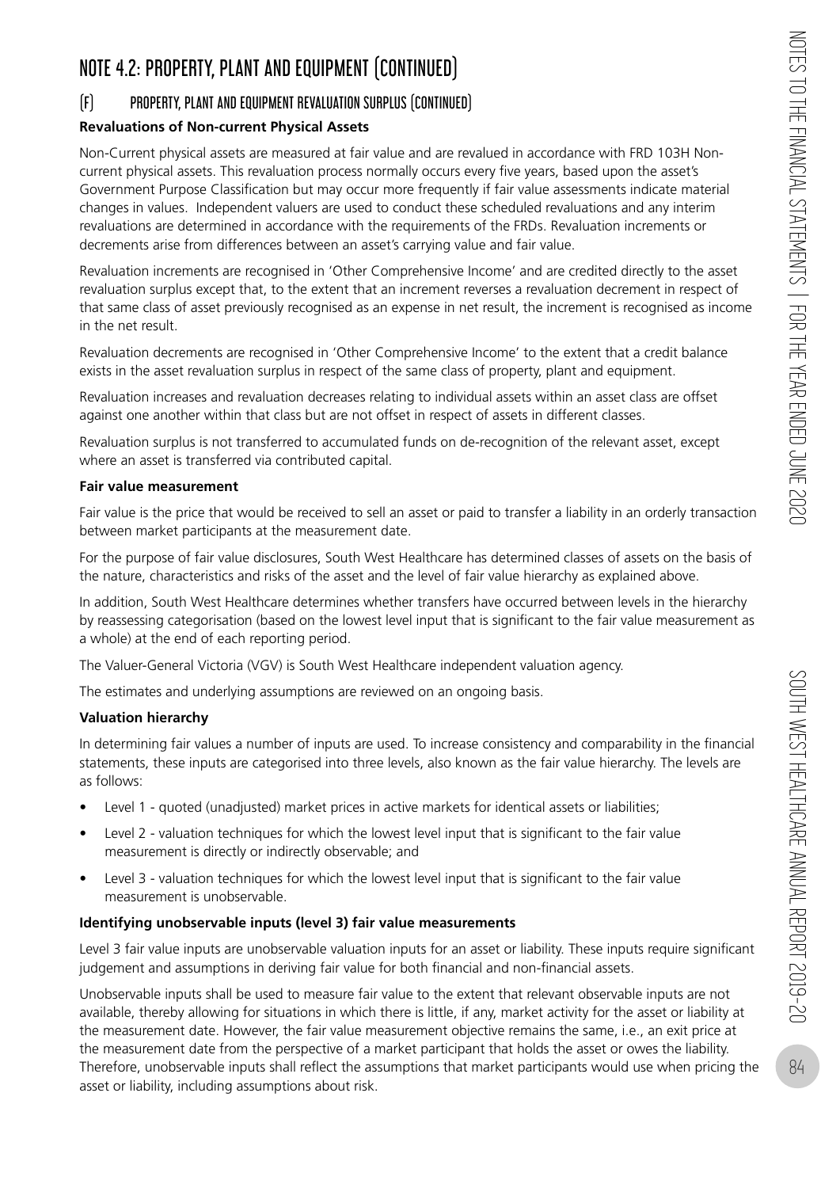# NOTE 4.2: PROPERTY, PLANT AND EQUIPMENT (CONTINUED)

## (F) PROPERTY, PLANT AND EQUIPMENT REVALUATION SURPLUS (CONTINUED)

**Revaluations of Non-current Physical Assets**

Non-Current physical assets are measured at fair value and are revalued in accordance with FRD 103H Non-current physical assets. This revaluation process normally occurs every five years, based upon the asset's Government Purpose Classification but may occur more frequently if fair value assessments indicate material changes in values. Independent valuers are used to conduct these scheduled revaluations and any interim revaluations are determined in accordance with the requirements of the FRDs. Revaluation increments or decrements arise from differences between an asset's carrying value and fair value.

Revaluation increments are recognised in 'Other Comprehensive Income' and are credited directly to the asset revaluation surplus except that, to the extent that an increment reverses a revaluation decrement in respect of that same class of asset previously recognised as an expense in net result, the increment is recognised as income in the net result.

Revaluation decrements are recognised in 'Other Comprehensive Income' to the extent that a credit balance exists in the asset revaluation surplus in respect of the same class of property, plant and equipment.

Revaluation increases and revaluation decreases relating to individual assets within an asset class are offset against one another within that class but are not offset in respect of assets in different classes.

Revaluation surplus is not transferred to accumulated funds on de-recognition of the relevant asset, except where an asset is transferred via contributed capital.

**Fair value measurement**

Fair value is the price that would be received to sell an asset or paid to transfer a liability in an orderly transaction between market participants at the measurement date.

For the purpose of fair value disclosures, South West Healthcare has determined classes of assets on the basis of the nature, characteristics and risks of the asset and the level of fair value hierarchy as explained above.

In addition, South West Healthcare determines whether transfers have occurred between levels in the hierarchy by reassessing categorisation (based on the lowest level input that is significant to the fair value measurement as a whole) at the end of each reporting period.

The Valuer-General Victoria (VGV) is South West Healthcare independent valuation agency.

The estimates and underlying assumptions are reviewed on an ongoing basis.

**Valuation hierarchy**

In determining fair values a number of inputs are used. To increase consistency and comparability in the financial statements, these inputs are categorised into three levels, also known as the fair value hierarchy. The levels are as follows:

- Level 1 - quoted (unadjusted) market prices in active markets for identical assets or liabilities;
- Level 2 - valuation techniques for which the lowest level input that is significant to the fair value measurement is directly or indirectly observable; and
- Level 3 - valuation techniques for which the lowest level input that is significant to the fair value measurement is unobservable.

**Identifying unobservable inputs (level 3) fair value measurements**

Level 3 fair value inputs are unobservable valuation inputs for an asset or liability. These inputs require significant judgement and assumptions in deriving fair value for both financial and non-financial assets.

Unobservable inputs shall be used to measure fair value to the extent that relevant observable inputs are not available, thereby allowing for situations in which there is little, if any, market activity for the asset or liability at the measurement date. However, the fair value measurement objective remains the same, i.e., an exit price at the measurement date from the perspective of a market participant that holds the asset or owes the liability. Therefore, unobservable inputs shall reflect the assumptions that market participants would use when pricing the asset or liability, including assumptions about risk.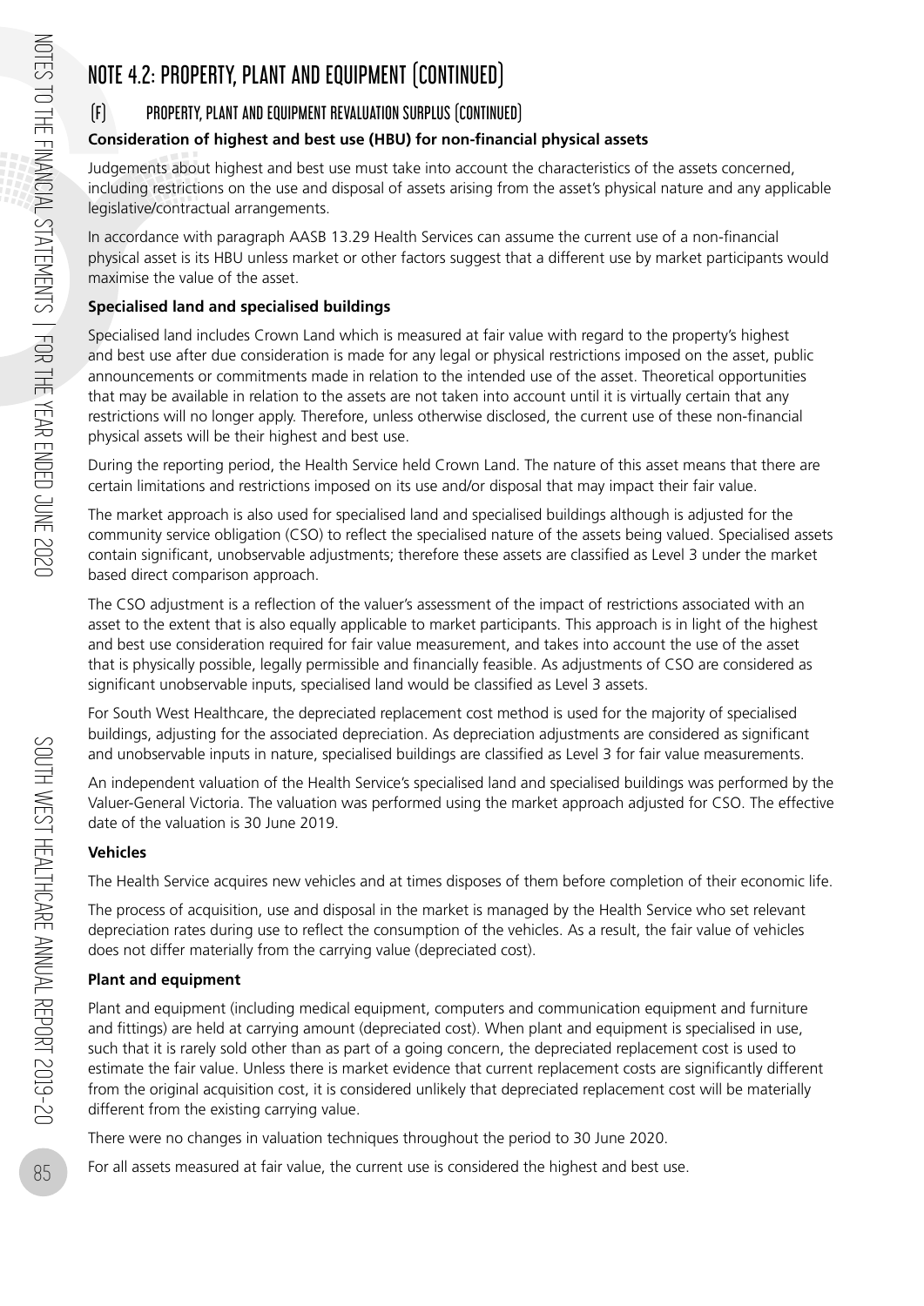# NOTE 4.2: PROPERTY, PLANT AND EQUIPMENT (CONTINUED)

## (F) PROPERTY, PLANT AND EQUIPMENT REVALUATION SURPLUS (CONTINUED)

**Consideration of highest and best use (HBU) for non-financial physical assets**

Judgements about highest and best use must take into account the characteristics of the assets concerned, including restrictions on the use and disposal of assets arising from the asset's physical nature and any applicable legislative/contractual arrangements.

In accordance with paragraph AASB 13.29 Health Services can assume the current use of a non-financial physical asset is its HBU unless market or other factors suggest that a different use by market participants would maximise the value of the asset.

**Specialised land and specialised buildings**

Specialised land includes Crown Land which is measured at fair value with regard to the property's highest and best use after due consideration is made for any legal or physical restrictions imposed on the asset, public announcements or commitments made in relation to the intended use of the asset. Theoretical opportunities that may be available in relation to the assets are not taken into account until it is virtually certain that any restrictions will no longer apply. Therefore, unless otherwise disclosed, the current use of these non-financial physical assets will be their highest and best use.

During the reporting period, the Health Service held Crown Land. The nature of this asset means that there are certain limitations and restrictions imposed on its use and/or disposal that may impact their fair value.

The market approach is also used for specialised land and specialised buildings although is adjusted for the community service obligation (CSO) to reflect the specialised nature of the assets being valued. Specialised assets contain significant, unobservable adjustments; therefore these assets are classified as Level 3 under the market based direct comparison approach.

The CSO adjustment is a reflection of the valuer's assessment of the impact of restrictions associated with an asset to the extent that is also equally applicable to market participants. This approach is in light of the highest and best use consideration required for fair value measurement, and takes into account the use of the asset that is physically possible, legally permissible and financially feasible. As adjustments of CSO are considered as significant unobservable inputs, specialised land would be classified as Level 3 assets.

For South West Healthcare, the depreciated replacement cost method is used for the majority of specialised buildings, adjusting for the associated depreciation. As depreciation adjustments are considered as significant and unobservable inputs in nature, specialised buildings are classified as Level 3 for fair value measurements.

An independent valuation of the Health Service's specialised land and specialised buildings was performed by the Valuer-General Victoria. The valuation was performed using the market approach adjusted for CSO. The effective date of the valuation is 30 June 2019.

**Vehicles**

The Health Service acquires new vehicles and at times disposes of them before completion of their economic life.

The process of acquisition, use and disposal in the market is managed by the Health Service who set relevant depreciation rates during use to reflect the consumption of the vehicles. As a result, the fair value of vehicles does not differ materially from the carrying value (depreciated cost).

**Plant and equipment**

Plant and equipment (including medical equipment, computers and communication equipment and furniture and fittings) are held at carrying amount (depreciated cost). When plant and equipment is specialised in use, such that it is rarely sold other than as part of a going concern, the depreciated replacement cost is used to estimate the fair value. Unless there is market evidence that current replacement costs are significantly different from the original acquisition cost, it is considered unlikely that depreciated replacement cost will be materially different from the existing carrying value.

There were no changes in valuation techniques throughout the period to 30 June 2020.

For all assets measured at fair value, the current use is considered the highest and best use.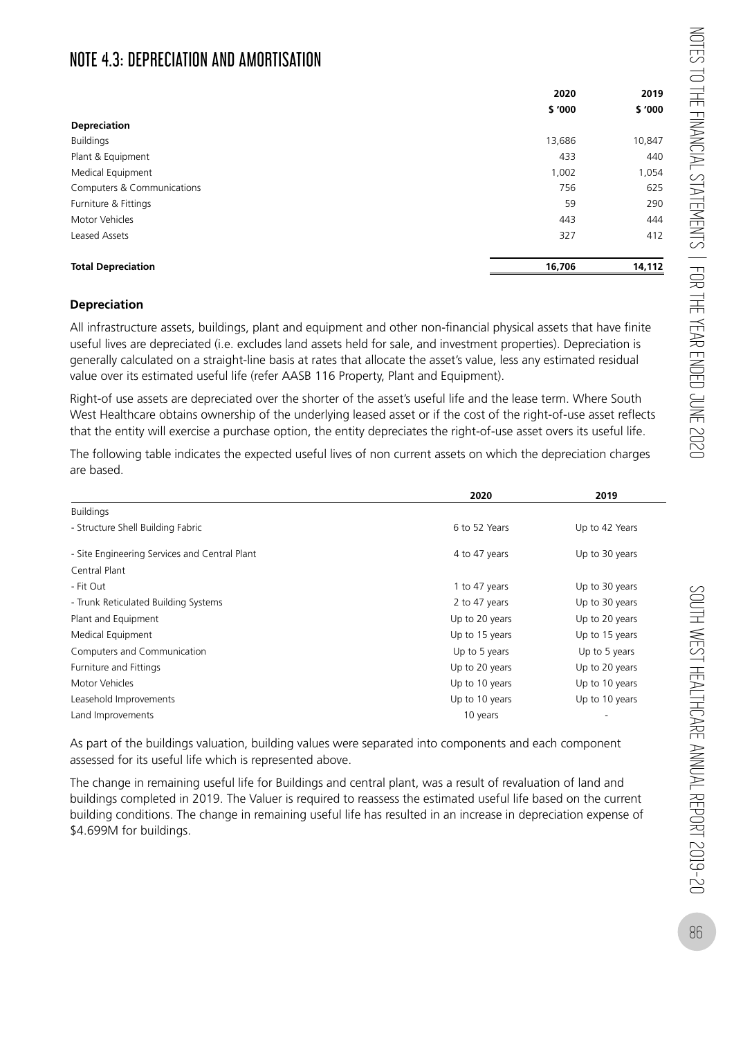# NOTE 4.3: DEPRECIATION AND AMORTISATION

| | 2020 | 2019 |
|---|---|---|
| | $ '000 | $ '000 |
| **Depreciation** | | |
| Buildings | 13,686 | 10,847 |
| Plant & Equipment | 433 | 440 |
| Medical Equipment | 1,002 | 1,054 |
| Computers & Communications | 756 | 625 |
| Furniture & Fittings | 59 | 290 |
| Motor Vehicles | 443 | 444 |
| Leased Assets | 327 | 412 |
| **Total Depreciation** | **16,706** | **14,112** |

### Depreciation

All infrastructure assets, buildings, plant and equipment and other non-financial physical assets that have finite useful lives are depreciated (i.e. excludes land assets held for sale, and investment properties). Depreciation is generally calculated on a straight-line basis at rates that allocate the asset's value, less any estimated residual value over its estimated useful life (refer AASB 116 Property, Plant and Equipment).

Right-of use assets are depreciated over the shorter of the asset's useful life and the lease term. Where South West Healthcare obtains ownership of the underlying leased asset or if the cost of the right-of-use asset reflects that the entity will exercise a purchase option, the entity depreciates the right-of-use asset overs its useful life.

The following table indicates the expected useful lives of non current assets on which the depreciation charges are based.

| | 2020 | 2019 |
|---|---|---|
| Buildings | | |
| - Structure Shell Building Fabric | 6 to 52 Years | Up to 42 Years |
| - Site Engineering Services and Central Plant | 4 to 47 years | Up to 30 years |
| Central Plant | | |
| - Fit Out | 1 to 47 years | Up to 30 years |
| - Trunk Reticulated Building Systems | 2 to 47 years | Up to 30 years |
| Plant and Equipment | Up to 20 years | Up to 20 years |
| Medical Equipment | Up to 15 years | Up to 15 years |
| Computers and Communication | Up to 5 years | Up to 5 years |
| Furniture and Fittings | Up to 20 years | Up to 20 years |
| Motor Vehicles | Up to 10 years | Up to 10 years |
| Leasehold Improvements | Up to 10 years | Up to 10 years |
| Land Improvements | 10 years | - |

As part of the buildings valuation, building values were separated into components and each component assessed for its useful life which is represented above.

The change in remaining useful life for Buildings and central plant, was a result of revaluation of land and buildings completed in 2019. The Valuer is required to reassess the estimated useful life based on the current building conditions. The change in remaining useful life has resulted in an increase in depreciation expense of $4.699M for buildings.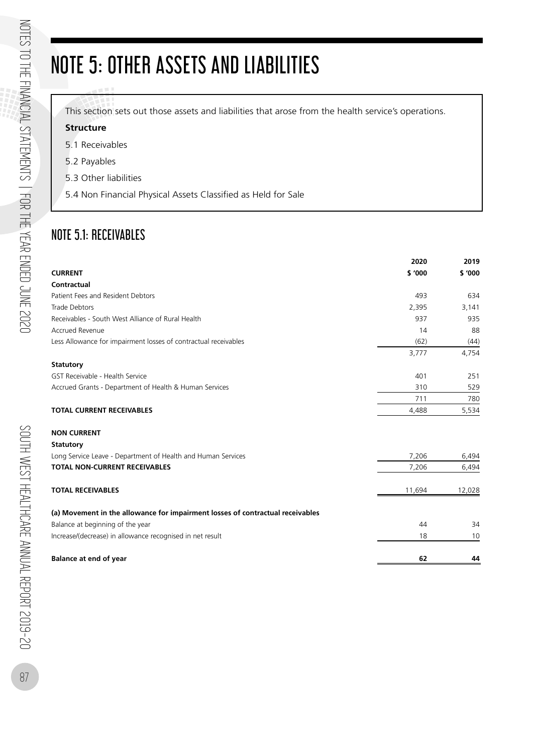# NOTE 5: OTHER ASSETS AND LIABILITIES

This section sets out those assets and liabilities that arose from the health service's operations.

**Structure**

5.1 Receivables

5.2 Payables

5.3 Other liabilities

5.4 Non Financial Physical Assets Classified as Held for Sale

## NOTE 5.1: RECEIVABLES

| | 2020 | 2019 |
|---|---|---|
| **CURRENT** | **$ '000** | **$ '000** |
| **Contractual** | | |
| Patient Fees and Resident Debtors | 493 | 634 |
| Trade Debtors | 2,395 | 3,141 |
| Receivables - South West Alliance of Rural Health | 937 | 935 |
| Accrued Revenue | 14 | 88 |
| Less Allowance for impairment losses of contractual receivables | (62) | (44) |
| | 3,777 | 4,754 |
| **Statutory** | | |
| GST Receivable - Health Service | 401 | 251 |
| Accrued Grants - Department of Health & Human Services | 310 | 529 |
| | 711 | 780 |
| **TOTAL CURRENT RECEIVABLES** | 4,488 | 5,534 |
| | | |
| **NON CURRENT** | | |
| **Statutory** | | |
| Long Service Leave - Department of Health and Human Services | 7,206 | 6,494 |
| **TOTAL NON-CURRENT RECEIVABLES** | 7,206 | 6,494 |
| | | |
| **TOTAL RECEIVABLES** | 11,694 | 12,028 |
| | | |
| **(a) Movement in the allowance for impairment losses of contractual receivables** | | |
| Balance at beginning of the year | 44 | 34 |
| Increase/(decrease) in allowance recognised in net result | 18 | 10 |
| | | |
| **Balance at end of year** | **62** | **44** |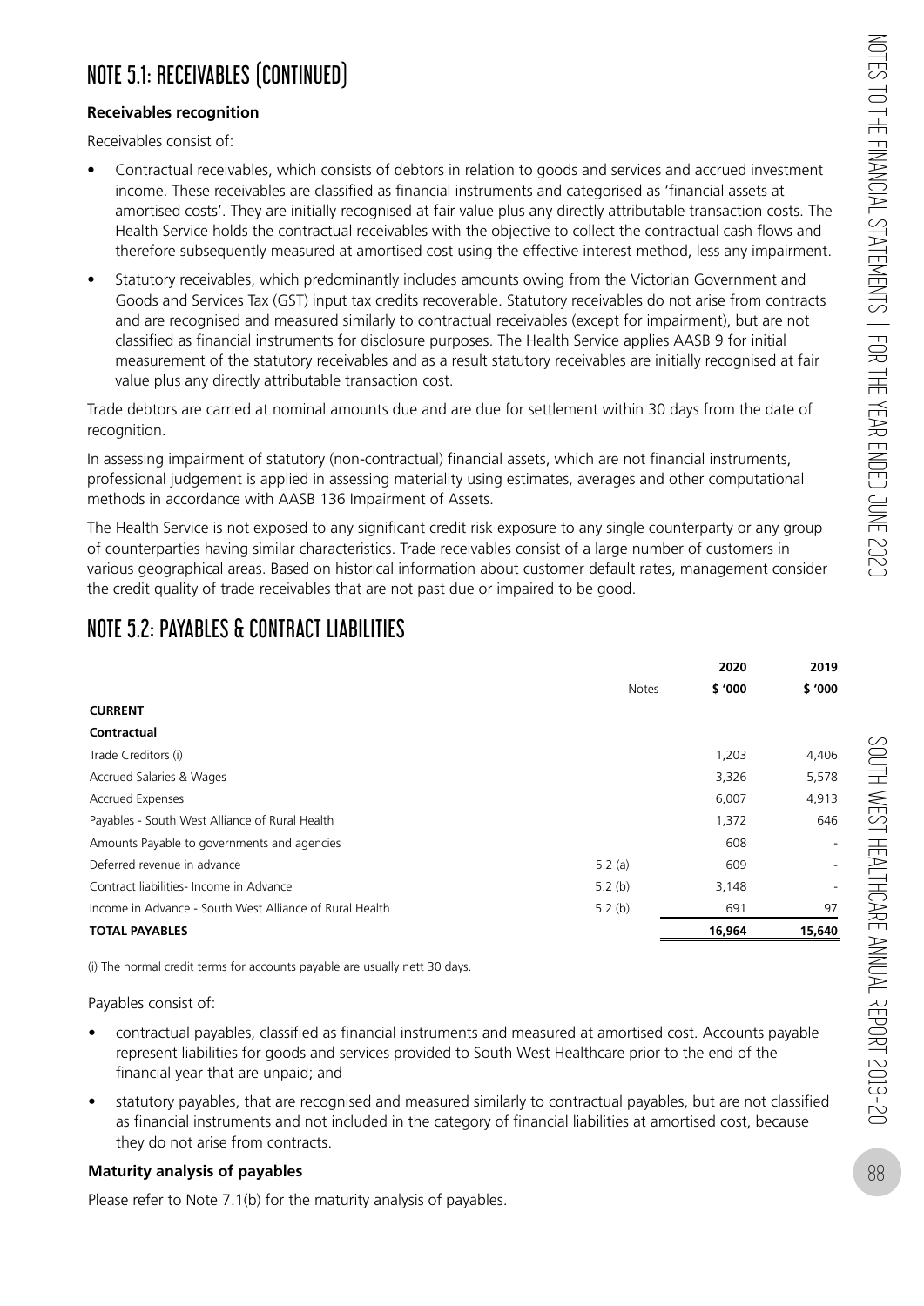# NOTE 5.1: RECEIVABLES (CONTINUED)

**Receivables recognition**

Receivables consist of:

- Contractual receivables, which consists of debtors in relation to goods and services and accrued investment income. These receivables are classified as financial instruments and categorised as 'financial assets at amortised costs'. They are initially recognised at fair value plus any directly attributable transaction costs. The Health Service holds the contractual receivables with the objective to collect the contractual cash flows and therefore subsequently measured at amortised cost using the effective interest method, less any impairment.
- Statutory receivables, which predominantly includes amounts owing from the Victorian Government and Goods and Services Tax (GST) input tax credits recoverable. Statutory receivables do not arise from contracts and are recognised and measured similarly to contractual receivables (except for impairment), but are not classified as financial instruments for disclosure purposes. The Health Service applies AASB 9 for initial measurement of the statutory receivables and as a result statutory receivables are initially recognised at fair value plus any directly attributable transaction cost.

Trade debtors are carried at nominal amounts due and are due for settlement within 30 days from the date of recognition.

In assessing impairment of statutory (non-contractual) financial assets, which are not financial instruments, professional judgement is applied in assessing materiality using estimates, averages and other computational methods in accordance with AASB 136 Impairment of Assets.

The Health Service is not exposed to any significant credit risk exposure to any single counterparty or any group of counterparties having similar characteristics. Trade receivables consist of a large number of customers in various geographical areas. Based on historical information about customer default rates, management consider the credit quality of trade receivables that are not past due or impaired to be good.

# NOTE 5.2: PAYABLES & CONTRACT LIABILITIES

| | Notes | 2020<br>$ '000 | 2019<br>$ '000 |
|---|---|---|---|
| **CURRENT** | | | |
| **Contractual** | | | |
| Trade Creditors (i) | | 1,203 | 4,406 |
| Accrued Salaries & Wages | | 3,326 | 5,578 |
| Accrued Expenses | | 6,007 | 4,913 |
| Payables - South West Alliance of Rural Health | | 1,372 | 646 |
| Amounts Payable to governments and agencies | | 608 | - |
| Deferred revenue in advance | 5.2 (a) | 609 | - |
| Contract liabilities- Income in Advance | 5.2 (b) | 3,148 | - |
| Income in Advance - South West Alliance of Rural Health | 5.2 (b) | 691 | 97 |
| **TOTAL PAYABLES** | | **16,964** | **15,640** |

(i) The normal credit terms for accounts payable are usually nett 30 days.

Payables consist of:

- contractual payables, classified as financial instruments and measured at amortised cost. Accounts payable represent liabilities for goods and services provided to South West Healthcare prior to the end of the financial year that are unpaid; and
- statutory payables, that are recognised and measured similarly to contractual payables, but are not classified as financial instruments and not included in the category of financial liabilities at amortised cost, because they do not arise from contracts.

**Maturity analysis of payables**

Please refer to Note 7.1(b) for the maturity analysis of payables.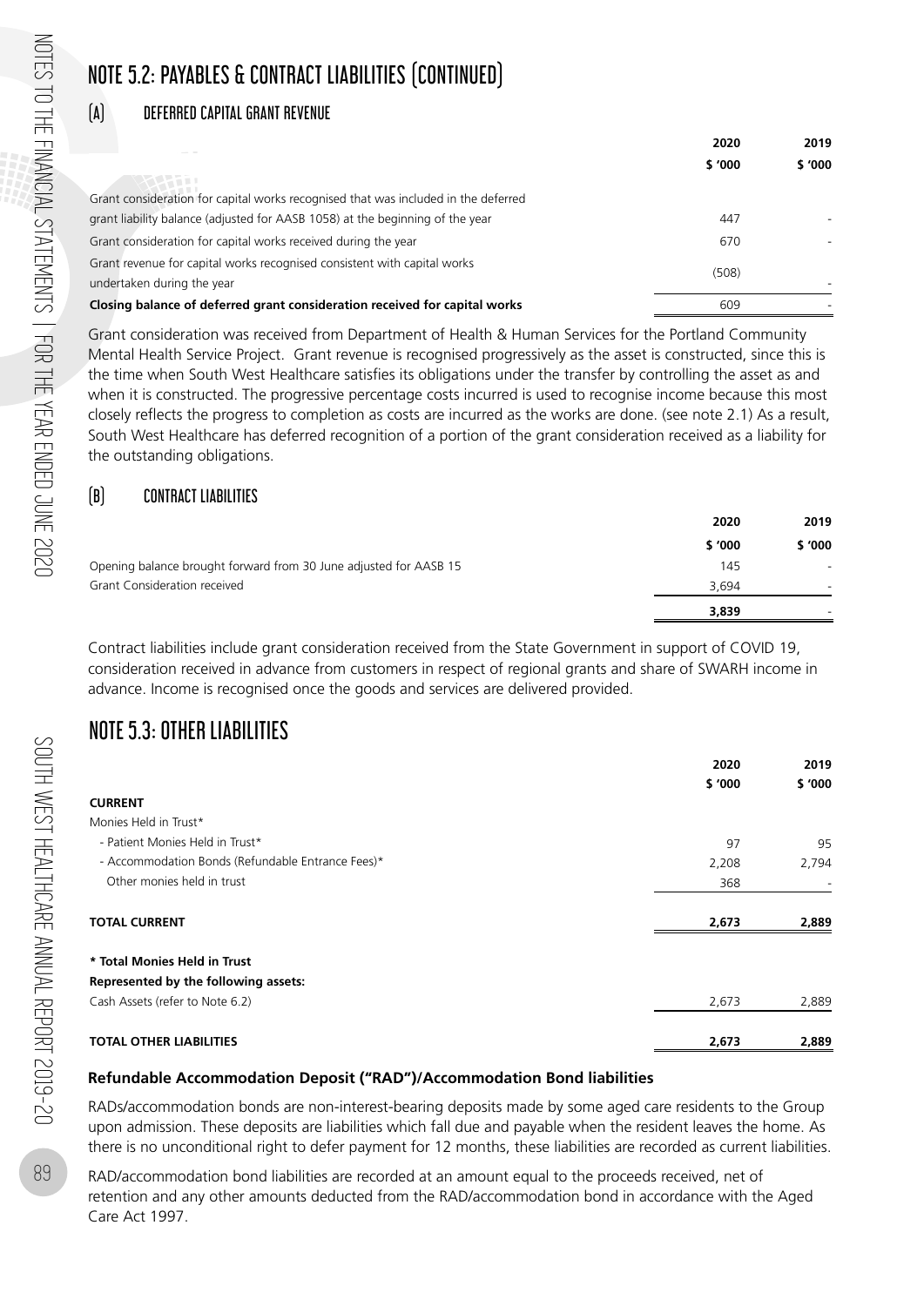# NOTE 5.2: PAYABLES & CONTRACT LIABILITIES (CONTINUED)

## (A) DEFERRED CAPITAL GRANT REVENUE

| | 2020 | 2019 |
|---|---|---|
| | $ '000 | $ '000 |
| Grant consideration for capital works recognised that was included in the deferred grant liability balance (adjusted for AASB 1058) at the beginning of the year | 447 | - |
| Grant consideration for capital works received during the year | 670 | - |
| Grant revenue for capital works recognised consistent with capital works undertaken during the year | (508) | - |
| **Closing balance of deferred grant consideration received for capital works** | 609 | - |

Grant consideration was received from Department of Health & Human Services for the Portland Community Mental Health Service Project. Grant revenue is recognised progressively as the asset is constructed, since this is the time when South West Healthcare satisfies its obligations under the transfer by controlling the asset as and when it is constructed. The progressive percentage costs incurred is used to recognise income because this most closely reflects the progress to completion as costs are incurred as the works are done. (see note 2.1) As a result, South West Healthcare has deferred recognition of a portion of the grant consideration received as a liability for the outstanding obligations.

## (B) CONTRACT LIABILITIES

| | 2020 | 2019 |
|---|---|---|
| | $ '000 | $ '000 |
| Opening balance brought forward from 30 June adjusted for AASB 15 | 145 | - |
| Grant Consideration received | 3,694 | - |
| | **3,839** | - |

Contract liabilities include grant consideration received from the State Government in support of COVID 19, consideration received in advance from customers in respect of regional grants and share of SWARH income in advance. Income is recognised once the goods and services are delivered provided.

# NOTE 5.3: OTHER LIABILITIES

| | 2020 | 2019 |
|---|---|---|
| | $ '000 | $ '000 |
| **CURRENT** | | |
| Monies Held in Trust* | | |
| - Patient Monies Held in Trust* | 97 | 95 |
| - Accommodation Bonds (Refundable Entrance Fees)* | 2,208 | 2,794 |
| Other monies held in trust | 368 | - |
| **TOTAL CURRENT** | **2,673** | **2,889** |
| **\* Total Monies Held in Trust** | | |
| **Represented by the following assets:** | | |
| Cash Assets (refer to Note 6.2) | 2,673 | 2,889 |
| **TOTAL OTHER LIABILITIES** | **2,673** | **2,889** |

**Refundable Accommodation Deposit ("RAD")/Accommodation Bond liabilities**

RADs/accommodation bonds are non-interest-bearing deposits made by some aged care residents to the Group upon admission. These deposits are liabilities which fall due and payable when the resident leaves the home. As there is no unconditional right to defer payment for 12 months, these liabilities are recorded as current liabilities.

RAD/accommodation bond liabilities are recorded at an amount equal to the proceeds received, net of retention and any other amounts deducted from the RAD/accommodation bond in accordance with the Aged Care Act 1997.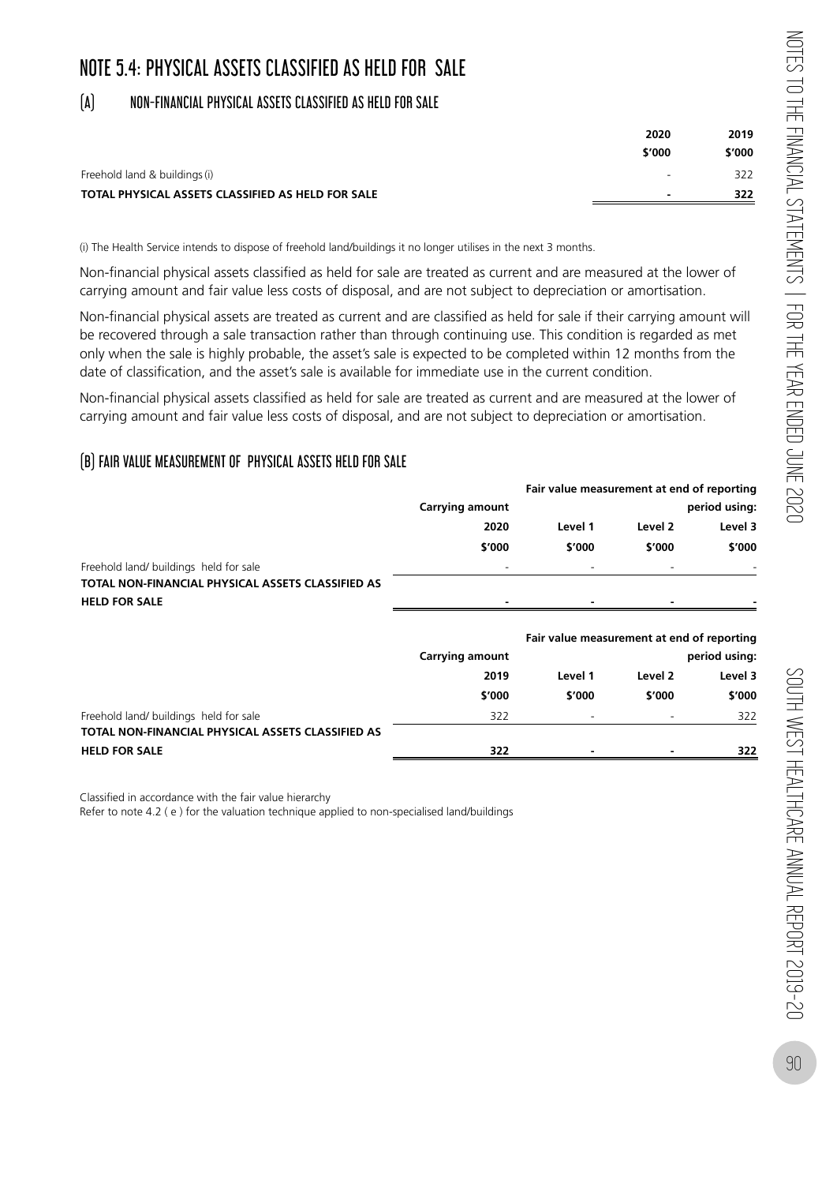# NOTE 5.4: PHYSICAL ASSETS CLASSIFIED AS HELD FOR SALE

## (A) NON-FINANCIAL PHYSICAL ASSETS CLASSIFIED AS HELD FOR SALE

| | 2020 | 2019 |
|---|---|---|
| | $'000 | $'000 |
| Freehold land & buildings (i) | - | 322 |
| **TOTAL PHYSICAL ASSETS CLASSIFIED AS HELD FOR SALE** | **-** | **322** |

(i) The Health Service intends to dispose of freehold land/buildings it no longer utilises in the next 3 months.

Non-financial physical assets classified as held for sale are treated as current and are measured at the lower of carrying amount and fair value less costs of disposal, and are not subject to depreciation or amortisation.

Non-financial physical assets are treated as current and are classified as held for sale if their carrying amount will be recovered through a sale transaction rather than through continuing use. This condition is regarded as met only when the sale is highly probable, the asset's sale is expected to be completed within 12 months from the date of classification, and the asset's sale is available for immediate use in the current condition.

Non-financial physical assets classified as held for sale are treated as current and are measured at the lower of carrying amount and fair value less costs of disposal, and are not subject to depreciation or amortisation.

## (B) FAIR VALUE MEASUREMENT OF PHYSICAL ASSETS HELD FOR SALE

| | Carrying amount | Fair value measurement at end of reporting period using: | | |
|---|---|---|---|---|
| | 2020 | Level 1 | Level 2 | Level 3 |
| | $'000 | $'000 | $'000 | $'000 |
| Freehold land/ buildings held for sale | - | - | - | - |
| **TOTAL NON-FINANCIAL PHYSICAL ASSETS CLASSIFIED AS HELD FOR SALE** | **-** | **-** | **-** | **-** |

| | Carrying amount | Fair value measurement at end of reporting period using: | | |
|---|---|---|---|---|
| | 2019 | Level 1 | Level 2 | Level 3 |
| | $'000 | $'000 | $'000 | $'000 |
| Freehold land/ buildings held for sale | 322 | - | - | 322 |
| **TOTAL NON-FINANCIAL PHYSICAL ASSETS CLASSIFIED AS HELD FOR SALE** | **322** | **-** | **-** | **322** |

Classified in accordance with the fair value hierarchy

Refer to note 4.2 ( e ) for the valuation technique applied to non-specialised land/buildings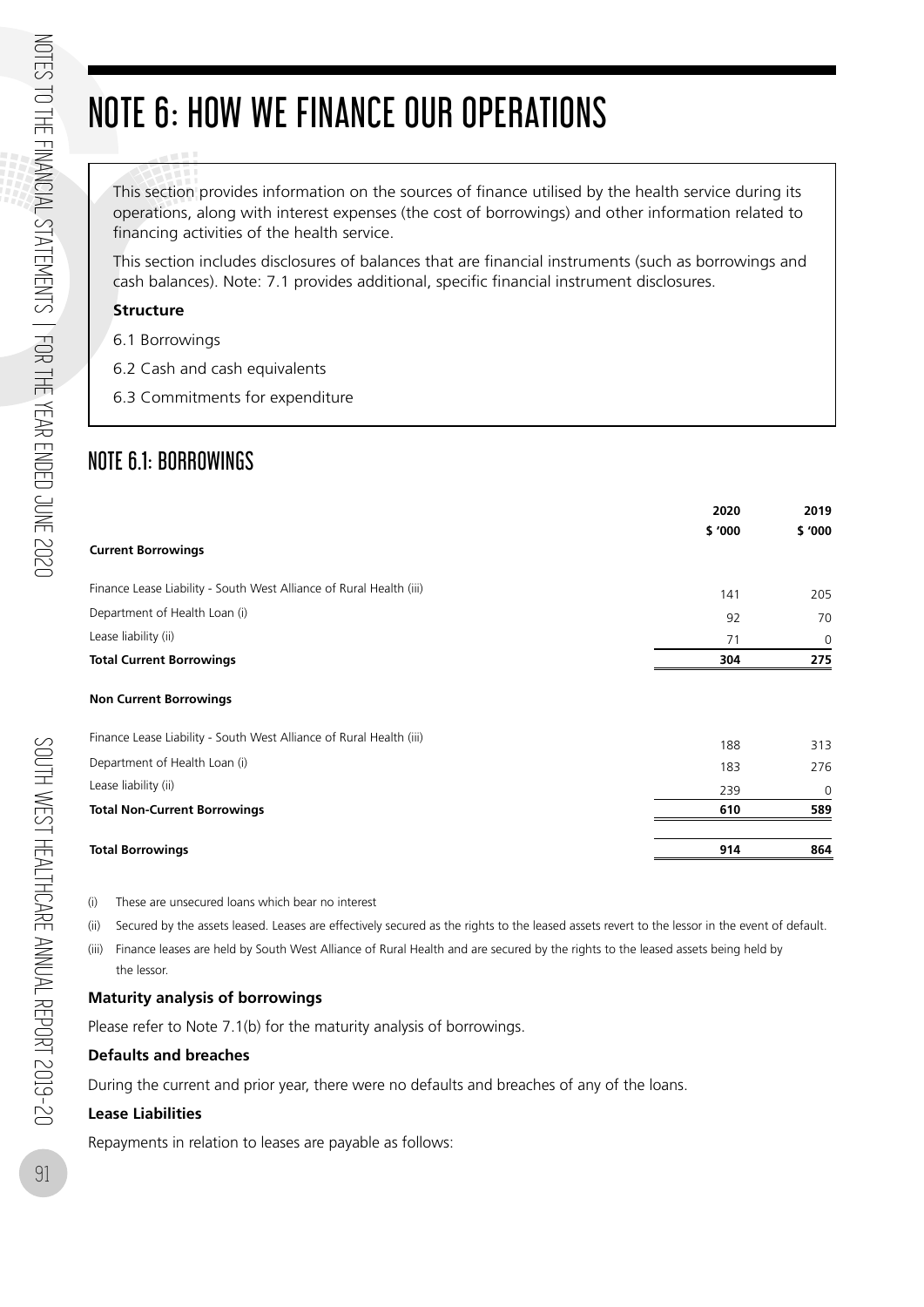# NOTE 6: HOW WE FINANCE OUR OPERATIONS

This section provides information on the sources of finance utilised by the health service during its operations, along with interest expenses (the cost of borrowings) and other information related to financing activities of the health service.

This section includes disclosures of balances that are financial instruments (such as borrowings and cash balances). Note: 7.1 provides additional, specific financial instrument disclosures.

**Structure**

6.1 Borrowings

6.2 Cash and cash equivalents

6.3 Commitments for expenditure

## NOTE 6.1: BORROWINGS

| | 2020 $ '000 | 2019 $ '000 |
|---|---|---|
| **Current Borrowings** | | |
| Finance Lease Liability - South West Alliance of Rural Health (iii) | 141 | 205 |
| Department of Health Loan (i) | 92 | 70 |
| Lease liability (ii) | 71 | 0 |
| **Total Current Borrowings** | **304** | **275** |
| **Non Current Borrowings** | | |
| Finance Lease Liability - South West Alliance of Rural Health (iii) | 188 | 313 |
| Department of Health Loan (i) | 183 | 276 |
| Lease liability (ii) | 239 | 0 |
| **Total Non-Current Borrowings** | **610** | **589** |
| **Total Borrowings** | **914** | **864** |

(i) These are unsecured loans which bear no interest

(ii) Secured by the assets leased. Leases are effectively secured as the rights to the leased assets revert to the lessor in the event of default.

(iii) Finance leases are held by South West Alliance of Rural Health and are secured by the rights to the leased assets being held by the lessor.

**Maturity analysis of borrowings**

Please refer to Note 7.1(b) for the maturity analysis of borrowings.

**Defaults and breaches**

During the current and prior year, there were no defaults and breaches of any of the loans.

**Lease Liabilities**

Repayments in relation to leases are payable as follows: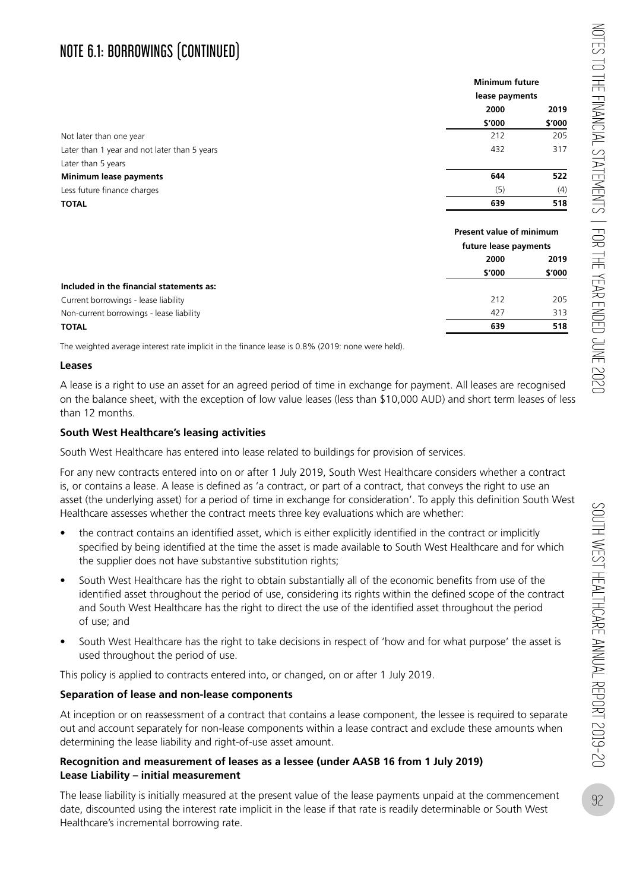# NOTE 6.1: BORROWINGS (CONTINUED)

| | Minimum future lease payments | |
|---|---|---|
| | 2000 | 2019 |
| | $'000 | $'000 |
| Not later than one year | 212 | 205 |
| Later than 1 year and not later than 5 years | 432 | 317 |
| Later than 5 years | | |
| **Minimum lease payments** | **644** | **522** |
| Less future finance charges | (5) | (4) |
| **TOTAL** | **639** | **518** |

| | Present value of minimum future lease payments | |
|---|---|---|
| | 2000 | 2019 |
| | $'000 | $'000 |
| **Included in the financial statements as:** | | |
| Current borrowings - lease liability | 212 | 205 |
| Non-current borrowings - lease liability | 427 | 313 |
| **TOTAL** | **639** | **518** |

The weighted average interest rate implicit in the finance lease is 0.8% (2019: none were held).

**Leases**

A lease is a right to use an asset for an agreed period of time in exchange for payment. All leases are recognised on the balance sheet, with the exception of low value leases (less than $10,000 AUD) and short term leases of less than 12 months.

**South West Healthcare's leasing activities**

South West Healthcare has entered into lease related to buildings for provision of services.

For any new contracts entered into on or after 1 July 2019, South West Healthcare considers whether a contract is, or contains a lease. A lease is defined as 'a contract, or part of a contract, that conveys the right to use an asset (the underlying asset) for a period of time in exchange for consideration'. To apply this definition South West Healthcare assesses whether the contract meets three key evaluations which are whether:

- the contract contains an identified asset, which is either explicitly identified in the contract or implicitly specified by being identified at the time the asset is made available to South West Healthcare and for which the supplier does not have substantive substitution rights;
- South West Healthcare has the right to obtain substantially all of the economic benefits from use of the identified asset throughout the period of use, considering its rights within the defined scope of the contract and South West Healthcare has the right to direct the use of the identified asset throughout the period of use; and
- South West Healthcare has the right to take decisions in respect of 'how and for what purpose' the asset is used throughout the period of use.

This policy is applied to contracts entered into, or changed, on or after 1 July 2019.

**Separation of lease and non-lease components**

At inception or on reassessment of a contract that contains a lease component, the lessee is required to separate out and account separately for non-lease components within a lease contract and exclude these amounts when determining the lease liability and right-of-use asset amount.

**Recognition and measurement of leases as a lessee (under AASB 16 from 1 July 2019)**
**Lease Liability – initial measurement**

The lease liability is initially measured at the present value of the lease payments unpaid at the commencement date, discounted using the interest rate implicit in the lease if that rate is readily determinable or South West Healthcare's incremental borrowing rate.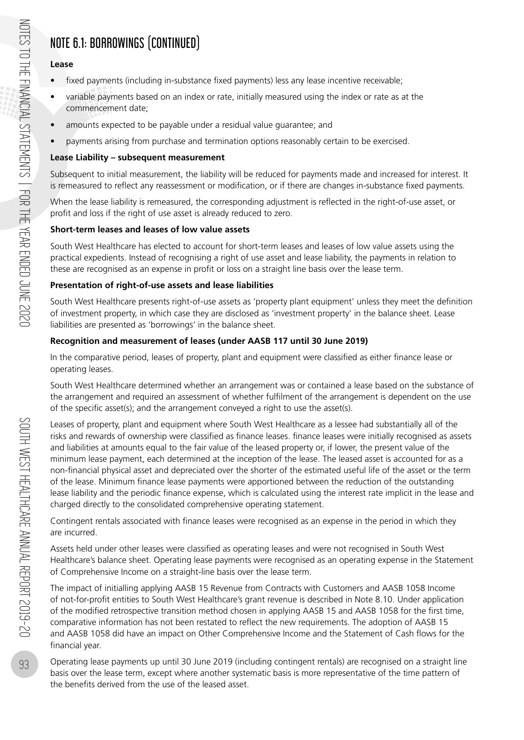# NOTE 6.1: BORROWINGS (CONTINUED)

**Lease**

- fixed payments (including in-substance fixed payments) less any lease incentive receivable;
- variable payments based on an index or rate, initially measured using the index or rate as at the commencement date;
- amounts expected to be payable under a residual value guarantee; and
- payments arising from purchase and termination options reasonably certain to be exercised.

**Lease Liability – subsequent measurement**

Subsequent to initial measurement, the liability will be reduced for payments made and increased for interest. It is remeasured to reflect any reassessment or modification, or if there are changes in-substance fixed payments.

When the lease liability is remeasured, the corresponding adjustment is reflected in the right-of-use asset, or profit and loss if the right of use asset is already reduced to zero.

**Short-term leases and leases of low value assets**

South West Healthcare has elected to account for short-term leases and leases of low value assets using the practical expedients. Instead of recognising a right of use asset and lease liability, the payments in relation to these are recognised as an expense in profit or loss on a straight line basis over the lease term.

**Presentation of right-of-use assets and lease liabilities**

South West Healthcare presents right-of-use assets as 'property plant equipment' unless they meet the definition of investment property, in which case they are disclosed as 'investment property' in the balance sheet. Lease liabilities are presented as 'borrowings' in the balance sheet.

**Recognition and measurement of leases (under AASB 117 until 30 June 2019)**

In the comparative period, leases of property, plant and equipment were classified as either finance lease or operating leases.

South West Healthcare determined whether an arrangement was or contained a lease based on the substance of the arrangement and required an assessment of whether fulfilment of the arrangement is dependent on the use of the specific asset(s); and the arrangement conveyed a right to use the asset(s).

Leases of property, plant and equipment where South West Healthcare as a lessee had substantially all of the risks and rewards of ownership were classified as finance leases. finance leases were initially recognised as assets and liabilities at amounts equal to the fair value of the leased property or, if lower, the present value of the minimum lease payment, each determined at the inception of the lease. The leased asset is accounted for as a non-financial physical asset and depreciated over the shorter of the estimated useful life of the asset or the term of the lease. Minimum finance lease payments were apportioned between the reduction of the outstanding lease liability and the periodic finance expense, which is calculated using the interest rate implicit in the lease and charged directly to the consolidated comprehensive operating statement.

Contingent rentals associated with finance leases were recognised as an expense in the period in which they are incurred.

Assets held under other leases were classified as operating leases and were not recognised in South West Healthcare's balance sheet. Operating lease payments were recognised as an operating expense in the Statement of Comprehensive Income on a straight-line basis over the lease term.

The impact of initialling applying AASB 15 Revenue from Contracts with Customers and AASB 1058 Income of not-for-profit entities to South West Healthcare's grant revenue is described in Note 8.10. Under application of the modified retrospective transition method chosen in applying AASB 15 and AASB 1058 for the first time, comparative information has not been restated to reflect the new requirements. The adoption of AASB 15 and AASB 1058 did have an impact on Other Comprehensive Income and the Statement of Cash flows for the financial year.

Operating lease payments up until 30 June 2019 (including contingent rentals) are recognised on a straight line basis over the lease term, except where another systematic basis is more representative of the time pattern of the benefits derived from the use of the leased asset.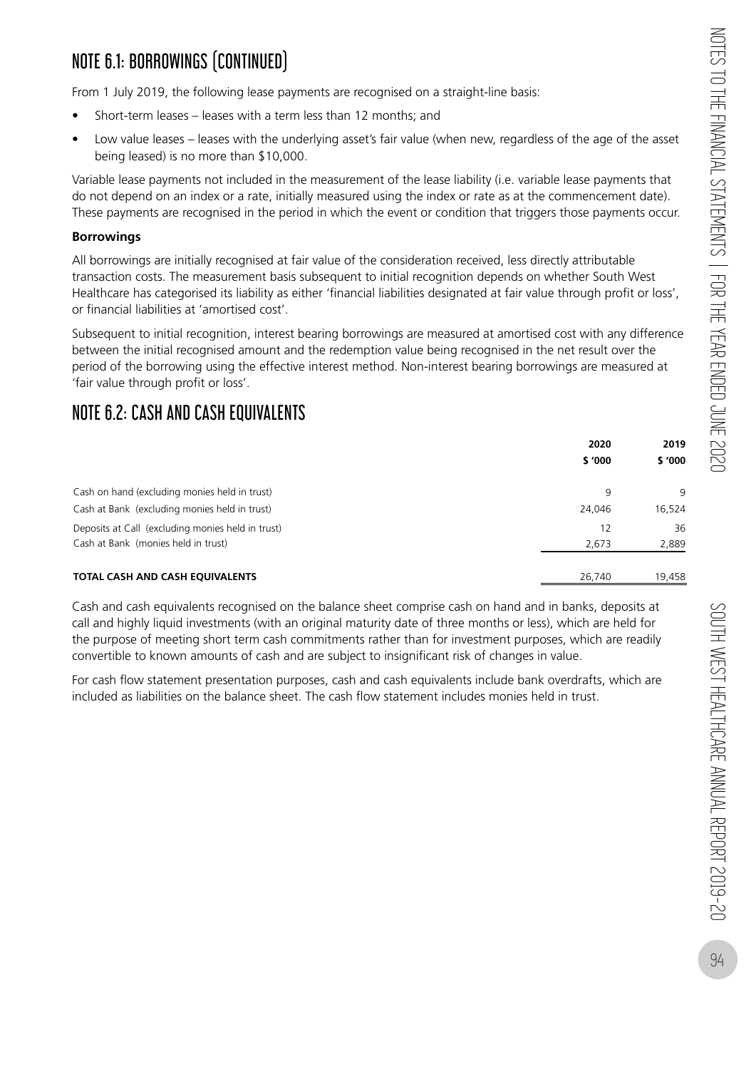## NOTE 6.1: BORROWINGS (CONTINUED)

From 1 July 2019, the following lease payments are recognised on a straight-line basis:

- Short-term leases – leases with a term less than 12 months; and
- Low value leases – leases with the underlying asset's fair value (when new, regardless of the age of the asset being leased) is no more than $10,000.

Variable lease payments not included in the measurement of the lease liability (i.e. variable lease payments that do not depend on an index or a rate, initially measured using the index or rate as at the commencement date). These payments are recognised in the period in which the event or condition that triggers those payments occur.

**Borrowings**

All borrowings are initially recognised at fair value of the consideration received, less directly attributable transaction costs. The measurement basis subsequent to initial recognition depends on whether South West Healthcare has categorised its liability as either 'financial liabilities designated at fair value through profit or loss', or financial liabilities at 'amortised cost'.

Subsequent to initial recognition, interest bearing borrowings are measured at amortised cost with any difference between the initial recognised amount and the redemption value being recognised in the net result over the period of the borrowing using the effective interest method. Non-interest bearing borrowings are measured at 'fair value through profit or loss'.

## NOTE 6.2: CASH AND CASH EQUIVALENTS

| | 2020<br>$ '000 | 2019<br>$ '000 |
|---|---|---|
| Cash on hand (excluding monies held in trust) | 9 | 9 |
| Cash at Bank (excluding monies held in trust) | 24,046 | 16,524 |
| Deposits at Call (excluding monies held in trust) | 12 | 36 |
| Cash at Bank (monies held in trust) | 2,673 | 2,889 |
| **TOTAL CASH AND CASH EQUIVALENTS** | 26,740 | 19,458 |

Cash and cash equivalents recognised on the balance sheet comprise cash on hand and in banks, deposits at call and highly liquid investments (with an original maturity date of three months or less), which are held for the purpose of meeting short term cash commitments rather than for investment purposes, which are readily convertible to known amounts of cash and are subject to insignificant risk of changes in value.

For cash flow statement presentation purposes, cash and cash equivalents include bank overdrafts, which are included as liabilities on the balance sheet. The cash flow statement includes monies held in trust.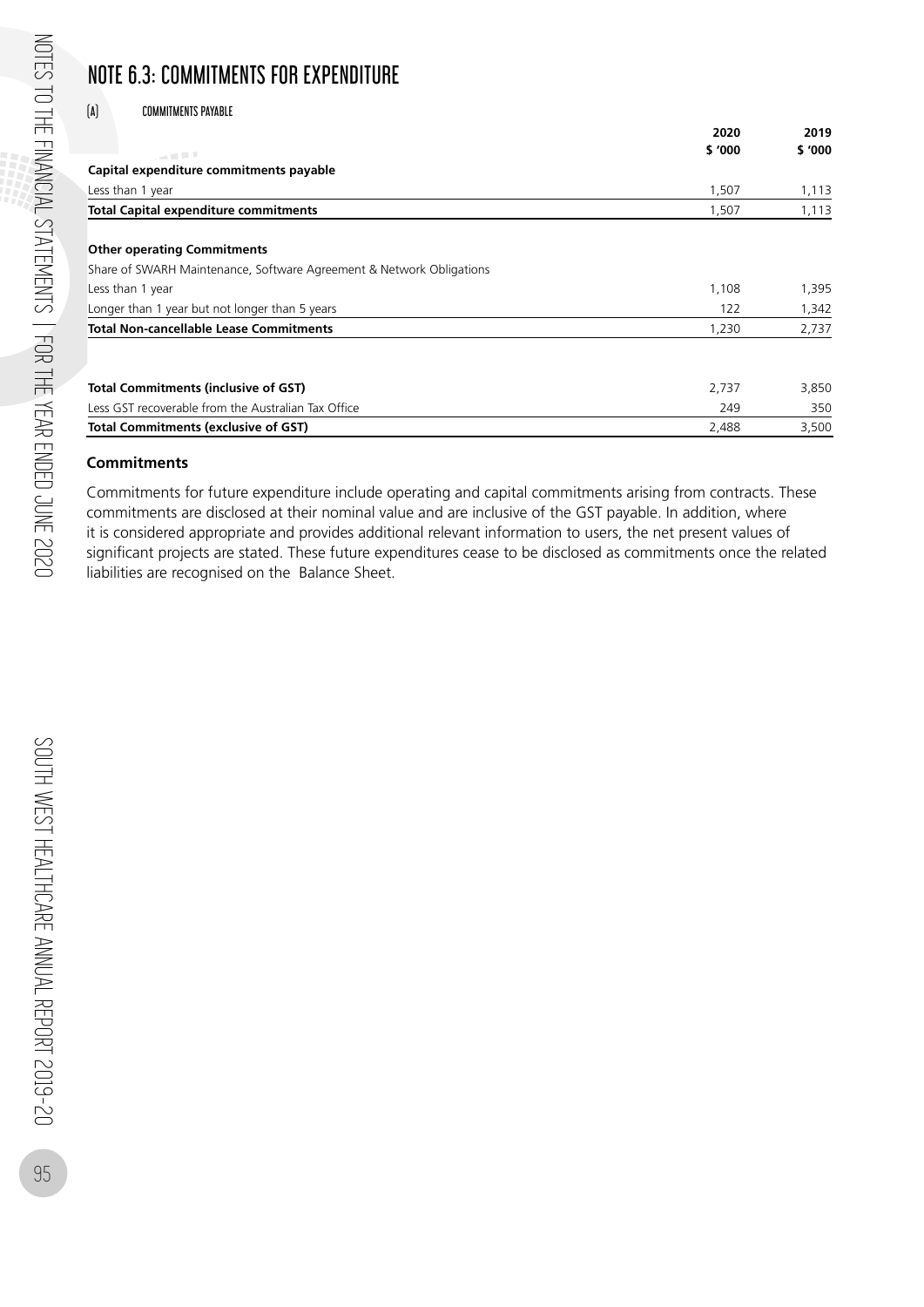# NOTE 6.3: COMMITMENTS FOR EXPENDITURE

## (A) COMMITMENTS PAYABLE

| | 2020 | 2019 |
|---|---|---|
| | $ '000 | $ '000 |
| **Capital expenditure commitments payable** | | |
| Less than 1 year | 1,507 | 1,113 |
| **Total Capital expenditure commitments** | 1,507 | 1,113 |
| | | |
| **Other operating Commitments** | | |
| Share of SWARH Maintenance, Software Agreement & Network Obligations | | |
| Less than 1 year | 1,108 | 1,395 |
| Longer than 1 year but not longer than 5 years | 122 | 1,342 |
| **Total Non-cancellable Lease Commitments** | 1,230 | 2,737 |
| | | |
| **Total Commitments (inclusive of GST)** | 2,737 | 3,850 |
| Less GST recoverable from the Australian Tax Office | 249 | 350 |
| **Total Commitments (exclusive of GST)** | 2,488 | 3,500 |

### Commitments

Commitments for future expenditure include operating and capital commitments arising from contracts. These commitments are disclosed at their nominal value and are inclusive of the GST payable. In addition, where it is considered appropriate and provides additional relevant information to users, the net present values of significant projects are stated. These future expenditures cease to be disclosed as commitments once the related liabilities are recognised on the Balance Sheet.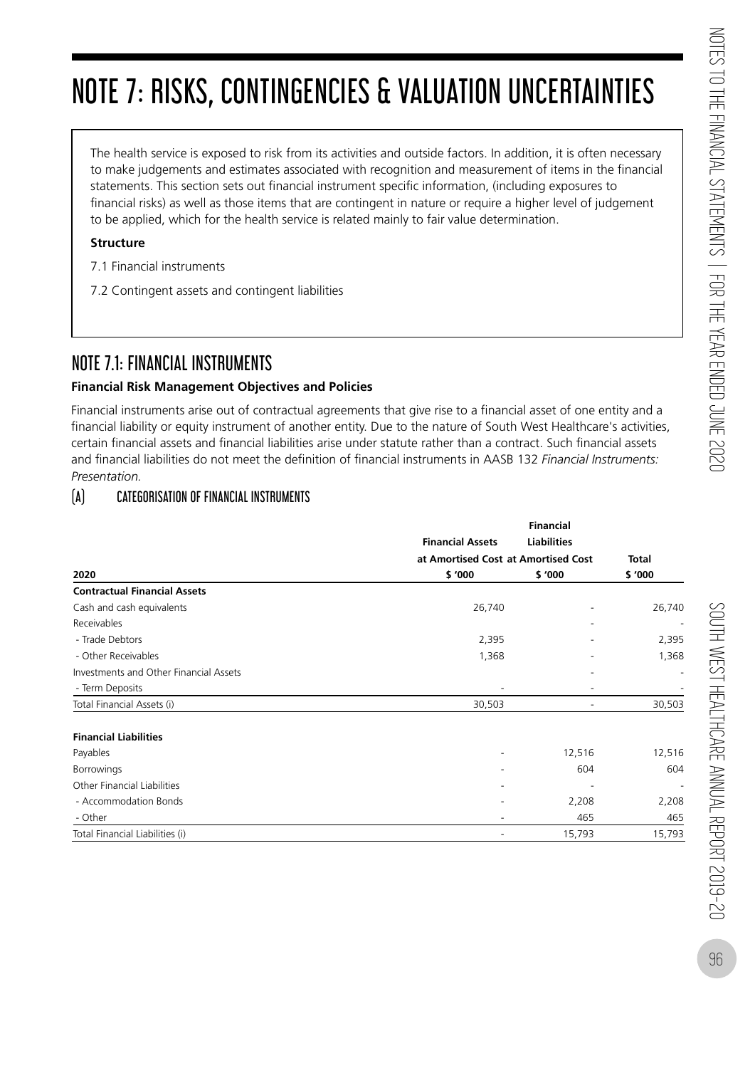# NOTE 7: RISKS, CONTINGENCIES & VALUATION UNCERTAINTIES

The health service is exposed to risk from its activities and outside factors. In addition, it is often necessary to make judgements and estimates associated with recognition and measurement of items in the financial statements. This section sets out financial instrument specific information, (including exposures to financial risks) as well as those items that are contingent in nature or require a higher level of judgement to be applied, which for the health service is related mainly to fair value determination.

**Structure**

7.1 Financial instruments

7.2 Contingent assets and contingent liabilities

## NOTE 7.1: FINANCIAL INSTRUMENTS

**Financial Risk Management Objectives and Policies**

Financial instruments arise out of contractual agreements that give rise to a financial asset of one entity and a financial liability or equity instrument of another entity. Due to the nature of South West Healthcare's activities, certain financial assets and financial liabilities arise under statute rather than a contract. Such financial assets and financial liabilities do not meet the definition of financial instruments in AASB 132 *Financial Instruments: Presentation.*

### (A) CATEGORISATION OF FINANCIAL INSTRUMENTS

| 2020 | Financial Assets at Amortised Cost<br>$ '000 | Financial Liabilities at Amortised Cost<br>$ '000 | Total<br>$ '000 |
|---|---|---|---|
| **Contractual Financial Assets** | | | |
| Cash and cash equivalents | 26,740 | - | 26,740 |
| Receivables | | - | - |
| - Trade Debtors | 2,395 | - | 2,395 |
| - Other Receivables | 1,368 | - | 1,368 |
| Investments and Other Financial Assets | | - | - |
| - Term Deposits | - | - | - |
| Total Financial Assets (i) | 30,503 | - | 30,503 |
| | | | |
| **Financial Liabilities** | | | |
| Payables | - | 12,516 | 12,516 |
| Borrowings | - | 604 | 604 |
| Other Financial Liabilities | - | - | - |
| - Accommodation Bonds | - | 2,208 | 2,208 |
| - Other | - | 465 | 465 |
| Total Financial Liabilities (i) | - | 15,793 | 15,793 |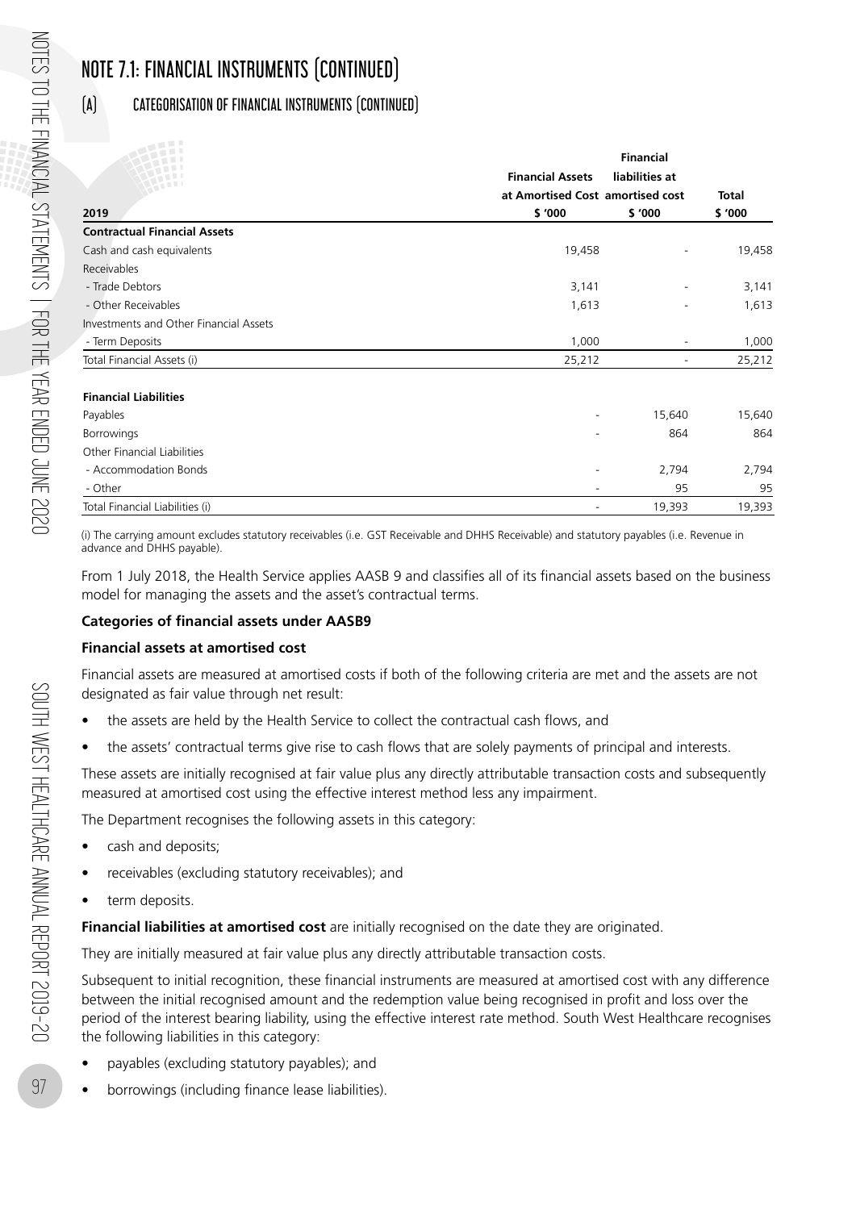# NOTE 7.1: FINANCIAL INSTRUMENTS (CONTINUED)

## (A) CATEGORISATION OF FINANCIAL INSTRUMENTS (CONTINUED)

| 2019 | Financial Assets at Amortised Cost $ '000 | Financial liabilities at amortised cost $ '000 | Total $ '000 |
|---|---|---|---|
| **Contractual Financial Assets** | | | |
| Cash and cash equivalents | 19,458 | - | 19,458 |
| Receivables | | | |
| - Trade Debtors | 3,141 | - | 3,141 |
| - Other Receivables | 1,613 | - | 1,613 |
| Investments and Other Financial Assets | | | |
| - Term Deposits | 1,000 | - | 1,000 |
| Total Financial Assets (i) | 25,212 | - | 25,212 |
| | | | |
| **Financial Liabilities** | | | |
| Payables | - | 15,640 | 15,640 |
| Borrowings | - | 864 | 864 |
| Other Financial Liabilities | | | |
| - Accommodation Bonds | - | 2,794 | 2,794 |
| - Other | - | 95 | 95 |
| Total Financial Liabilities (i) | - | 19,393 | 19,393 |

(i) The carrying amount excludes statutory receivables (i.e. GST Receivable and DHHS Receivable) and statutory payables (i.e. Revenue in advance and DHHS payable).

From 1 July 2018, the Health Service applies AASB 9 and classifies all of its financial assets based on the business model for managing the assets and the asset's contractual terms.

**Categories of financial assets under AASB9**

**Financial assets at amortised cost**

Financial assets are measured at amortised costs if both of the following criteria are met and the assets are not designated as fair value through net result:

- the assets are held by the Health Service to collect the contractual cash flows, and
- the assets' contractual terms give rise to cash flows that are solely payments of principal and interests.

These assets are initially recognised at fair value plus any directly attributable transaction costs and subsequently measured at amortised cost using the effective interest method less any impairment.

The Department recognises the following assets in this category:

- cash and deposits;
- receivables (excluding statutory receivables); and
- term deposits.

**Financial liabilities at amortised cost** are initially recognised on the date they are originated.

They are initially measured at fair value plus any directly attributable transaction costs.

Subsequent to initial recognition, these financial instruments are measured at amortised cost with any difference between the initial recognised amount and the redemption value being recognised in profit and loss over the period of the interest bearing liability, using the effective interest rate method. South West Healthcare recognises the following liabilities in this category:

- payables (excluding statutory payables); and
- borrowings (including finance lease liabilities).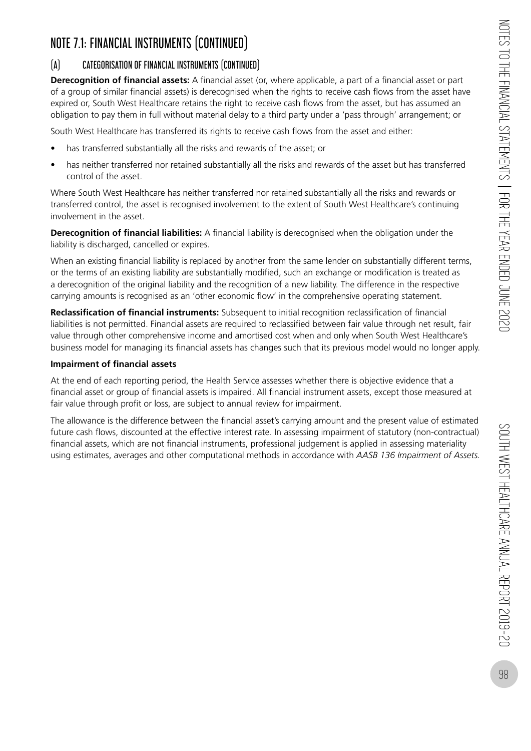# NOTE 7.1: FINANCIAL INSTRUMENTS (CONTINUED)

## (A) CATEGORISATION OF FINANCIAL INSTRUMENTS (CONTINUED)

**Derecognition of financial assets:** A financial asset (or, where applicable, a part of a financial asset or part of a group of similar financial assets) is derecognised when the rights to receive cash flows from the asset have expired or, South West Healthcare retains the right to receive cash flows from the asset, but has assumed an obligation to pay them in full without material delay to a third party under a 'pass through' arrangement; or

South West Healthcare has transferred its rights to receive cash flows from the asset and either:

- has transferred substantially all the risks and rewards of the asset; or
- has neither transferred nor retained substantially all the risks and rewards of the asset but has transferred control of the asset.

Where South West Healthcare has neither transferred nor retained substantially all the risks and rewards or transferred control, the asset is recognised involvement to the extent of South West Healthcare's continuing involvement in the asset.

**Derecognition of financial liabilities:** A financial liability is derecognised when the obligation under the liability is discharged, cancelled or expires.

When an existing financial liability is replaced by another from the same lender on substantially different terms, or the terms of an existing liability are substantially modified, such an exchange or modification is treated as a derecognition of the original liability and the recognition of a new liability. The difference in the respective carrying amounts is recognised as an 'other economic flow' in the comprehensive operating statement.

**Reclassification of financial instruments:** Subsequent to initial recognition reclassification of financial liabilities is not permitted. Financial assets are required to reclassified between fair value through net result, fair value through other comprehensive income and amortised cost when and only when South West Healthcare's business model for managing its financial assets has changes such that its previous model would no longer apply.

**Impairment of financial assets**

At the end of each reporting period, the Health Service assesses whether there is objective evidence that a financial asset or group of financial assets is impaired. All financial instrument assets, except those measured at fair value through profit or loss, are subject to annual review for impairment.

The allowance is the difference between the financial asset's carrying amount and the present value of estimated future cash flows, discounted at the effective interest rate. In assessing impairment of statutory (non-contractual) financial assets, which are not financial instruments, professional judgement is applied in assessing materiality using estimates, averages and other computational methods in accordance with *AASB 136 Impairment of Assets*.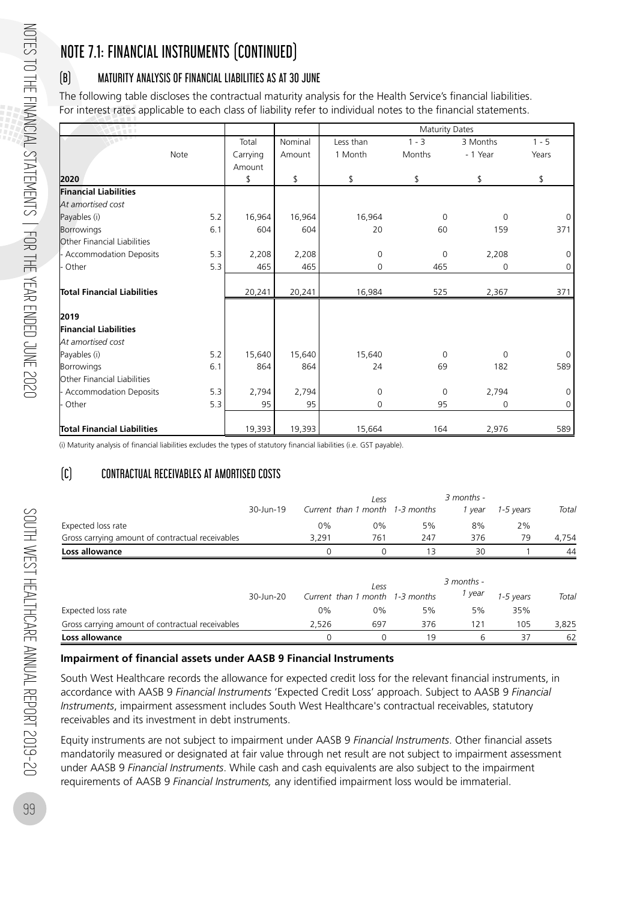# NOTE 7.1: FINANCIAL INSTRUMENTS (CONTINUED)

## (B) MATURITY ANALYSIS OF FINANCIAL LIABILITIES AS AT 30 JUNE

The following table discloses the contractual maturity analysis for the Health Service's financial liabilities. For interest rates applicable to each class of liability refer to individual notes to the financial statements.

| | Note | Total Carrying Amount | Nominal Amount | Maturity Dates | | | |
|---|---|---|---|---|---|---|---|
| | | | | Less than 1 Month | 1 - 3 Months | 3 Months - 1 Year | 1 - 5 Years |
| **2020** | | $ | $ | $ | $ | $ | $ |
| **Financial Liabilities** | | | | | | | |
| *At amortised cost* | | | | | | | |
| Payables (i) | 5.2 | 16,964 | 16,964 | 16,964 | 0 | 0 | 0 |
| Borrowings | 6.1 | 604 | 604 | 20 | 60 | 159 | 371 |
| Other Financial Liabilities | | | | | | | |
| - Accommodation Deposits | 5.3 | 2,208 | 2,208 | 0 | 0 | 2,208 | 0 |
| - Other | 5.3 | 465 | 465 | 0 | 465 | 0 | 0 |
| **Total Financial Liabilities** | | 20,241 | 20,241 | 16,984 | 525 | 2,367 | 371 |
| **2019** | | | | | | | |
| **Financial Liabilities** | | | | | | | |
| *At amortised cost* | | | | | | | |
| Payables (i) | 5.2 | 15,640 | 15,640 | 15,640 | 0 | 0 | 0 |
| Borrowings | 6.1 | 864 | 864 | 24 | 69 | 182 | 589 |
| Other Financial Liabilities | | | | | | | |
| - Accommodation Deposits | 5.3 | 2,794 | 2,794 | 0 | 0 | 2,794 | 0 |
| - Other | 5.3 | 95 | 95 | 0 | 95 | 0 | 0 |
| **Total Financial Liabilities** | | 19,393 | 19,393 | 15,664 | 164 | 2,976 | 589 |

(i) Maturity analysis of financial liabilities excludes the types of statutory financial liabilities (i.e. GST payable).

## (C) CONTRACTUAL RECEIVABLES AT AMORTISED COSTS

| 30-Jun-19 | *Current* | *Less than 1 month* | *1-3 months* | *3 months - 1 year* | *1-5 years* | *Total* |
|---|---|---|---|---|---|---|
| Expected loss rate | 0% | 0% | 5% | 8% | 2% | |
| Gross carrying amount of contractual receivables | 3,291 | 761 | 247 | 376 | 79 | 4,754 |
| **Loss allowance** | 0 | 0 | 13 | 30 | 1 | 44 |

| 30-Jun-20 | *Current* | *Less than 1 month* | *1-3 months* | *3 months - 1 year* | *1-5 years* | *Total* |
|---|---|---|---|---|---|---|
| Expected loss rate | 0% | 0% | 5% | 5% | 35% | |
| Gross carrying amount of contractual receivables | 2,526 | 697 | 376 | 121 | 105 | 3,825 |
| **Loss allowance** | 0 | 0 | 19 | 6 | 37 | 62 |

### Impairment of financial assets under AASB 9 Financial Instruments

South West Healthcare records the allowance for expected credit loss for the relevant financial instruments, in accordance with AASB 9 *Financial Instruments* 'Expected Credit Loss' approach. Subject to AASB 9 *Financial Instruments*, impairment assessment includes South West Healthcare's contractual receivables, statutory receivables and its investment in debt instruments.

Equity instruments are not subject to impairment under AASB 9 *Financial Instruments*. Other financial assets mandatorily measured or designated at fair value through net result are not subject to impairment assessment under AASB 9 *Financial Instruments*. While cash and cash equivalents are also subject to the impairment requirements of AASB 9 *Financial Instruments,* any identified impairment loss would be immaterial.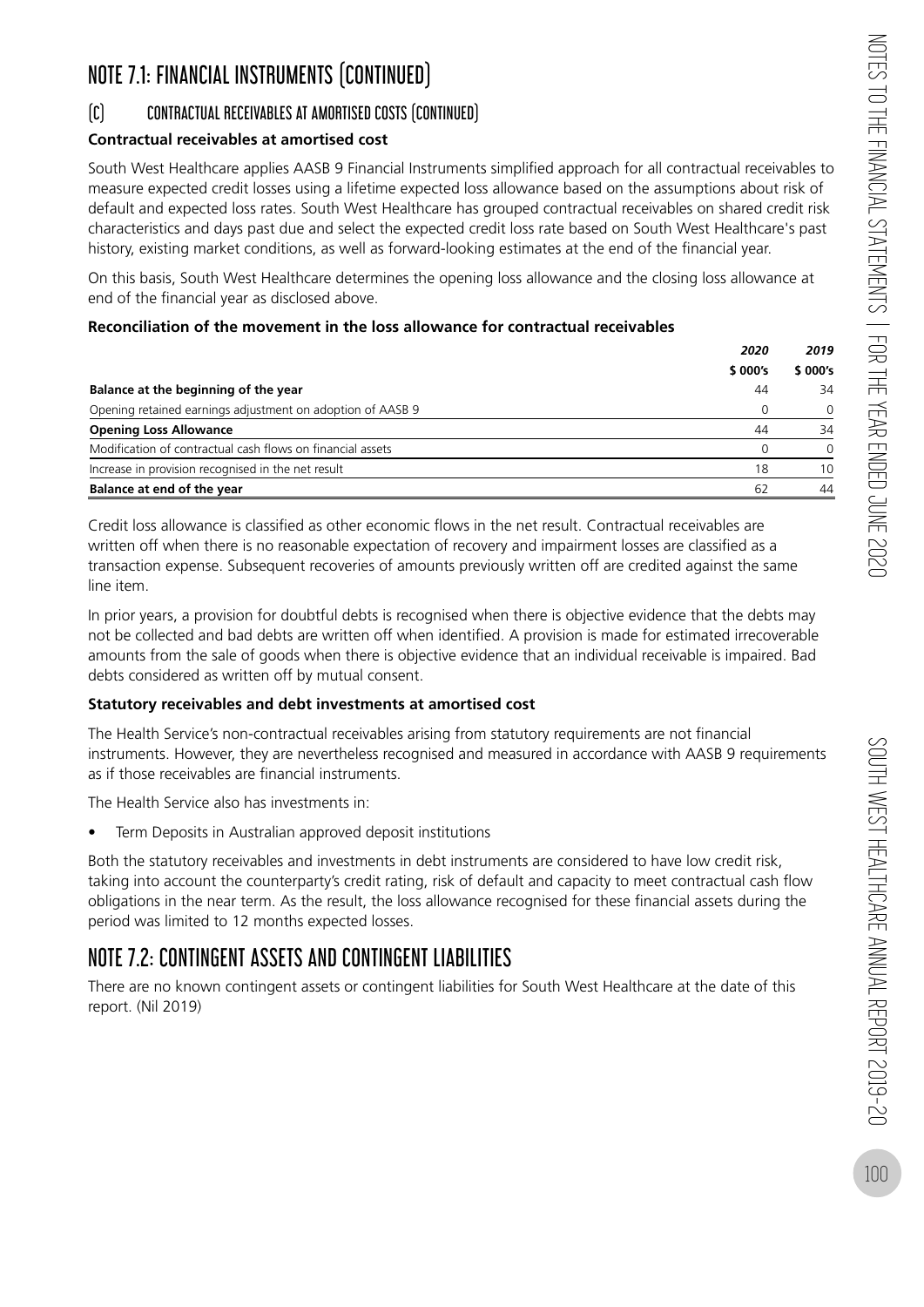# NOTE 7.1: FINANCIAL INSTRUMENTS (CONTINUED)

## (C) CONTRACTUAL RECEIVABLES AT AMORTISED COSTS (CONTINUED)

**Contractual receivables at amortised cost**

South West Healthcare applies AASB 9 Financial Instruments simplified approach for all contractual receivables to measure expected credit losses using a lifetime expected loss allowance based on the assumptions about risk of default and expected loss rates. South West Healthcare has grouped contractual receivables on shared credit risk characteristics and days past due and select the expected credit loss rate based on South West Healthcare's past history, existing market conditions, as well as forward-looking estimates at the end of the financial year.

On this basis, South West Healthcare determines the opening loss allowance and the closing loss allowance at end of the financial year as disclosed above.

**Reconciliation of the movement in the loss allowance for contractual receivables**

| | *2020* | *2019* |
|---|---|---|
| | **$ 000's** | **$ 000's** |
| **Balance at the beginning of the year** | 44 | 34 |
| Opening retained earnings adjustment on adoption of AASB 9 | 0 | 0 |
| **Opening Loss Allowance** | 44 | 34 |
| Modification of contractual cash flows on financial assets | 0 | 0 |
| Increase in provision recognised in the net result | 18 | 10 |
| **Balance at end of the year** | 62 | 44 |

Credit loss allowance is classified as other economic flows in the net result. Contractual receivables are written off when there is no reasonable expectation of recovery and impairment losses are classified as a transaction expense. Subsequent recoveries of amounts previously written off are credited against the same line item.

In prior years, a provision for doubtful debts is recognised when there is objective evidence that the debts may not be collected and bad debts are written off when identified. A provision is made for estimated irrecoverable amounts from the sale of goods when there is objective evidence that an individual receivable is impaired. Bad debts considered as written off by mutual consent.

**Statutory receivables and debt investments at amortised cost**

The Health Service's non-contractual receivables arising from statutory requirements are not financial instruments. However, they are nevertheless recognised and measured in accordance with AASB 9 requirements as if those receivables are financial instruments.

The Health Service also has investments in:

- Term Deposits in Australian approved deposit institutions

Both the statutory receivables and investments in debt instruments are considered to have low credit risk, taking into account the counterparty's credit rating, risk of default and capacity to meet contractual cash flow obligations in the near term. As the result, the loss allowance recognised for these financial assets during the period was limited to 12 months expected losses.

# NOTE 7.2: CONTINGENT ASSETS AND CONTINGENT LIABILITIES

There are no known contingent assets or contingent liabilities for South West Healthcare at the date of this report. (Nil 2019)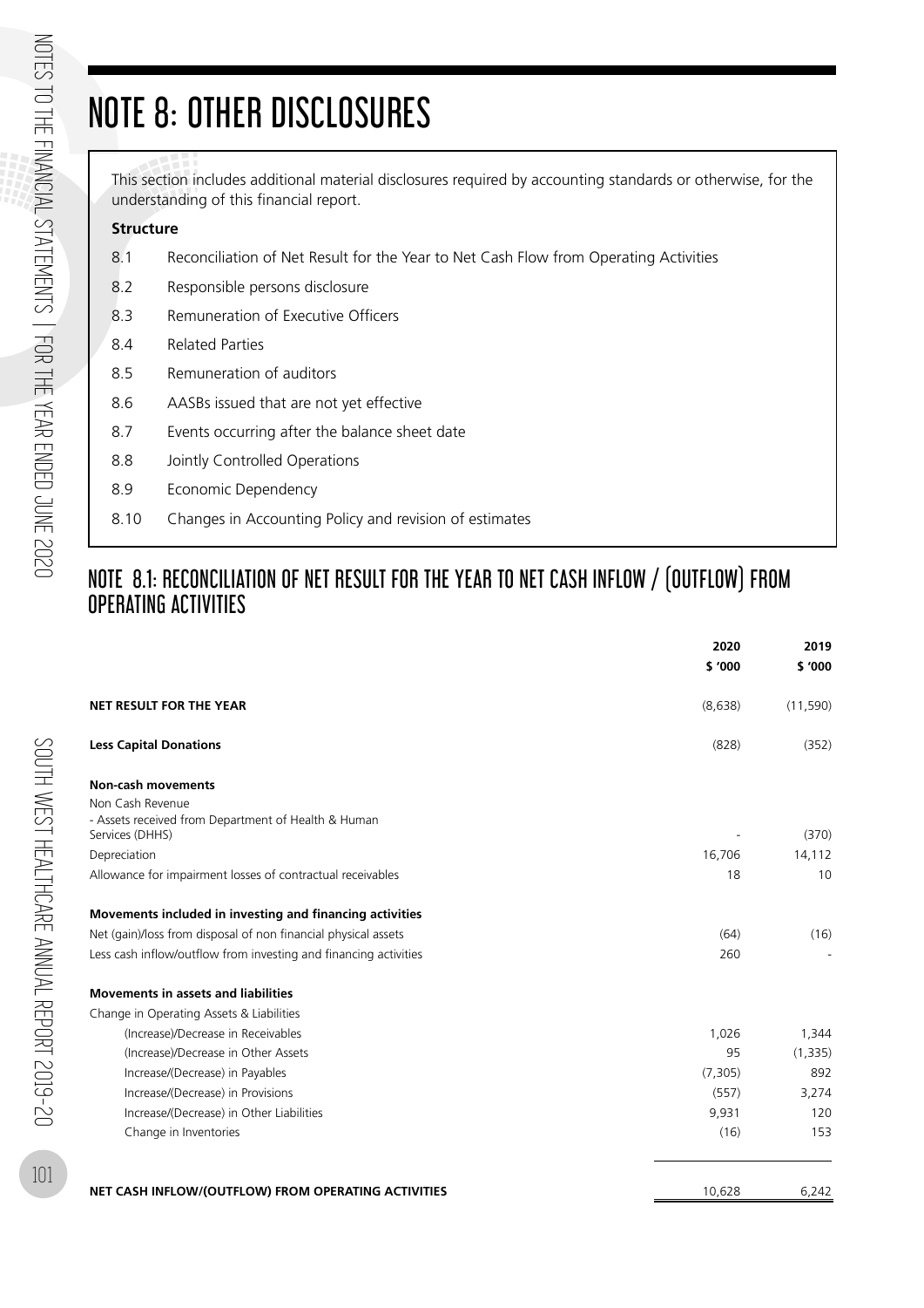# NOTE 8: OTHER DISCLOSURES

This section includes additional material disclosures required by accounting standards or otherwise, for the understanding of this financial report.

**Structure**

| | |
|---|---|
| 8.1 | Reconciliation of Net Result for the Year to Net Cash Flow from Operating Activities |
| 8.2 | Responsible persons disclosure |
| 8.3 | Remuneration of Executive Officers |
| 8.4 | Related Parties |
| 8.5 | Remuneration of auditors |
| 8.6 | AASBs issued that are not yet effective |
| 8.7 | Events occurring after the balance sheet date |
| 8.8 | Jointly Controlled Operations |
| 8.9 | Economic Dependency |
| 8.10 | Changes in Accounting Policy and revision of estimates |

## NOTE 8.1: RECONCILIATION OF NET RESULT FOR THE YEAR TO NET CASH INFLOW / (OUTFLOW) FROM OPERATING ACTIVITIES

| | 2020<br>$ '000 | 2019<br>$ '000 |
|---|---|---|
| **NET RESULT FOR THE YEAR** | (8,638) | (11,590) |
| **Less Capital Donations** | (828) | (352) |
| **Non-cash movements** | | |
| Non Cash Revenue | | |
| - Assets received from Department of Health & Human Services (DHHS) | - | (370) |
| Depreciation | 16,706 | 14,112 |
| Allowance for impairment losses of contractual receivables | 18 | 10 |
| **Movements included in investing and financing activities** | | |
| Net (gain)/loss from disposal of non financial physical assets | (64) | (16) |
| Less cash inflow/outflow from investing and financing activities | 260 | - |
| **Movements in assets and liabilities** | | |
| Change in Operating Assets & Liabilities | | |
| (Increase)/Decrease in Receivables | 1,026 | 1,344 |
| (Increase)/Decrease in Other Assets | 95 | (1,335) |
| Increase/(Decrease) in Payables | (7,305) | 892 |
| Increase/(Decrease) in Provisions | (557) | 3,274 |
| Increase/(Decrease) in Other Liabilities | 9,931 | 120 |
| Change in Inventories | (16) | 153 |
| **NET CASH INFLOW/(OUTFLOW) FROM OPERATING ACTIVITIES** | 10,628 | 6,242 |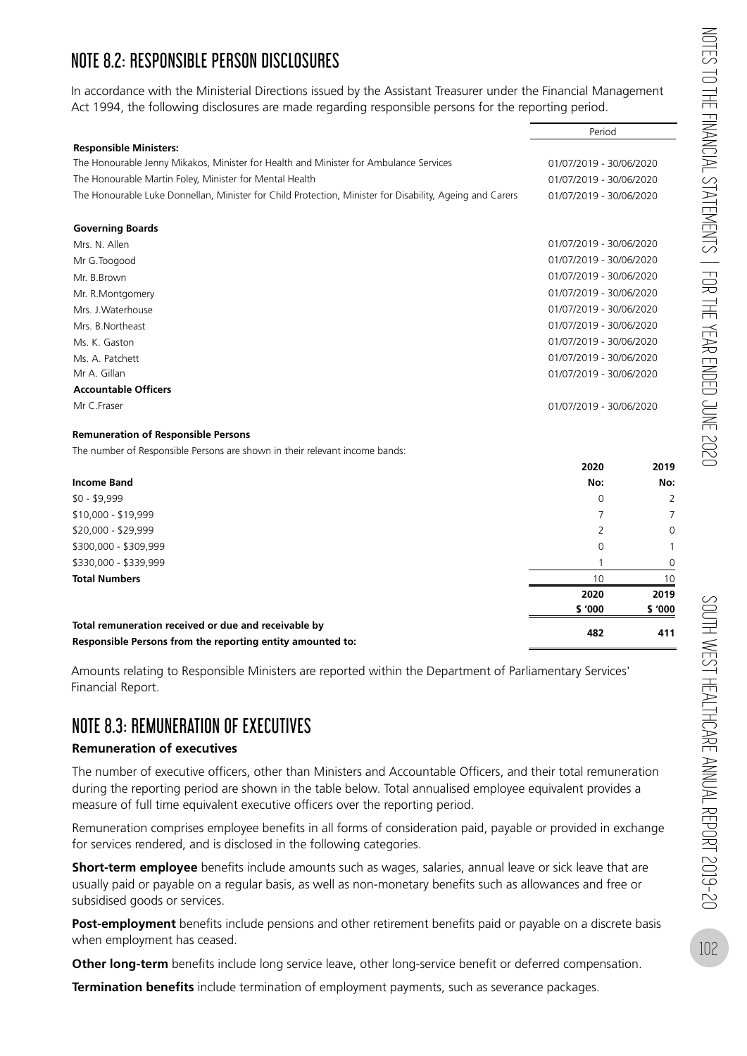## NOTE 8.2: RESPONSIBLE PERSON DISCLOSURES

In accordance with the Ministerial Directions issued by the Assistant Treasurer under the Financial Management Act 1994, the following disclosures are made regarding responsible persons for the reporting period.

| | Period |
|---|---|
| **Responsible Ministers:** | |
| The Honourable Jenny Mikakos, Minister for Health and Minister for Ambulance Services | 01/07/2019 - 30/06/2020 |
| The Honourable Martin Foley, Minister for Mental Health | 01/07/2019 - 30/06/2020 |
| The Honourable Luke Donnellan, Minister for Child Protection, Minister for Disability, Ageing and Carers | 01/07/2019 - 30/06/2020 |
| **Governing Boards** | |
| Mrs. N. Allen | 01/07/2019 - 30/06/2020 |
| Mr G.Toogood | 01/07/2019 - 30/06/2020 |
| Mr. B.Brown | 01/07/2019 - 30/06/2020 |
| Mr. R.Montgomery | 01/07/2019 - 30/06/2020 |
| Mrs. J.Waterhouse | 01/07/2019 - 30/06/2020 |
| Mrs. B.Northeast | 01/07/2019 - 30/06/2020 |
| Ms. K. Gaston | 01/07/2019 - 30/06/2020 |
| Ms. A. Patchett | 01/07/2019 - 30/06/2020 |
| Mr A. Gillan | 01/07/2019 - 30/06/2020 |
| **Accountable Officers** | |
| Mr C.Fraser | 01/07/2019 - 30/06/2020 |

**Remuneration of Responsible Persons**

The number of Responsible Persons are shown in their relevant income bands:

| | 2020 | 2019 |
|---|---|---|
| **Income Band** | **No:** | **No:** |
| $0 - $9,999 | 0 | 2 |
| $10,000 - $19,999 | 7 | 7 |
| $20,000 - $29,999 | 2 | 0 |
| $300,000 - $309,999 | 0 | 1 |
| $330,000 - $339,999 | 1 | 0 |
| **Total Numbers** | 10 | 10 |

| | 2020<br>$ '000 | 2019<br>$ '000 |
|---|---|---|
| **Total remuneration received or due and receivable by Responsible Persons from the reporting entity amounted to:** | 482 | 411 |

Amounts relating to Responsible Ministers are reported within the Department of Parliamentary Services' Financial Report.

## NOTE 8.3: REMUNERATION OF EXECUTIVES

**Remuneration of executives**

The number of executive officers, other than Ministers and Accountable Officers, and their total remuneration during the reporting period are shown in the table below. Total annualised employee equivalent provides a measure of full time equivalent executive officers over the reporting period.

Remuneration comprises employee benefits in all forms of consideration paid, payable or provided in exchange for services rendered, and is disclosed in the following categories.

**Short-term employee** benefits include amounts such as wages, salaries, annual leave or sick leave that are usually paid or payable on a regular basis, as well as non-monetary benefits such as allowances and free or subsidised goods or services.

**Post-employment** benefits include pensions and other retirement benefits paid or payable on a discrete basis when employment has ceased.

**Other long-term** benefits include long service leave, other long-service benefit or deferred compensation.

**Termination benefits** include termination of employment payments, such as severance packages.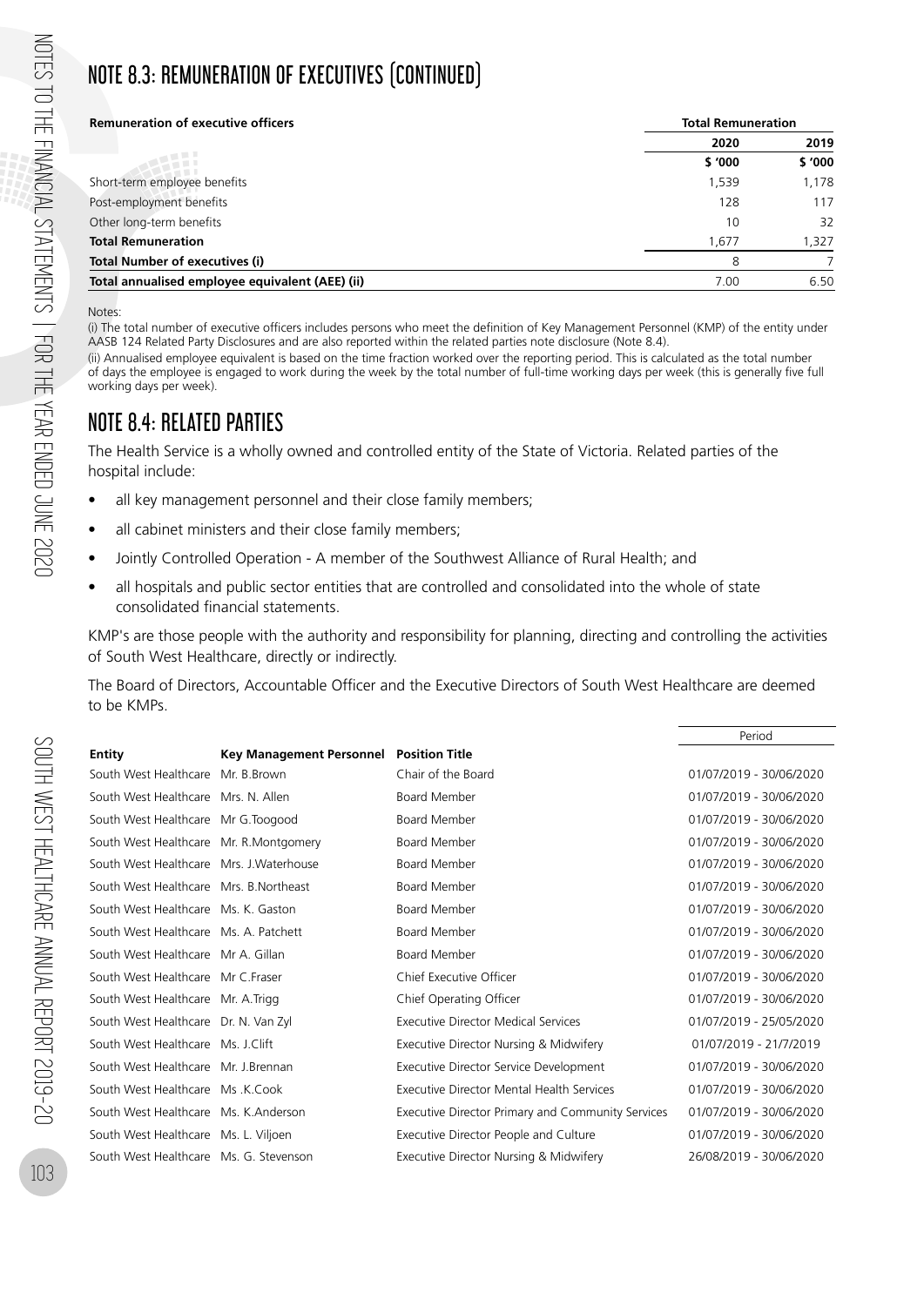# NOTE 8.3: REMUNERATION OF EXECUTIVES (CONTINUED)

| Remuneration of executive officers | Total Remuneration | |
|---|---|---|
| | 2020 | 2019 |
| | $ '000 | $ '000 |
| Short-term employee benefits | 1,539 | 1,178 |
| Post-employment benefits | 128 | 117 |
| Other long-term benefits | 10 | 32 |
| **Total Remuneration** | 1,677 | 1,327 |
| **Total Number of executives (i)** | 8 | 7 |
| **Total annualised employee equivalent (AEE) (ii)** | 7.00 | 6.50 |

Notes:

(i) The total number of executive officers includes persons who meet the definition of Key Management Personnel (KMP) of the entity under AASB 124 Related Party Disclosures and are also reported within the related parties note disclosure (Note 8.4).

(ii) Annualised employee equivalent is based on the time fraction worked over the reporting period. This is calculated as the total number of days the employee is engaged to work during the week by the total number of full-time working days per week (this is generally five full working days per week).

# NOTE 8.4: RELATED PARTIES

The Health Service is a wholly owned and controlled entity of the State of Victoria. Related parties of the hospital include:

- all key management personnel and their close family members;
- all cabinet ministers and their close family members;
- Jointly Controlled Operation - A member of the Southwest Alliance of Rural Health; and
- all hospitals and public sector entities that are controlled and consolidated into the whole of state consolidated financial statements.

KMP's are those people with the authority and responsibility for planning, directing and controlling the activities of South West Healthcare, directly or indirectly.

The Board of Directors, Accountable Officer and the Executive Directors of South West Healthcare are deemed to be KMPs.

| Entity | Key Management Personnel | Position Title | Period |
|---|---|---|---|
| South West Healthcare | Mr. B.Brown | Chair of the Board | 01/07/2019 - 30/06/2020 |
| South West Healthcare | Mrs. N. Allen | Board Member | 01/07/2019 - 30/06/2020 |
| South West Healthcare | Mr G.Toogood | Board Member | 01/07/2019 - 30/06/2020 |
| South West Healthcare | Mr. R.Montgomery | Board Member | 01/07/2019 - 30/06/2020 |
| South West Healthcare | Mrs. J.Waterhouse | Board Member | 01/07/2019 - 30/06/2020 |
| South West Healthcare | Mrs. B.Northeast | Board Member | 01/07/2019 - 30/06/2020 |
| South West Healthcare | Ms. K. Gaston | Board Member | 01/07/2019 - 30/06/2020 |
| South West Healthcare | Ms. A. Patchett | Board Member | 01/07/2019 - 30/06/2020 |
| South West Healthcare | Mr A. Gillan | Board Member | 01/07/2019 - 30/06/2020 |
| South West Healthcare | Mr C.Fraser | Chief Executive Officer | 01/07/2019 - 30/06/2020 |
| South West Healthcare | Mr. A.Trigg | Chief Operating Officer | 01/07/2019 - 30/06/2020 |
| South West Healthcare | Dr. N. Van Zyl | Executive Director Medical Services | 01/07/2019 - 25/05/2020 |
| South West Healthcare | Ms. J.Clift | Executive Director Nursing & Midwifery | 01/07/2019 - 21/7/2019 |
| South West Healthcare | Mr. J.Brennan | Executive Director Service Development | 01/07/2019 - 30/06/2020 |
| South West Healthcare | Ms .K.Cook | Executive Director Mental Health Services | 01/07/2019 - 30/06/2020 |
| South West Healthcare | Ms. K.Anderson | Executive Director Primary and Community Services | 01/07/2019 - 30/06/2020 |
| South West Healthcare | Ms. L. Viljoen | Executive Director People and Culture | 01/07/2019 - 30/06/2020 |
| South West Healthcare | Ms. G. Stevenson | Executive Director Nursing & Midwifery | 26/08/2019 - 30/06/2020 |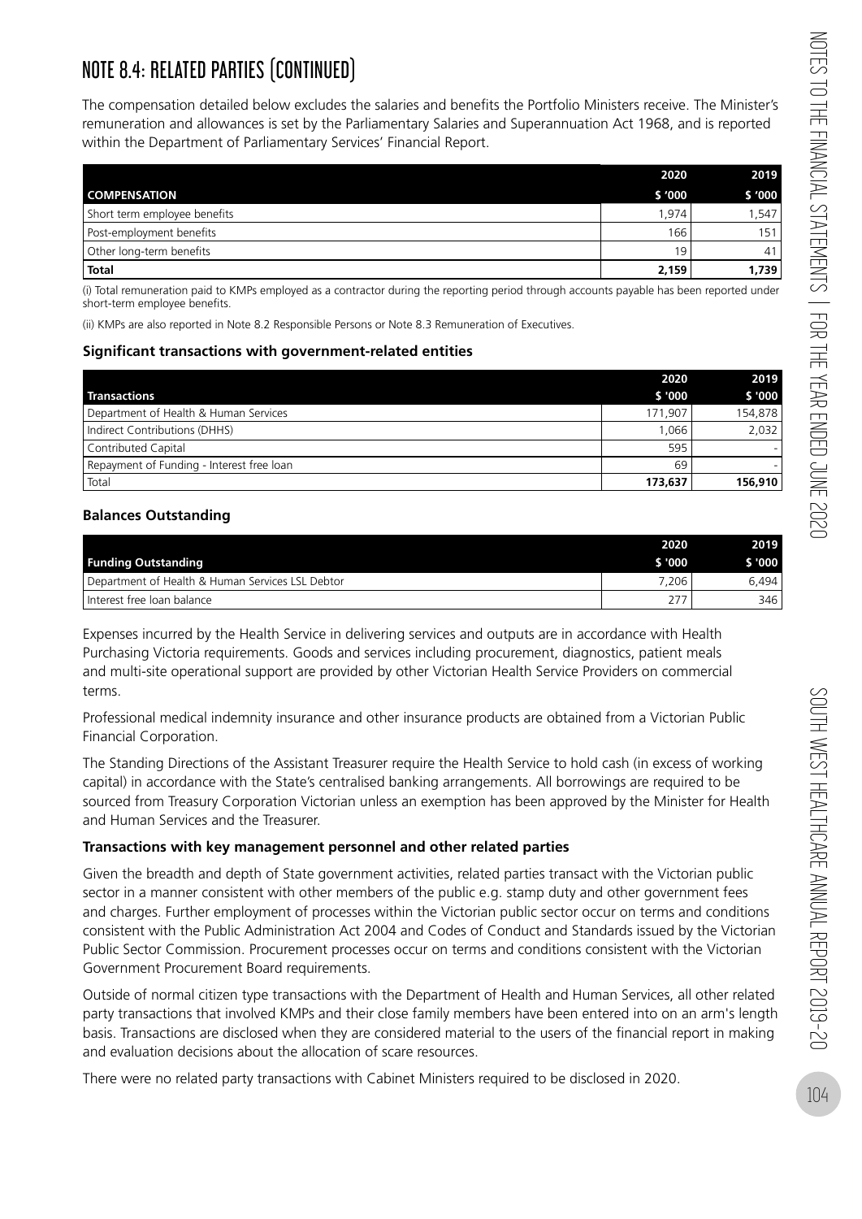# NOTE 8.4: RELATED PARTIES (CONTINUED)

The compensation detailed below excludes the salaries and benefits the Portfolio Ministers receive. The Minister's remuneration and allowances is set by the Parliamentary Salaries and Superannuation Act 1968, and is reported within the Department of Parliamentary Services' Financial Report.

| COMPENSATION | 2020<br>$ '000 | 2019<br>$ '000 |
|---|---|---|
| Short term employee benefits | 1,974 | 1,547 |
| Post-employment benefits | 166 | 151 |
| Other long-term benefits | 19 | 41 |
| **Total** | **2,159** | **1,739** |

(i) Total remuneration paid to KMPs employed as a contractor during the reporting period through accounts payable has been reported under short-term employee benefits.

(ii) KMPs are also reported in Note 8.2 Responsible Persons or Note 8.3 Remuneration of Executives.

**Significant transactions with government-related entities**

| Transactions | 2020<br>$ '000 | 2019<br>$ '000 |
|---|---|---|
| Department of Health & Human Services | 171,907 | 154,878 |
| Indirect Contributions (DHHS) | 1,066 | 2,032 |
| Contributed Capital | 595 | - |
| Repayment of Funding - Interest free loan | 69 | - |
| Total | **173,637** | **156,910** |

**Balances Outstanding**

| Funding Outstanding | 2020<br>$ '000 | 2019<br>$ '000 |
|---|---|---|
| Department of Health & Human Services LSL Debtor | 7,206 | 6,494 |
| Interest free loan balance | 277 | 346 |

Expenses incurred by the Health Service in delivering services and outputs are in accordance with Health Purchasing Victoria requirements. Goods and services including procurement, diagnostics, patient meals and multi-site operational support are provided by other Victorian Health Service Providers on commercial terms.

Professional medical indemnity insurance and other insurance products are obtained from a Victorian Public Financial Corporation.

The Standing Directions of the Assistant Treasurer require the Health Service to hold cash (in excess of working capital) in accordance with the State's centralised banking arrangements. All borrowings are required to be sourced from Treasury Corporation Victorian unless an exemption has been approved by the Minister for Health and Human Services and the Treasurer.

**Transactions with key management personnel and other related parties**

Given the breadth and depth of State government activities, related parties transact with the Victorian public sector in a manner consistent with other members of the public e.g. stamp duty and other government fees and charges. Further employment of processes within the Victorian public sector occur on terms and conditions consistent with the Public Administration Act 2004 and Codes of Conduct and Standards issued by the Victorian Public Sector Commission. Procurement processes occur on terms and conditions consistent with the Victorian Government Procurement Board requirements.

Outside of normal citizen type transactions with the Department of Health and Human Services, all other related party transactions that involved KMPs and their close family members have been entered into on an arm's length basis. Transactions are disclosed when they are considered material to the users of the financial report in making and evaluation decisions about the allocation of scare resources.

There were no related party transactions with Cabinet Ministers required to be disclosed in 2020.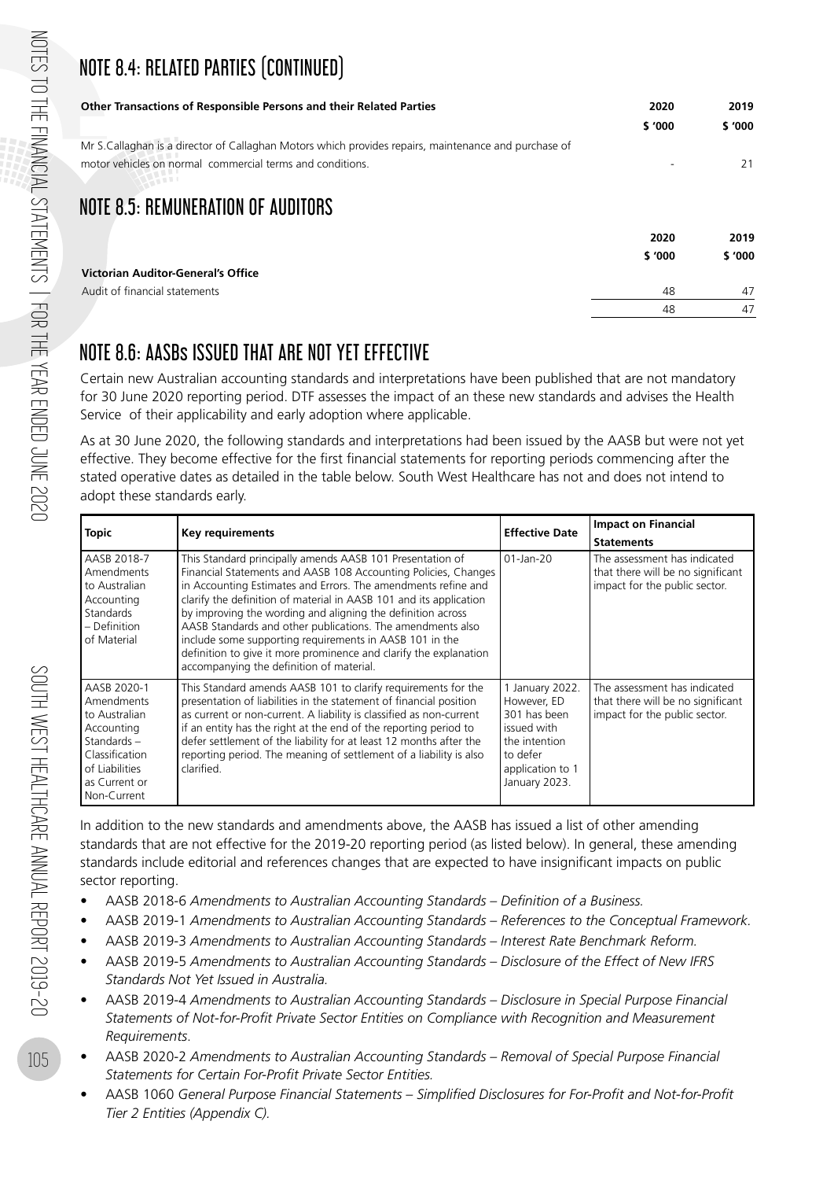# NOTE 8.4: RELATED PARTIES (CONTINUED)

| Other Transactions of Responsible Persons and their Related Parties | 2020 | 2019 |
|---|---|---|
| | $ '000 | $ '000 |
| Mr S.Callaghan is a director of Callaghan Motors which provides repairs, maintenance and purchase of motor vehicles on normal commercial terms and conditions. | - | 21 |

# NOTE 8.5: REMUNERATION OF AUDITORS

| | 2020 | 2019 |
|---|---|---|
| | $ '000 | $ '000 |
| **Victorian Auditor-General's Office** | | |
| Audit of financial statements | 48 | 47 |
| | 48 | 47 |

# NOTE 8.6: AASBs ISSUED THAT ARE NOT YET EFFECTIVE

Certain new Australian accounting standards and interpretations have been published that are not mandatory for 30 June 2020 reporting period. DTF assesses the impact of an these new standards and advises the Health Service of their applicability and early adoption where applicable.

As at 30 June 2020, the following standards and interpretations had been issued by the AASB but were not yet effective. They become effective for the first financial statements for reporting periods commencing after the stated operative dates as detailed in the table below. South West Healthcare has not and does not intend to adopt these standards early.

| Topic | Key requirements | Effective Date | Impact on Financial Statements |
|---|---|---|---|
| AASB 2018-7 Amendments to Australian Accounting Standards – Definition of Material | This Standard principally amends AASB 101 Presentation of Financial Statements and AASB 108 Accounting Policies, Changes in Accounting Estimates and Errors. The amendments refine and clarify the definition of material in AASB 101 and its application by improving the wording and aligning the definition across AASB Standards and other publications. The amendments also include some supporting requirements in AASB 101 in the definition to give it more prominence and clarify the explanation accompanying the definition of material. | 01-Jan-20 | The assessment has indicated that there will be no significant impact for the public sector. |
| AASB 2020-1 Amendments to Australian Accounting Standards – Classification of Liabilities as Current or Non-Current | This Standard amends AASB 101 to clarify requirements for the presentation of liabilities in the statement of financial position as current or non-current. A liability is classified as non-current if an entity has the right at the end of the reporting period to defer settlement of the liability for at least 12 months after the reporting period. The meaning of settlement of a liability is also clarified. | 1 January 2022. However, ED 301 has been issued with the intention to defer application to 1 January 2023. | The assessment has indicated that there will be no significant impact for the public sector. |

In addition to the new standards and amendments above, the AASB has issued a list of other amending standards that are not effective for the 2019-20 reporting period (as listed below). In general, these amending standards include editorial and references changes that are expected to have insignificant impacts on public sector reporting.

- AASB 2018-6 *Amendments to Australian Accounting Standards – Definition of a Business.*
- AASB 2019-1 *Amendments to Australian Accounting Standards – References to the Conceptual Framework*.
- AASB 2019-3 *Amendments to Australian Accounting Standards – Interest Rate Benchmark Reform.*
- AASB 2019-5 *Amendments to Australian Accounting Standards – Disclosure of the Effect of New IFRS Standards Not Yet Issued in Australia.*
- AASB 2019-4 *Amendments to Australian Accounting Standards – Disclosure in Special Purpose Financial Statements of Not-for-Profit Private Sector Entities on Compliance with Recognition and Measurement Requirements*.
- AASB 2020-2 *Amendments to Australian Accounting Standards – Removal of Special Purpose Financial Statements for Certain For-Profit Private Sector Entities.*
- AASB 1060 *General Purpose Financial Statements – Simplified Disclosures for For-Profit and Not-for-Profit Tier 2 Entities (Appendix C).*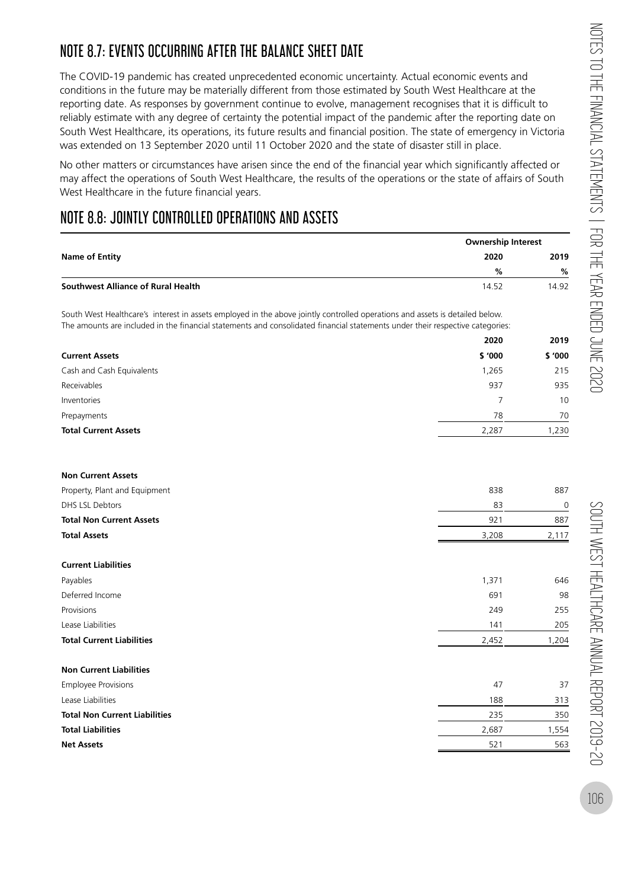## NOTE 8.7: EVENTS OCCURRING AFTER THE BALANCE SHEET DATE

The COVID-19 pandemic has created unprecedented economic uncertainty. Actual economic events and conditions in the future may be materially different from those estimated by South West Healthcare at the reporting date. As responses by government continue to evolve, management recognises that it is difficult to reliably estimate with any degree of certainty the potential impact of the pandemic after the reporting date on South West Healthcare, its operations, its future results and financial position. The state of emergency in Victoria was extended on 13 September 2020 until 11 October 2020 and the state of disaster still in place.

No other matters or circumstances have arisen since the end of the financial year which significantly affected or may affect the operations of South West Healthcare, the results of the operations or the state of affairs of South West Healthcare in the future financial years.

## NOTE 8.8: JOINTLY CONTROLLED OPERATIONS AND ASSETS

| Name of Entity | Ownership Interest | |
|---|---|---|
| | 2020 | 2019 |
| | % | % |
| **Southwest Alliance of Rural Health** | 14.52 | 14.92 |

South West Healthcare's interest in assets employed in the above jointly controlled operations and assets is detailed below.
The amounts are included in the financial statements and consolidated financial statements under their respective categories:

| | 2020 | 2019 |
|---|---|---|
| **Current Assets** | **$ '000** | **$ '000** |
| Cash and Cash Equivalents | 1,265 | 215 |
| Receivables | 937 | 935 |
| Inventories | 7 | 10 |
| Prepayments | 78 | 70 |
| **Total Current Assets** | 2,287 | 1,230 |
| | | |
| **Non Current Assets** | | |
| Property, Plant and Equipment | 838 | 887 |
| DHS LSL Debtors | 83 | 0 |
| **Total Non Current Assets** | 921 | 887 |
| **Total Assets** | 3,208 | 2,117 |
| | | |
| **Current Liabilities** | | |
| Payables | 1,371 | 646 |
| Deferred Income | 691 | 98 |
| Provisions | 249 | 255 |
| Lease Liabilities | 141 | 205 |
| **Total Current Liabilities** | 2,452 | 1,204 |
| | | |
| **Non Current Liabilities** | | |
| Employee Provisions | 47 | 37 |
| Lease Liabilities | 188 | 313 |
| **Total Non Current Liabilities** | 235 | 350 |
| **Total Liabilities** | 2,687 | 1,554 |
| **Net Assets** | 521 | 563 |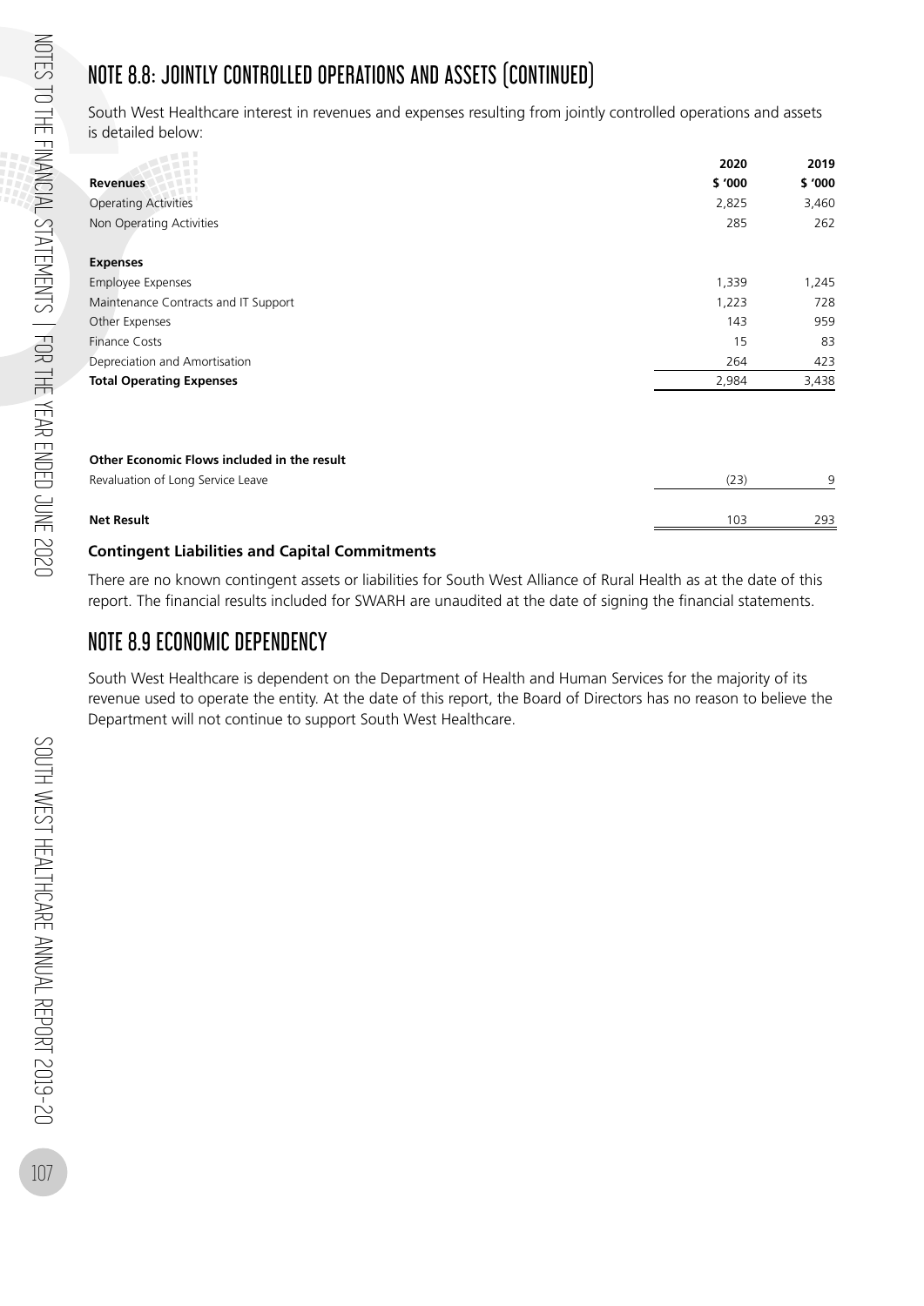## NOTE 8.8: JOINTLY CONTROLLED OPERATIONS AND ASSETS (CONTINUED)

South West Healthcare interest in revenues and expenses resulting from jointly controlled operations and assets is detailed below:

| | 2020 | 2019 |
|---|---|---|
| **Revenues** | **$ '000** | **$ '000** |
| Operating Activities | 2,825 | 3,460 |
| Non Operating Activities | 285 | 262 |
| | | |
| **Expenses** | | |
| Employee Expenses | 1,339 | 1,245 |
| Maintenance Contracts and IT Support | 1,223 | 728 |
| Other Expenses | 143 | 959 |
| Finance Costs | 15 | 83 |
| Depreciation and Amortisation | 264 | 423 |
| **Total Operating Expenses** | 2,984 | 3,438 |
| | | |
| **Other Economic Flows included in the result** | | |
| Revaluation of Long Service Leave | (23) | 9 |
| | | |
| **Net Result** | 103 | 293 |

**Contingent Liabilities and Capital Commitments**

There are no known contingent assets or liabilities for South West Alliance of Rural Health as at the date of this report. The financial results included for SWARH are unaudited at the date of signing the financial statements.

## NOTE 8.9 ECONOMIC DEPENDENCY

South West Healthcare is dependent on the Department of Health and Human Services for the majority of its revenue used to operate the entity. At the date of this report, the Board of Directors has no reason to believe the Department will not continue to support South West Healthcare.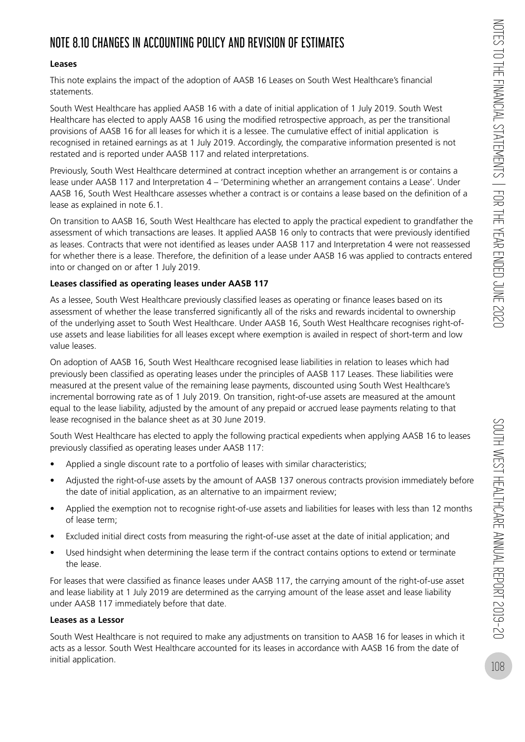# NOTE 8.10 CHANGES IN ACCOUNTING POLICY AND REVISION OF ESTIMATES

**Leases**

This note explains the impact of the adoption of AASB 16 Leases on South West Healthcare's financial statements.

South West Healthcare has applied AASB 16 with a date of initial application of 1 July 2019. South West Healthcare has elected to apply AASB 16 using the modified retrospective approach, as per the transitional provisions of AASB 16 for all leases for which it is a lessee. The cumulative effect of initial application is recognised in retained earnings as at 1 July 2019. Accordingly, the comparative information presented is not restated and is reported under AASB 117 and related interpretations.

Previously, South West Healthcare determined at contract inception whether an arrangement is or contains a lease under AASB 117 and Interpretation 4 – 'Determining whether an arrangement contains a Lease'. Under AASB 16, South West Healthcare assesses whether a contract is or contains a lease based on the definition of a lease as explained in note 6.1.

On transition to AASB 16, South West Healthcare has elected to apply the practical expedient to grandfather the assessment of which transactions are leases. It applied AASB 16 only to contracts that were previously identified as leases. Contracts that were not identified as leases under AASB 117 and Interpretation 4 were not reassessed for whether there is a lease. Therefore, the definition of a lease under AASB 16 was applied to contracts entered into or changed on or after 1 July 2019.

**Leases classified as operating leases under AASB 117**

As a lessee, South West Healthcare previously classified leases as operating or finance leases based on its assessment of whether the lease transferred significantly all of the risks and rewards incidental to ownership of the underlying asset to South West Healthcare. Under AASB 16, South West Healthcare recognises right-of-use assets and lease liabilities for all leases except where exemption is availed in respect of short-term and low value leases.

On adoption of AASB 16, South West Healthcare recognised lease liabilities in relation to leases which had previously been classified as operating leases under the principles of AASB 117 Leases. These liabilities were measured at the present value of the remaining lease payments, discounted using South West Healthcare's incremental borrowing rate as of 1 July 2019. On transition, right-of-use assets are measured at the amount equal to the lease liability, adjusted by the amount of any prepaid or accrued lease payments relating to that lease recognised in the balance sheet as at 30 June 2019.

South West Healthcare has elected to apply the following practical expedients when applying AASB 16 to leases previously classified as operating leases under AASB 117:

- Applied a single discount rate to a portfolio of leases with similar characteristics;
- Adjusted the right-of-use assets by the amount of AASB 137 onerous contracts provision immediately before the date of initial application, as an alternative to an impairment review;
- Applied the exemption not to recognise right-of-use assets and liabilities for leases with less than 12 months of lease term;
- Excluded initial direct costs from measuring the right-of-use asset at the date of initial application; and
- Used hindsight when determining the lease term if the contract contains options to extend or terminate the lease.

For leases that were classified as finance leases under AASB 117, the carrying amount of the right-of-use asset and lease liability at 1 July 2019 are determined as the carrying amount of the lease asset and lease liability under AASB 117 immediately before that date.

**Leases as a Lessor**

South West Healthcare is not required to make any adjustments on transition to AASB 16 for leases in which it acts as a lessor. South West Healthcare accounted for its leases in accordance with AASB 16 from the date of initial application.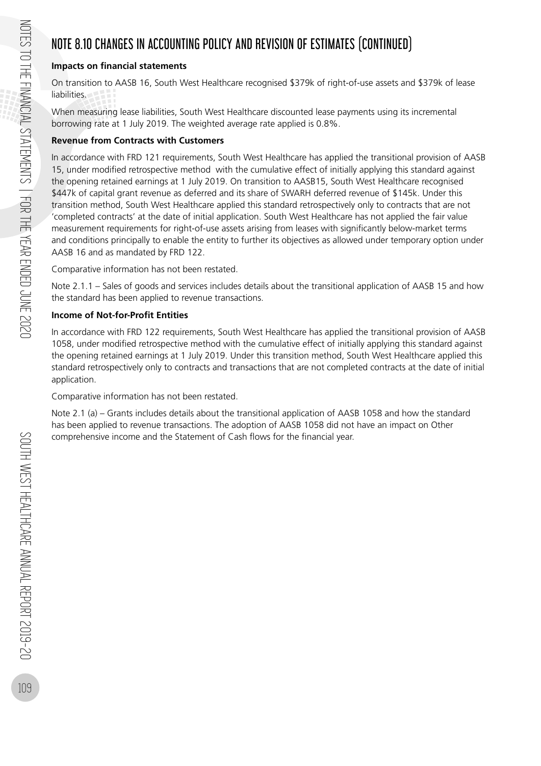# NOTE 8.10 CHANGES IN ACCOUNTING POLICY AND REVISION OF ESTIMATES (CONTINUED)

**Impacts on financial statements**

On transition to AASB 16, South West Healthcare recognised $379k of right-of-use assets and $379k of lease liabilities.

When measuring lease liabilities, South West Healthcare discounted lease payments using its incremental borrowing rate at 1 July 2019. The weighted average rate applied is 0.8%.

**Revenue from Contracts with Customers**

In accordance with FRD 121 requirements, South West Healthcare has applied the transitional provision of AASB 15, under modified retrospective method with the cumulative effect of initially applying this standard against the opening retained earnings at 1 July 2019. On transition to AASB15, South West Healthcare recognised $447k of capital grant revenue as deferred and its share of SWARH deferred revenue of $145k. Under this transition method, South West Healthcare applied this standard retrospectively only to contracts that are not 'completed contracts' at the date of initial application. South West Healthcare has not applied the fair value measurement requirements for right-of-use assets arising from leases with significantly below-market terms and conditions principally to enable the entity to further its objectives as allowed under temporary option under AASB 16 and as mandated by FRD 122.

Comparative information has not been restated.

Note 2.1.1 – Sales of goods and services includes details about the transitional application of AASB 15 and how the standard has been applied to revenue transactions.

**Income of Not-for-Profit Entities**

In accordance with FRD 122 requirements, South West Healthcare has applied the transitional provision of AASB 1058, under modified retrospective method with the cumulative effect of initially applying this standard against the opening retained earnings at 1 July 2019. Under this transition method, South West Healthcare applied this standard retrospectively only to contracts and transactions that are not completed contracts at the date of initial application.

Comparative information has not been restated.

Note 2.1 (a) – Grants includes details about the transitional application of AASB 1058 and how the standard has been applied to revenue transactions. The adoption of AASB 1058 did not have an impact on Other comprehensive income and the Statement of Cash flows for the financial year.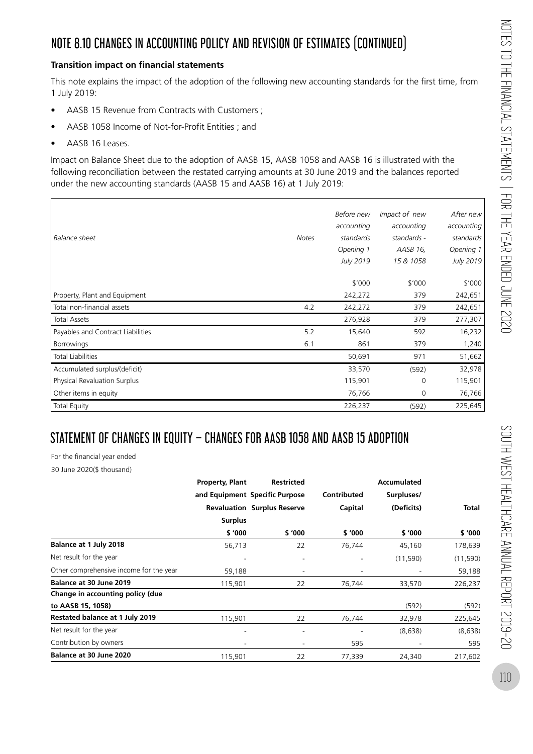# NOTE 8.10 CHANGES IN ACCOUNTING POLICY AND REVISION OF ESTIMATES (CONTINUED)

**Transition impact on financial statements**

This note explains the impact of the adoption of the following new accounting standards for the first time, from 1 July 2019:

- AASB 15 Revenue from Contracts with Customers ;
- AASB 1058 Income of Not-for-Profit Entities ; and
- AASB 16 Leases.

Impact on Balance Sheet due to the adoption of AASB 15, AASB 1058 and AASB 16 is illustrated with the following reconciliation between the restated carrying amounts at 30 June 2019 and the balances reported under the new accounting standards (AASB 15 and AASB 16) at 1 July 2019:

| *Balance sheet* | *Notes* | *Before new accounting standards Opening 1 July 2019* | *Impact of new accounting standards - AASB 16, 15 & 1058* | *After new accounting standards Opening 1 July 2019* |
|---|---|---|---|---|
| | | $'000 | $'000 | $'000 |
| Property, Plant and Equipment | | 242,272 | 379 | 242,651 |
| Total non-financial assets | 4.2 | 242,272 | 379 | 242,651 |
| Total Assets | | 276,928 | 379 | 277,307 |
| Payables and Contract Liabilities | 5.2 | 15,640 | 592 | 16,232 |
| Borrowings | 6.1 | 861 | 379 | 1,240 |
| Total Liabilities | | 50,691 | 971 | 51,662 |
| Accumulated surplus/(deficit) | | 33,570 | (592) | 32,978 |
| Physical Revaluation Surplus | | 115,901 | 0 | 115,901 |
| Other items in equity | | 76,766 | 0 | 76,766 |
| Total Equity | | 226,237 | (592) | 225,645 |

# STATEMENT OF CHANGES IN EQUITY – CHANGES FOR AASB 1058 AND AASB 15 ADOPTION

For the financial year ended

30 June 2020($ thousand)

| | **Property, Plant and Equipment Revaluation Surplus** | **Restricted Specific Purpose Surplus Reserve** | **Contributed Capital** | **Accumulated Surpluses/ (Deficits)** | **Total** |
|---|---|---|---|---|---|
| | **$ '000** | **$ '000** | **$ '000** | **$ '000** | **$ '000** |
| **Balance at 1 July 2018** | 56,713 | 22 | 76,744 | 45,160 | 178,639 |
| Net result for the year | - | - | - | (11,590) | (11,590) |
| Other comprehensive income for the year | 59,188 | - | - | - | 59,188 |
| **Balance at 30 June 2019** | 115,901 | 22 | 76,744 | 33,570 | 226,237 |
| **Change in accounting policy (due to AASB 15, 1058)** | | | | (592) | (592) |
| **Restated balance at 1 July 2019** | 115,901 | 22 | 76,744 | 32,978 | 225,645 |
| Net result for the year | - | - | - | (8,638) | (8,638) |
| Contribution by owners | - | - | 595 | - | 595 |
| **Balance at 30 June 2020** | 115,901 | 22 | 77,339 | 24,340 | 217,602 |